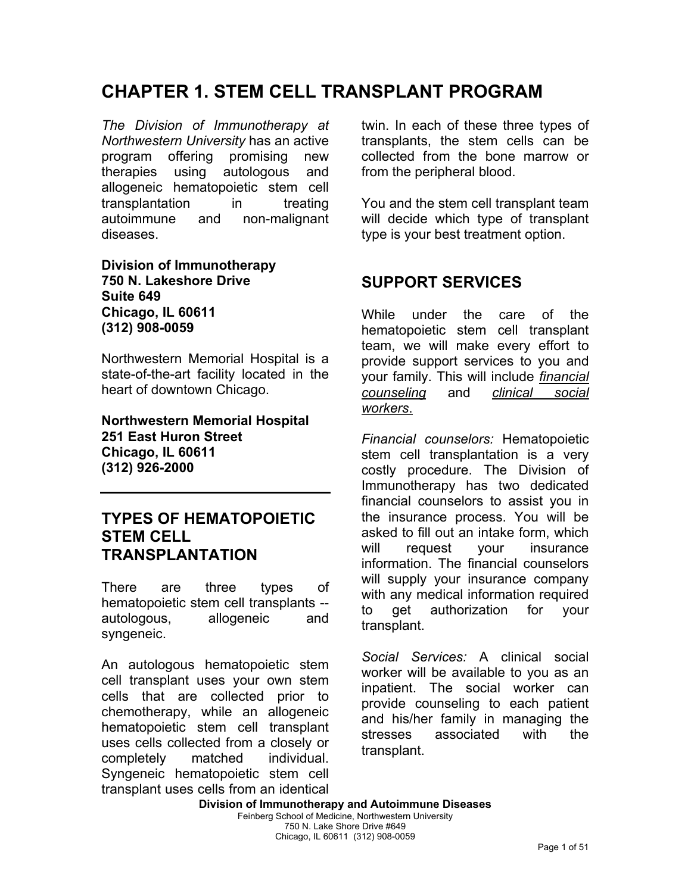# CHAPTER 1. STEM CELL TRANSPLANT PROGRAM

*The Division of Immunotherapy at Northwestern University* has an active program offering promising new therapies using autologous and allogeneic hematopoietic stem cell transplantation in treating autoimmune and non-malignant diseases.

**Division of Immunotherapy**
**750 N. Lakeshore Drive**
**Suite 649**
**Chicago, IL 60611**
**(312) 908-0059**

Northwestern Memorial Hospital is a state-of-the-art facility located in the heart of downtown Chicago.

**Northwestern Memorial Hospital**
**251 East Huron Street**
**Chicago, IL 60611**
**(312) 926-2000**

---

## TYPES OF HEMATOPOIETIC STEM CELL TRANSPLANTATION

There are three types of hematopoietic stem cell transplants -- autologous, allogeneic and syngeneic.

An autologous hematopoietic stem cell transplant uses your own stem cells that are collected prior to chemotherapy, while an allogeneic hematopoietic stem cell transplant uses cells collected from a closely or completely matched individual. Syngeneic hematopoietic stem cell transplant uses cells from an identical twin. In each of these three types of transplants, the stem cells can be collected from the bone marrow or from the peripheral blood.

You and the stem cell transplant team will decide which type of transplant type is your best treatment option.

## SUPPORT SERVICES

While under the care of the hematopoietic stem cell transplant team, we will make every effort to provide support services to you and your family. This will include ***financial counseling*** and ***clinical social workers***.

*Financial counselors:* Hematopoietic stem cell transplantation is a very costly procedure. The Division of Immunotherapy has two dedicated financial counselors to assist you in the insurance process. You will be asked to fill out an intake form, which will request your insurance information. The financial counselors will supply your insurance company with any medical information required to get authorization for your transplant.

*Social Services:* A clinical social worker will be available to you as an inpatient. The social worker can provide counseling to each patient and his/her family in managing the stresses associated with the transplant.

**Division of Immunotherapy and Autoimmune Diseases**
Feinberg School of Medicine, Northwestern University
750 N. Lake Shore Drive #649
Chicago, IL 60611 (312) 908-0059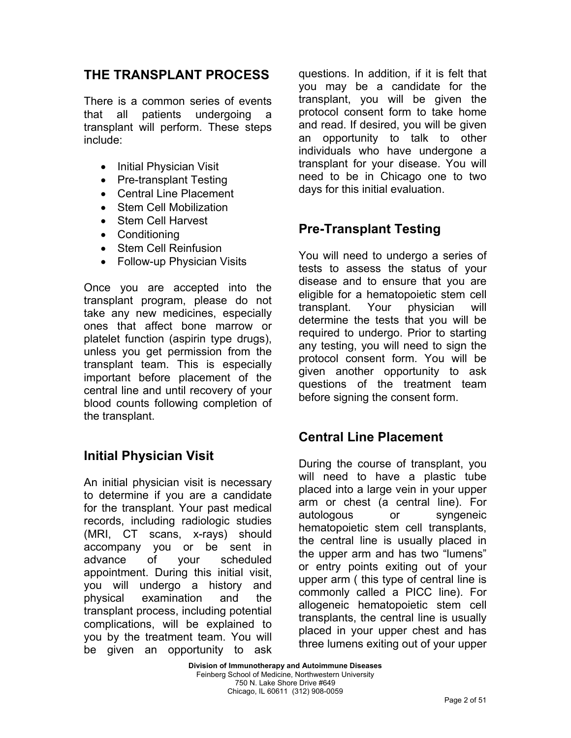## THE TRANSPLANT PROCESS

There is a common series of events that all patients undergoing a transplant will perform. These steps include:

- Initial Physician Visit
- Pre-transplant Testing
- Central Line Placement
- Stem Cell Mobilization
- Stem Cell Harvest
- Conditioning
- Stem Cell Reinfusion
- Follow-up Physician Visits

Once you are accepted into the transplant program, please do not take any new medicines, especially ones that affect bone marrow or platelet function (aspirin type drugs), unless you get permission from the transplant team. This is especially important before placement of the central line and until recovery of your blood counts following completion of the transplant.

## Initial Physician Visit

An initial physician visit is necessary to determine if you are a candidate for the transplant. Your past medical records, including radiologic studies (MRI, CT scans, x-rays) should accompany you or be sent in advance of your scheduled appointment. During this initial visit, you will undergo a history and physical examination and the transplant process, including potential complications, will be explained to you by the treatment team. You will be given an opportunity to ask questions. In addition, if it is felt that you may be a candidate for the transplant, you will be given the protocol consent form to take home and read. If desired, you will be given an opportunity to talk to other individuals who have undergone a transplant for your disease. You will need to be in Chicago one to two days for this initial evaluation.

## Pre-Transplant Testing

You will need to undergo a series of tests to assess the status of your disease and to ensure that you are eligible for a hematopoietic stem cell transplant. Your physician will determine the tests that you will be required to undergo. Prior to starting any testing, you will need to sign the protocol consent form. You will be given another opportunity to ask questions of the treatment team before signing the consent form.

## Central Line Placement

During the course of transplant, you will need to have a plastic tube placed into a large vein in your upper arm or chest (a central line). For autologous or syngeneic hematopoietic stem cell transplants, the central line is usually placed in the upper arm and has two “lumens” or entry points exiting out of your upper arm ( this type of central line is commonly called a PICC line). For allogeneic hematopoietic stem cell transplants, the central line is usually placed in your upper chest and has three lumens exiting out of your upper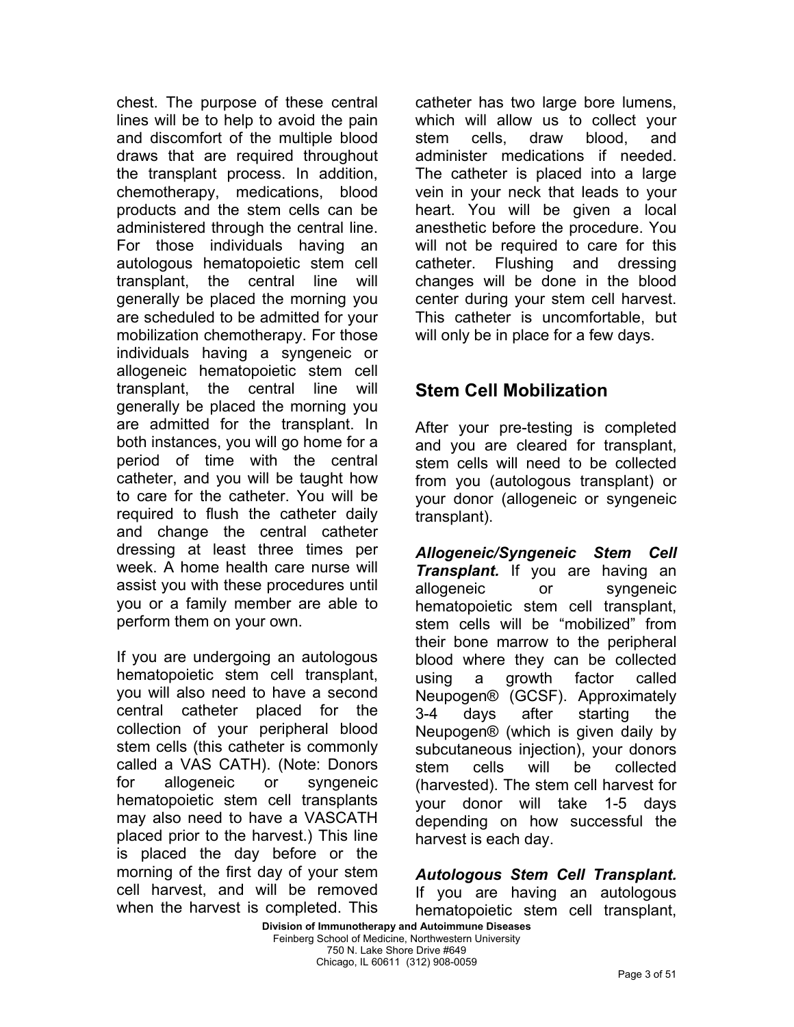chest. The purpose of these central lines will be to help to avoid the pain and discomfort of the multiple blood draws that are required throughout the transplant process. In addition, chemotherapy, medications, blood products and the stem cells can be administered through the central line. For those individuals having an autologous hematopoietic stem cell transplant, the central line will generally be placed the morning you are scheduled to be admitted for your mobilization chemotherapy. For those individuals having a syngeneic or allogeneic hematopoietic stem cell transplant, the central line will generally be placed the morning you are admitted for the transplant. In both instances, you will go home for a period of time with the central catheter, and you will be taught how to care for the catheter. You will be required to flush the catheter daily and change the central catheter dressing at least three times per week. A home health care nurse will assist you with these procedures until you or a family member are able to perform them on your own.

If you are undergoing an autologous hematopoietic stem cell transplant, you will also need to have a second central catheter placed for the collection of your peripheral blood stem cells (this catheter is commonly called a VAS CATH). (Note: Donors for allogeneic or syngeneic hematopoietic stem cell transplants may also need to have a VASCATH placed prior to the harvest.) This line is placed the day before or the morning of the first day of your stem cell harvest, and will be removed when the harvest is completed. This catheter has two large bore lumens, which will allow us to collect your stem cells, draw blood, and administer medications if needed. The catheter is placed into a large vein in your neck that leads to your heart. You will be given a local anesthetic before the procedure. You will not be required to care for this catheter. Flushing and dressing changes will be done in the blood center during your stem cell harvest. This catheter is uncomfortable, but will only be in place for a few days.

## Stem Cell Mobilization

After your pre-testing is completed and you are cleared for transplant, stem cells will need to be collected from you (autologous transplant) or your donor (allogeneic or syngeneic transplant).

***Allogeneic/Syngeneic Stem Cell Transplant.*** If you are having an allogeneic or syngeneic hematopoietic stem cell transplant, stem cells will be “mobilized” from their bone marrow to the peripheral blood where they can be collected using a growth factor called Neupogen® (GCSF). Approximately 3-4 days after starting the Neupogen® (which is given daily by subcutaneous injection), your donors stem cells will be collected (harvested). The stem cell harvest for your donor will take 1-5 days depending on how successful the harvest is each day.

***Autologous Stem Cell Transplant.*** If you are having an autologous hematopoietic stem cell transplant,

**Division of Immunotherapy and Autoimmune Diseases**
Feinberg School of Medicine, Northwestern University
750 N. Lake Shore Drive #649
Chicago, IL 60611 (312) 908-0059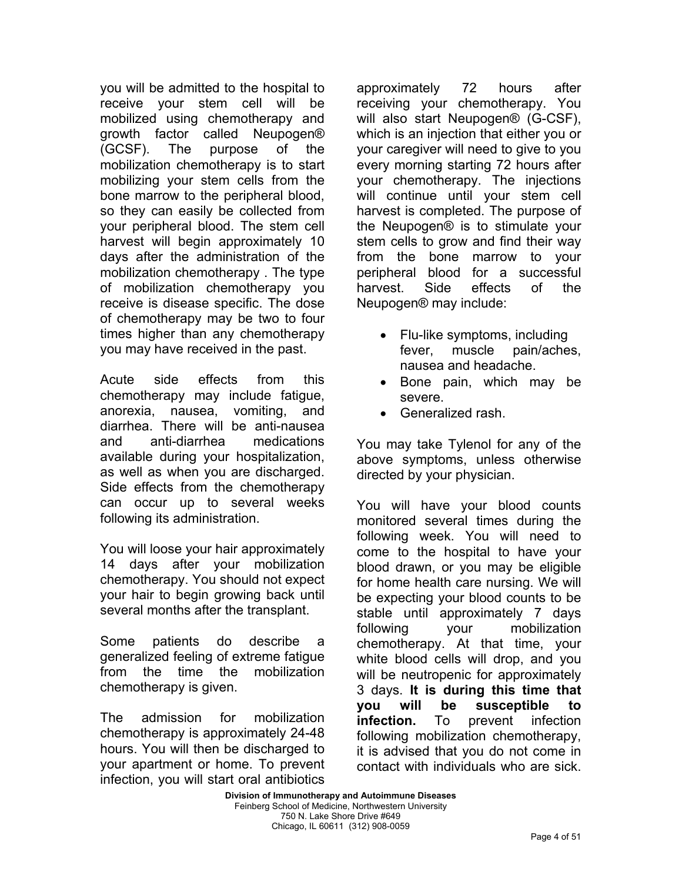you will be admitted to the hospital to receive your stem cell will be mobilized using chemotherapy and growth factor called Neupogen® (GCSF). The purpose of the mobilization chemotherapy is to start mobilizing your stem cells from the bone marrow to the peripheral blood, so they can easily be collected from your peripheral blood. The stem cell harvest will begin approximately 10 days after the administration of the mobilization chemotherapy . The type of mobilization chemotherapy you receive is disease specific. The dose of chemotherapy may be two to four times higher than any chemotherapy you may have received in the past.

Acute side effects from this chemotherapy may include fatigue, anorexia, nausea, vomiting, and diarrhea. There will be anti-nausea and anti-diarrhea medications available during your hospitalization, as well as when you are discharged. Side effects from the chemotherapy can occur up to several weeks following its administration.

You will loose your hair approximately 14 days after your mobilization chemotherapy. You should not expect your hair to begin growing back until several months after the transplant.

Some patients do describe a generalized feeling of extreme fatigue from the time the mobilization chemotherapy is given.

The admission for mobilization chemotherapy is approximately 24-48 hours. You will then be discharged to your apartment or home. To prevent infection, you will start oral antibiotics approximately 72 hours after receiving your chemotherapy. You will also start Neupogen® (G-CSF), which is an injection that either you or your caregiver will need to give to you every morning starting 72 hours after your chemotherapy. The injections will continue until your stem cell harvest is completed. The purpose of the Neupogen® is to stimulate your stem cells to grow and find their way from the bone marrow to your peripheral blood for a successful harvest. Side effects of the Neupogen® may include:

- Flu-like symptoms, including fever, muscle pain/aches, nausea and headache.
- Bone pain, which may be severe.
- Generalized rash.

You may take Tylenol for any of the above symptoms, unless otherwise directed by your physician.

You will have your blood counts monitored several times during the following week. You will need to come to the hospital to have your blood drawn, or you may be eligible for home health care nursing. We will be expecting your blood counts to be stable until approximately 7 days following your mobilization chemotherapy. At that time, your white blood cells will drop, and you will be neutropenic for approximately 3 days. **It is during this time that you will be susceptible to infection.** To prevent infection following mobilization chemotherapy, it is advised that you do not come in contact with individuals who are sick.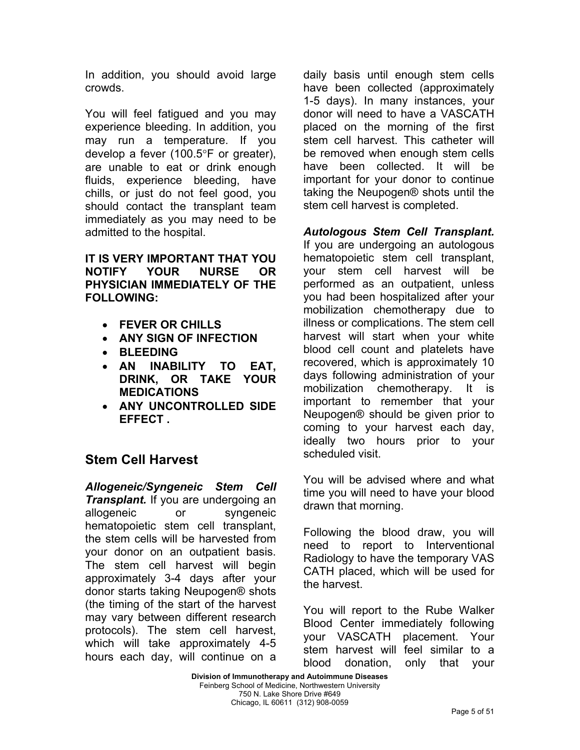In addition, you should avoid large crowds.

You will feel fatigued and you may experience bleeding. In addition, you may run a temperature. If you develop a fever (100.5°F or greater), are unable to eat or drink enough fluids, experience bleeding, have chills, or just do not feel good, you should contact the transplant team immediately as you may need to be admitted to the hospital.

**IT IS VERY IMPORTANT THAT YOU NOTIFY YOUR NURSE OR PHYSICIAN IMMEDIATELY OF THE FOLLOWING:**

- **FEVER OR CHILLS**
- **ANY SIGN OF INFECTION**
- **BLEEDING**
- **AN INABILITY TO EAT, DRINK, OR TAKE YOUR MEDICATIONS**
- **ANY UNCONTROLLED SIDE EFFECT .**

## Stem Cell Harvest

***Allogeneic/Syngeneic Stem Cell Transplant.*** If you are undergoing an allogeneic or syngeneic hematopoietic stem cell transplant, the stem cells will be harvested from your donor on an outpatient basis. The stem cell harvest will begin approximately 3-4 days after your donor starts taking Neupogen® shots (the timing of the start of the harvest may vary between different research protocols). The stem cell harvest, which will take approximately 4-5 hours each day, will continue on a daily basis until enough stem cells have been collected (approximately 1-5 days). In many instances, your donor will need to have a VASCATH placed on the morning of the first stem cell harvest. This catheter will be removed when enough stem cells have been collected. It will be important for your donor to continue taking the Neupogen® shots until the stem cell harvest is completed.

***Autologous Stem Cell Transplant.*** If you are undergoing an autologous hematopoietic stem cell transplant, your stem cell harvest will be performed as an outpatient, unless you had been hospitalized after your mobilization chemotherapy due to illness or complications. The stem cell harvest will start when your white blood cell count and platelets have recovered, which is approximately 10 days following administration of your mobilization chemotherapy. It is important to remember that your Neupogen® should be given prior to coming to your harvest each day, ideally two hours prior to your scheduled visit.

You will be advised where and what time you will need to have your blood drawn that morning.

Following the blood draw, you will need to report to Interventional Radiology to have the temporary VAS CATH placed, which will be used for the harvest.

You will report to the Rube Walker Blood Center immediately following your VASCATH placement. Your stem harvest will feel similar to a blood donation, only that your

**Division of Immunotherapy and Autoimmune Diseases**
Feinberg School of Medicine, Northwestern University
750 N. Lake Shore Drive #649
Chicago, IL 60611 (312) 908-0059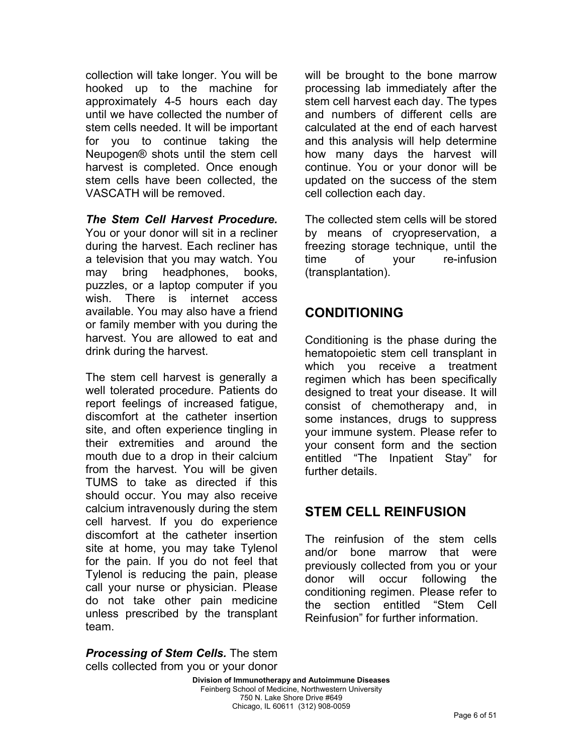collection will take longer. You will be hooked up to the machine for approximately 4-5 hours each day until we have collected the number of stem cells needed. It will be important for you to continue taking the Neupogen® shots until the stem cell harvest is completed. Once enough stem cells have been collected, the VASCATH will be removed.

***The Stem Cell Harvest Procedure.*** You or your donor will sit in a recliner during the harvest. Each recliner has a television that you may watch. You may bring headphones, books, puzzles, or a laptop computer if you wish. There is internet access available. You may also have a friend or family member with you during the harvest. You are allowed to eat and drink during the harvest.

The stem cell harvest is generally a well tolerated procedure. Patients do report feelings of increased fatigue, discomfort at the catheter insertion site, and often experience tingling in their extremities and around the mouth due to a drop in their calcium from the harvest. You will be given TUMS to take as directed if this should occur. You may also receive calcium intravenously during the stem cell harvest. If you do experience discomfort at the catheter insertion site at home, you may take Tylenol for the pain. If you do not feel that Tylenol is reducing the pain, please call your nurse or physician. Please do not take other pain medicine unless prescribed by the transplant team.

***Processing of Stem Cells.*** The stem cells collected from you or your donor will be brought to the bone marrow processing lab immediately after the stem cell harvest each day. The types and numbers of different cells are calculated at the end of each harvest and this analysis will help determine how many days the harvest will continue. You or your donor will be updated on the success of the stem cell collection each day.

The collected stem cells will be stored by means of cryopreservation, a freezing storage technique, until the time of your re-infusion (transplantation).

## CONDITIONING

Conditioning is the phase during the hematopoietic stem cell transplant in which you receive a treatment regimen which has been specifically designed to treat your disease. It will consist of chemotherapy and, in some instances, drugs to suppress your immune system. Please refer to your consent form and the section entitled "The Inpatient Stay" for further details.

## STEM CELL REINFUSION

The reinfusion of the stem cells and/or bone marrow that were previously collected from you or your donor will occur following the conditioning regimen. Please refer to the section entitled "Stem Cell Reinfusion" for further information.

**Division of Immunotherapy and Autoimmune Diseases**
Feinberg School of Medicine, Northwestern University
750 N. Lake Shore Drive #649
Chicago, IL 60611 (312) 908-0059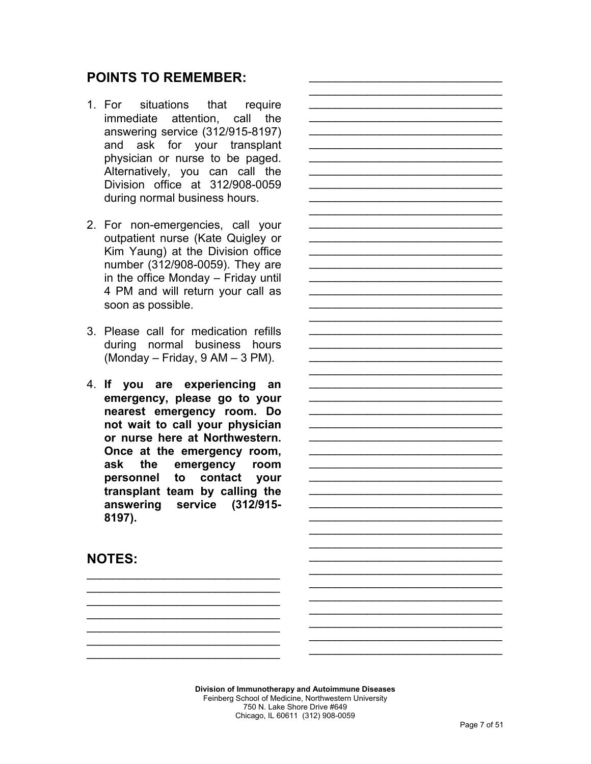## POINTS TO REMEMBER:

1. For situations that require immediate attention, call the answering service (312/915-8197) and ask for your transplant physician or nurse to be paged. Alternatively, you can call the Division office at 312/908-0059 during normal business hours.

2. For non-emergencies, call your outpatient nurse (Kate Quigley or Kim Yaung) at the Division office number (312/908-0059). They are in the office Monday – Friday until 4 PM and will return your call as soon as possible.

3. Please call for medication refills during normal business hours (Monday – Friday, 9 AM – 3 PM).

4. **If you are experiencing an emergency, please go to your nearest emergency room. Do not wait to call your physician or nurse here at Northwestern. Once at the emergency room, ask the emergency room personnel to contact your transplant team by calling the answering service (312/915-8197).**

## NOTES:

Division of Immunotherapy and Autoimmune Diseases
Feinberg School of Medicine, Northwestern University
750 N. Lake Shore Drive #649
Chicago, IL 60611 (312) 908-0059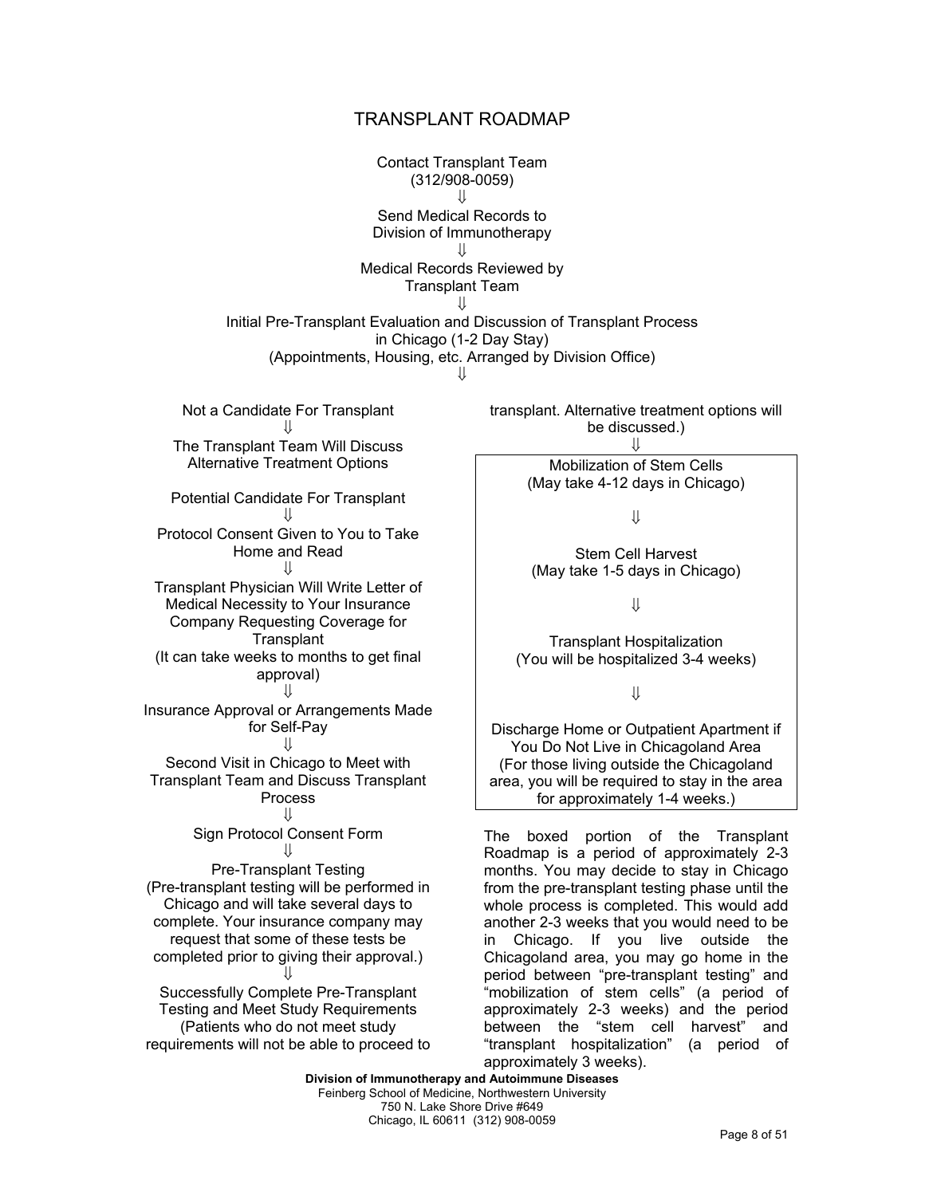# TRANSPLANT ROADMAP

Contact Transplant Team
(312/908-0059)

⇓

Send Medical Records to
Division of Immunotherapy

⇓

Medical Records Reviewed by
Transplant Team

⇓

Initial Pre-Transplant Evaluation and Discussion of Transplant Process
in Chicago (1-2 Day Stay)
(Appointments, Housing, etc. Arranged by Division Office)

⇓

Not a Candidate For Transplant

⇓

The Transplant Team Will Discuss
Alternative Treatment Options

Potential Candidate For Transplant

⇓

Protocol Consent Given to You to Take
Home and Read

⇓

Transplant Physician Will Write Letter of
Medical Necessity to Your Insurance
Company Requesting Coverage for
Transplant
(It can take weeks to months to get final
approval)

⇓

Insurance Approval or Arrangements Made
for Self-Pay

⇓

Second Visit in Chicago to Meet with
Transplant Team and Discuss Transplant
Process

⇓

Sign Protocol Consent Form

⇓

Pre-Transplant Testing
(Pre-transplant testing will be performed in
Chicago and will take several days to
complete. Your insurance company may
request that some of these tests be
completed prior to giving their approval.)

⇓

Successfully Complete Pre-Transplant
Testing and Meet Study Requirements
(Patients who do not meet study
requirements will not be able to proceed to
transplant. Alternative treatment options will
be discussed.)

⇓

Mobilization of Stem Cells
(May take 4-12 days in Chicago)

⇓

Stem Cell Harvest
(May take 1-5 days in Chicago)

⇓

Transplant Hospitalization
(You will be hospitalized 3-4 weeks)

⇓

Discharge Home or Outpatient Apartment if
You Do Not Live in Chicagoland Area
(For those living outside the Chicagoland
area, you will be required to stay in the area
for approximately 1-4 weeks.)

The boxed portion of the Transplant Roadmap is a period of approximately 2-3 months. You may decide to stay in Chicago from the pre-transplant testing phase until the whole process is completed. This would add another 2-3 weeks that you would need to be in Chicago. If you live outside the Chicagoland area, you may go home in the period between "pre-transplant testing" and "mobilization of stem cells" (a period of approximately 2-3 weeks) and the period between the "stem cell harvest" and "transplant hospitalization" (a period of approximately 3 weeks).

**Division of Immunotherapy and Autoimmune Diseases**
Feinberg School of Medicine, Northwestern University
750 N. Lake Shore Drive #649
Chicago, IL 60611 (312) 908-0059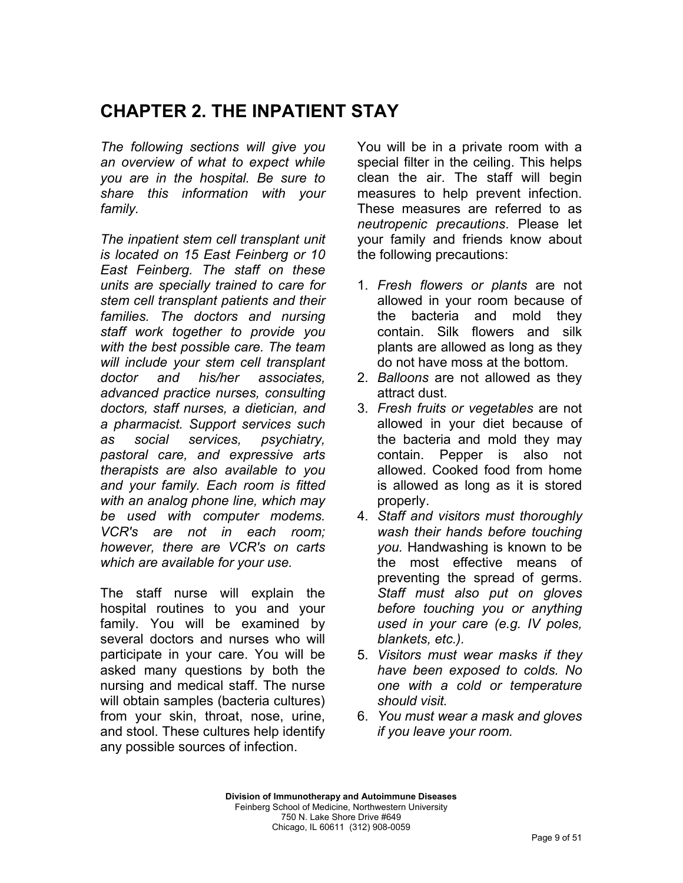# CHAPTER 2. THE INPATIENT STAY

*The following sections will give you an overview of what to expect while you are in the hospital. Be sure to share this information with your family.*

*The inpatient stem cell transplant unit is located on 15 East Feinberg or 10 East Feinberg. The staff on these units are specially trained to care for stem cell transplant patients and their families. The doctors and nursing staff work together to provide you with the best possible care. The team will include your stem cell transplant doctor and his/her associates, advanced practice nurses, consulting doctors, staff nurses, a dietician, and a pharmacist. Support services such as social services, psychiatry, pastoral care, and expressive arts therapists are also available to you and your family. Each room is fitted with an analog phone line, which may be used with computer modems. VCR's are not in each room; however, there are VCR's on carts which are available for your use.*

The staff nurse will explain the hospital routines to you and your family. You will be examined by several doctors and nurses who will participate in your care. You will be asked many questions by both the nursing and medical staff. The nurse will obtain samples (bacteria cultures) from your skin, throat, nose, urine, and stool. These cultures help identify any possible sources of infection.

You will be in a private room with a special filter in the ceiling. This helps clean the air. The staff will begin measures to help prevent infection. These measures are referred to as *neutropenic precautions*. Please let your family and friends know about the following precautions:

1. *Fresh flowers or plants* are not allowed in your room because of the bacteria and mold they contain. Silk flowers and silk plants are allowed as long as they do not have moss at the bottom.
2. *Balloons* are not allowed as they attract dust.
3. *Fresh fruits or vegetables* are not allowed in your diet because of the bacteria and mold they may contain. Pepper is also not allowed. Cooked food from home is allowed as long as it is stored properly.
4. *Staff and visitors must thoroughly wash their hands before touching you.* Handwashing is known to be the most effective means of preventing the spread of germs. *Staff must also put on gloves before touching you or anything used in your care (e.g. IV poles, blankets, etc.).*
5. *Visitors must wear masks if they have been exposed to colds. No one with a cold or temperature should visit.*
6. *You must wear a mask and gloves if you leave your room.*

**Division of Immunotherapy and Autoimmune Diseases**
Feinberg School of Medicine, Northwestern University
750 N. Lake Shore Drive #649
Chicago, IL 60611 (312) 908-0059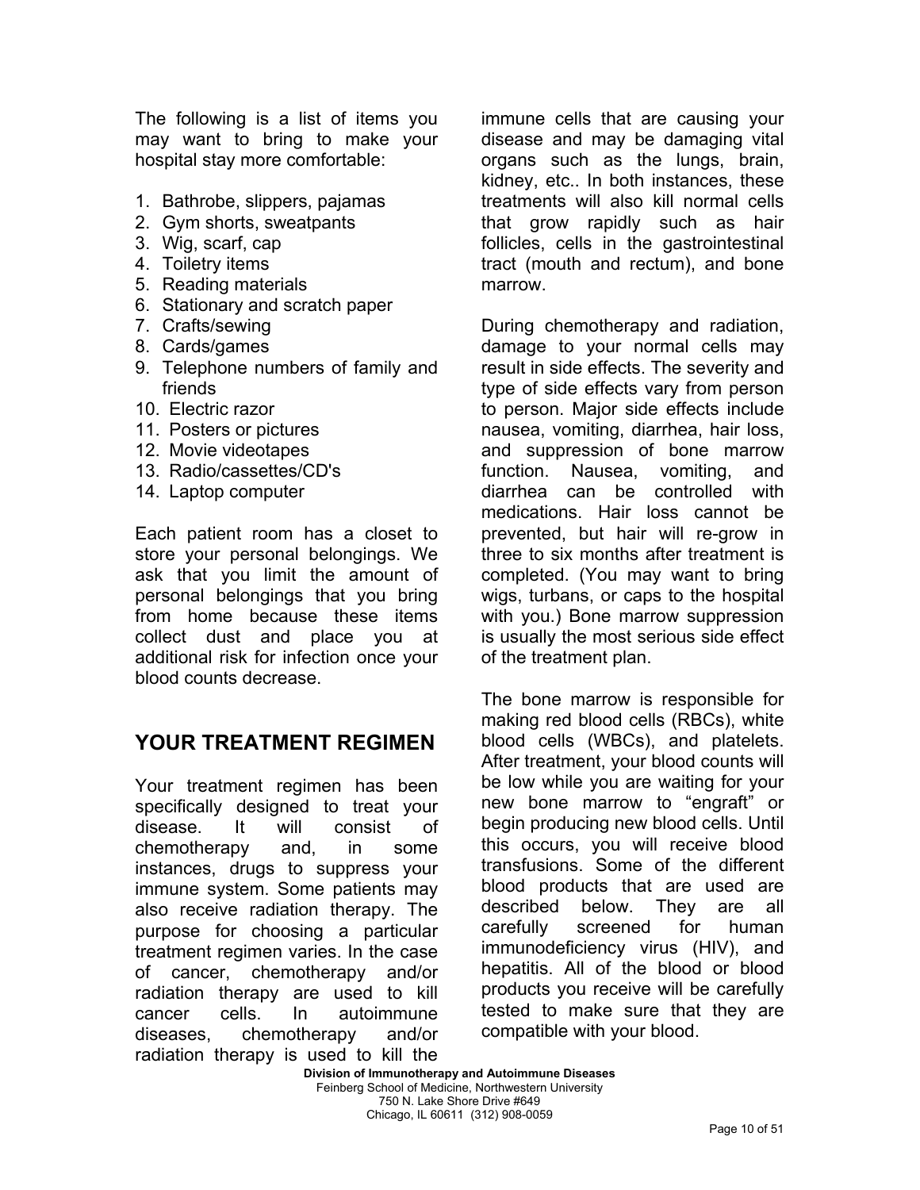The following is a list of items you may want to bring to make your hospital stay more comfortable:

1. Bathrobe, slippers, pajamas
2. Gym shorts, sweatpants
3. Wig, scarf, cap
4. Toiletry items
5. Reading materials
6. Stationary and scratch paper
7. Crafts/sewing
8. Cards/games
9. Telephone numbers of family and friends
10. Electric razor
11. Posters or pictures
12. Movie videotapes
13. Radio/cassettes/CD's
14. Laptop computer

Each patient room has a closet to store your personal belongings. We ask that you limit the amount of personal belongings that you bring from home because these items collect dust and place you at additional risk for infection once your blood counts decrease.

## YOUR TREATMENT REGIMEN

Your treatment regimen has been specifically designed to treat your disease. It will consist of chemotherapy and, in some instances, drugs to suppress your immune system. Some patients may also receive radiation therapy. The purpose for choosing a particular treatment regimen varies. In the case of cancer, chemotherapy and/or radiation therapy are used to kill cancer cells. In autoimmune diseases, chemotherapy and/or radiation therapy is used to kill the immune cells that are causing your disease and may be damaging vital organs such as the lungs, brain, kidney, etc.. In both instances, these treatments will also kill normal cells that grow rapidly such as hair follicles, cells in the gastrointestinal tract (mouth and rectum), and bone marrow.

During chemotherapy and radiation, damage to your normal cells may result in side effects. The severity and type of side effects vary from person to person. Major side effects include nausea, vomiting, diarrhea, hair loss, and suppression of bone marrow function. Nausea, vomiting, and diarrhea can be controlled with medications. Hair loss cannot be prevented, but hair will re-grow in three to six months after treatment is completed. (You may want to bring wigs, turbans, or caps to the hospital with you.) Bone marrow suppression is usually the most serious side effect of the treatment plan.

The bone marrow is responsible for making red blood cells (RBCs), white blood cells (WBCs), and platelets. After treatment, your blood counts will be low while you are waiting for your new bone marrow to "engraft" or begin producing new blood cells. Until this occurs, you will receive blood transfusions. Some of the different blood products that are used are described below. They are all carefully screened for human immunodeficiency virus (HIV), and hepatitis. All of the blood or blood products you receive will be carefully tested to make sure that they are compatible with your blood.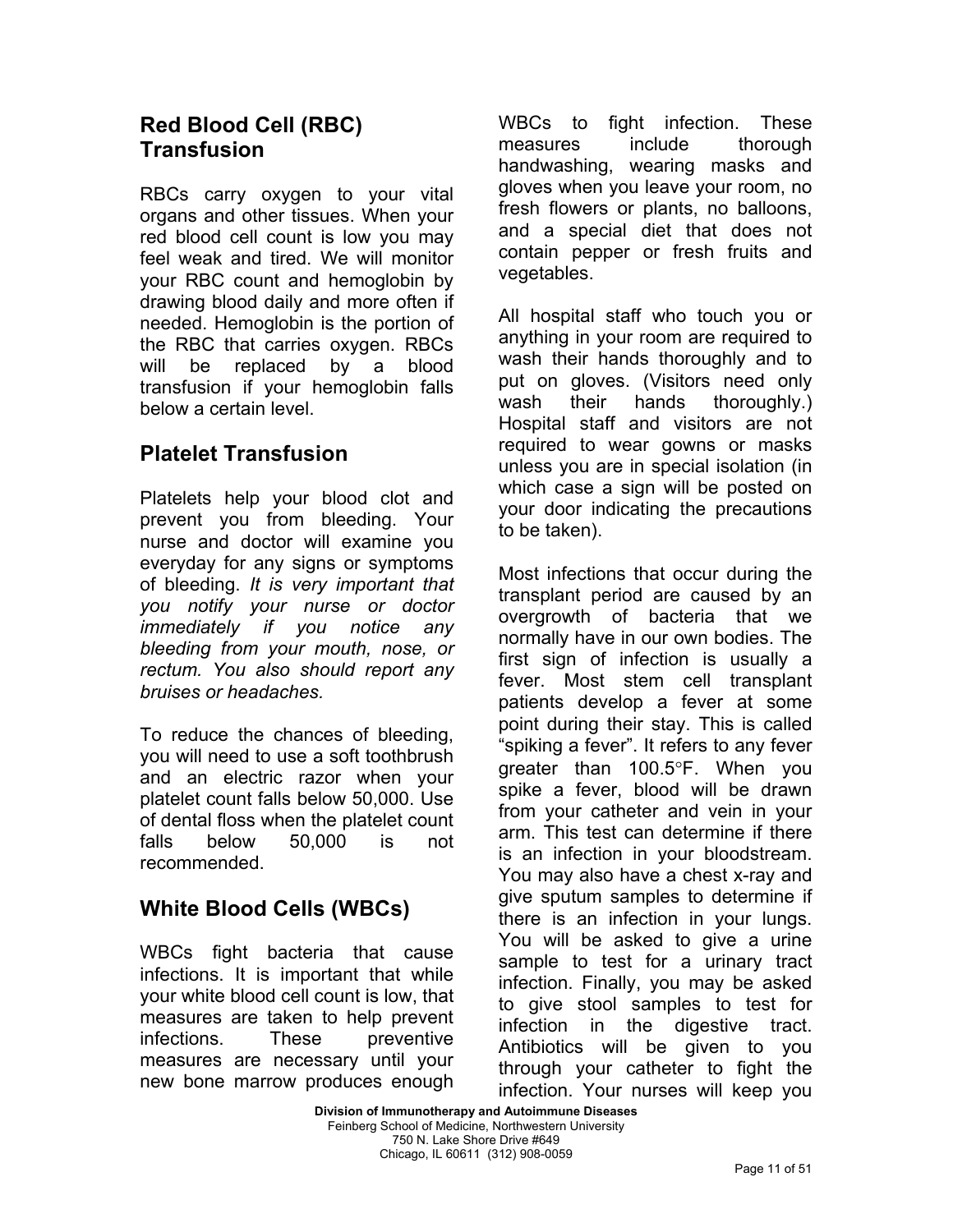## Red Blood Cell (RBC) Transfusion

RBCs carry oxygen to your vital organs and other tissues. When your red blood cell count is low you may feel weak and tired. We will monitor your RBC count and hemoglobin by drawing blood daily and more often if needed. Hemoglobin is the portion of the RBC that carries oxygen. RBCs will be replaced by a blood transfusion if your hemoglobin falls below a certain level.

## Platelet Transfusion

Platelets help your blood clot and prevent you from bleeding. Your nurse and doctor will examine you everyday for any signs or symptoms of bleeding. *It is very important that you notify your nurse or doctor immediately if you notice any bleeding from your mouth, nose, or rectum. You also should report any bruises or headaches.*

To reduce the chances of bleeding, you will need to use a soft toothbrush and an electric razor when your platelet count falls below 50,000. Use of dental floss when the platelet count falls below 50,000 is not recommended.

## White Blood Cells (WBCs)

WBCs fight bacteria that cause infections. It is important that while your white blood cell count is low, that measures are taken to help prevent infections. These preventive measures are necessary until your new bone marrow produces enough WBCs to fight infection. These measures include thorough handwashing, wearing masks and gloves when you leave your room, no fresh flowers or plants, no balloons, and a special diet that does not contain pepper or fresh fruits and vegetables.

All hospital staff who touch you or anything in your room are required to wash their hands thoroughly and to put on gloves. (Visitors need only wash their hands thoroughly.) Hospital staff and visitors are not required to wear gowns or masks unless you are in special isolation (in which case a sign will be posted on your door indicating the precautions to be taken).

Most infections that occur during the transplant period are caused by an overgrowth of bacteria that we normally have in our own bodies. The first sign of infection is usually a fever. Most stem cell transplant patients develop a fever at some point during their stay. This is called “spiking a fever”. It refers to any fever greater than 100.5°F. When you spike a fever, blood will be drawn from your catheter and vein in your arm. This test can determine if there is an infection in your bloodstream. You may also have a chest x-ray and give sputum samples to determine if there is an infection in your lungs. You will be asked to give a urine sample to test for a urinary tract infection. Finally, you may be asked to give stool samples to test for infection in the digestive tract. Antibiotics will be given to you through your catheter to fight the infection. Your nurses will keep you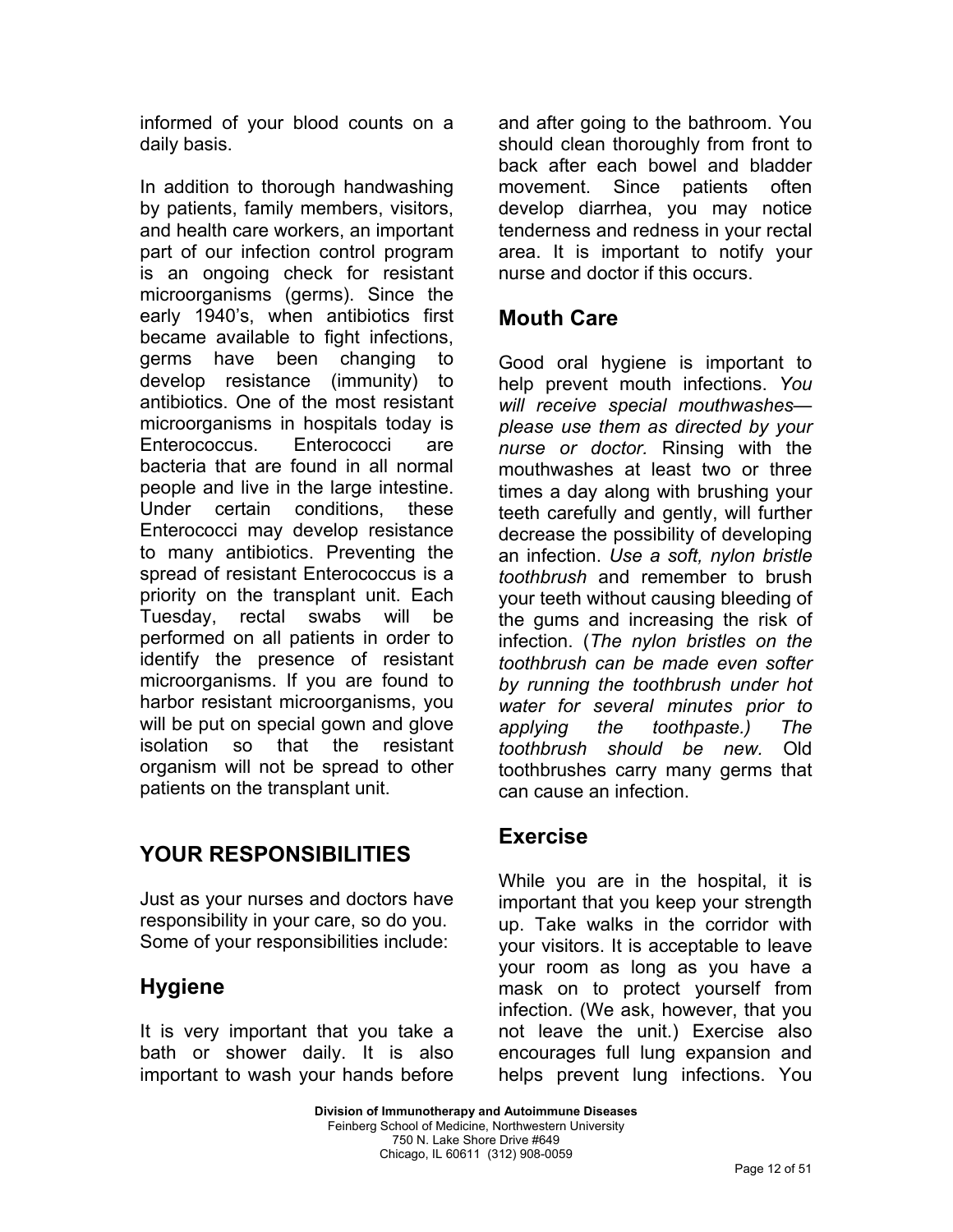informed of your blood counts on a daily basis.

In addition to thorough handwashing by patients, family members, visitors, and health care workers, an important part of our infection control program is an ongoing check for resistant microorganisms (germs). Since the early 1940's, when antibiotics first became available to fight infections, germs have been changing to develop resistance (immunity) to antibiotics. One of the most resistant microorganisms in hospitals today is Enterococcus. Enterococci are bacteria that are found in all normal people and live in the large intestine. Under certain conditions, these Enterococci may develop resistance to many antibiotics. Preventing the spread of resistant Enterococcus is a priority on the transplant unit. Each Tuesday, rectal swabs will be performed on all patients in order to identify the presence of resistant microorganisms. If you are found to harbor resistant microorganisms, you will be put on special gown and glove isolation so that the resistant organism will not be spread to other patients on the transplant unit.

## YOUR RESPONSIBILITIES

Just as your nurses and doctors have responsibility in your care, so do you. Some of your responsibilities include:

### Hygiene

It is very important that you take a bath or shower daily. It is also important to wash your hands before and after going to the bathroom. You should clean thoroughly from front to back after each bowel and bladder movement. Since patients often develop diarrhea, you may notice tenderness and redness in your rectal area. It is important to notify your nurse and doctor if this occurs.

### Mouth Care

Good oral hygiene is important to help prevent mouth infections. *You will receive special mouthwashes—please use them as directed by your nurse or doctor.* Rinsing with the mouthwashes at least two or three times a day along with brushing your teeth carefully and gently, will further decrease the possibility of developing an infection. *Use a soft, nylon bristle toothbrush* and remember to brush your teeth without causing bleeding of the gums and increasing the risk of infection. (*The nylon bristles on the toothbrush can be made even softer by running the toothbrush under hot water for several minutes prior to applying the toothpaste.) The toothbrush should be new.* Old toothbrushes carry many germs that can cause an infection.

### Exercise

While you are in the hospital, it is important that you keep your strength up. Take walks in the corridor with your visitors. It is acceptable to leave your room as long as you have a mask on to protect yourself from infection. (We ask, however, that you not leave the unit.) Exercise also encourages full lung expansion and helps prevent lung infections. You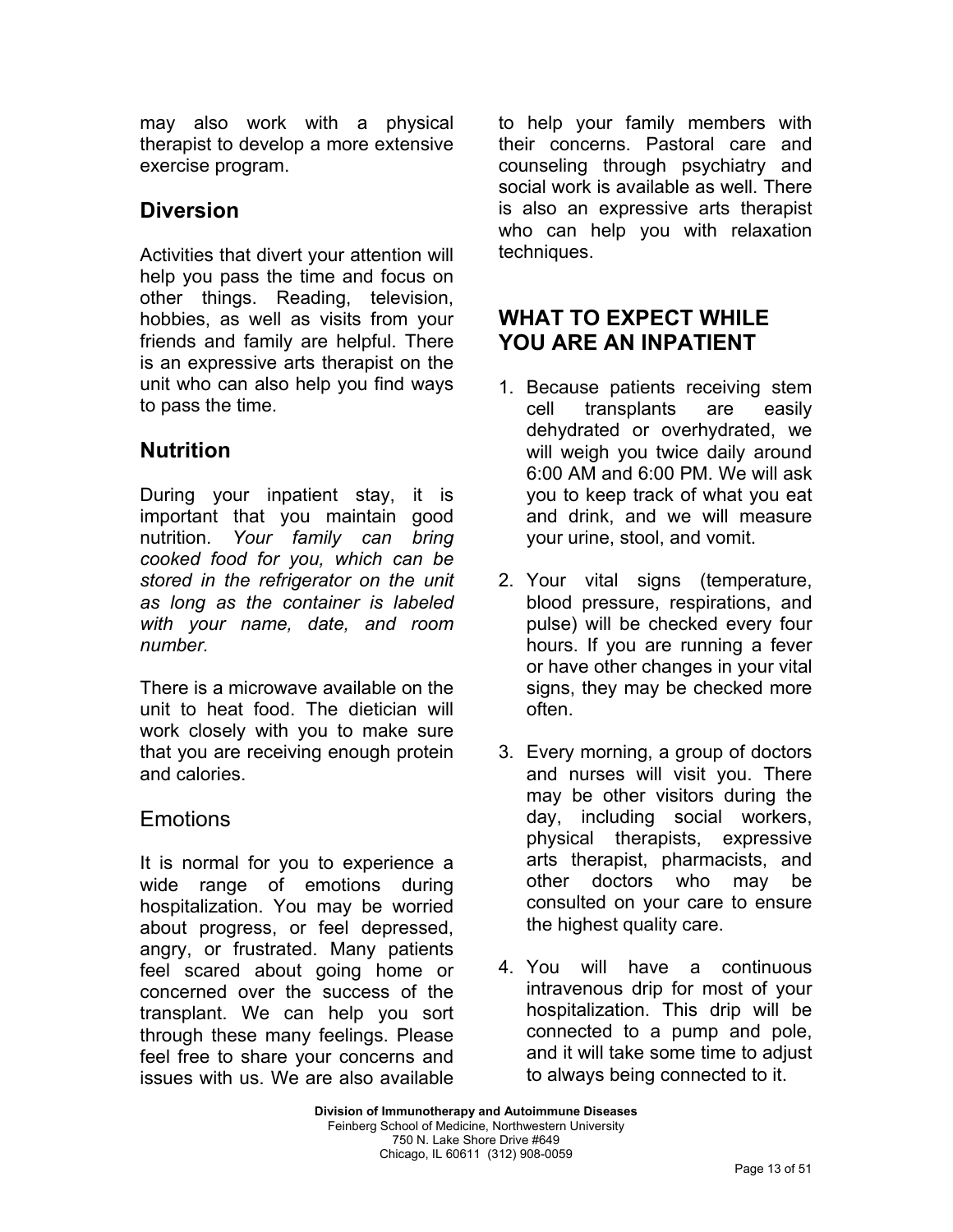may also work with a physical therapist to develop a more extensive exercise program.

## Diversion

Activities that divert your attention will help you pass the time and focus on other things. Reading, television, hobbies, as well as visits from your friends and family are helpful. There is an expressive arts therapist on the unit who can also help you find ways to pass the time.

## Nutrition

During your inpatient stay, it is important that you maintain good nutrition. *Your family can bring cooked food for you, which can be stored in the refrigerator on the unit as long as the container is labeled with your name, date, and room number.*

There is a microwave available on the unit to heat food. The dietician will work closely with you to make sure that you are receiving enough protein and calories.

## Emotions

It is normal for you to experience a wide range of emotions during hospitalization. You may be worried about progress, or feel depressed, angry, or frustrated. Many patients feel scared about going home or concerned over the success of the transplant. We can help you sort through these many feelings. Please feel free to share your concerns and issues with us. We are also available to help your family members with their concerns. Pastoral care and counseling through psychiatry and social work is available as well. There is also an expressive arts therapist who can help you with relaxation techniques.

## WHAT TO EXPECT WHILE YOU ARE AN INPATIENT

1. Because patients receiving stem cell transplants are easily dehydrated or overhydrated, we will weigh you twice daily around 6:00 AM and 6:00 PM. We will ask you to keep track of what you eat and drink, and we will measure your urine, stool, and vomit.

2. Your vital signs (temperature, blood pressure, respirations, and pulse) will be checked every four hours. If you are running a fever or have other changes in your vital signs, they may be checked more often.

3. Every morning, a group of doctors and nurses will visit you. There may be other visitors during the day, including social workers, physical therapists, expressive arts therapist, pharmacists, and other doctors who may be consulted on your care to ensure the highest quality care.

4. You will have a continuous intravenous drip for most of your hospitalization. This drip will be connected to a pump and pole, and it will take some time to adjust to always being connected to it.

**Division of Immunotherapy and Autoimmune Diseases**
Feinberg School of Medicine, Northwestern University
750 N. Lake Shore Drive #649
Chicago, IL 60611 (312) 908-0059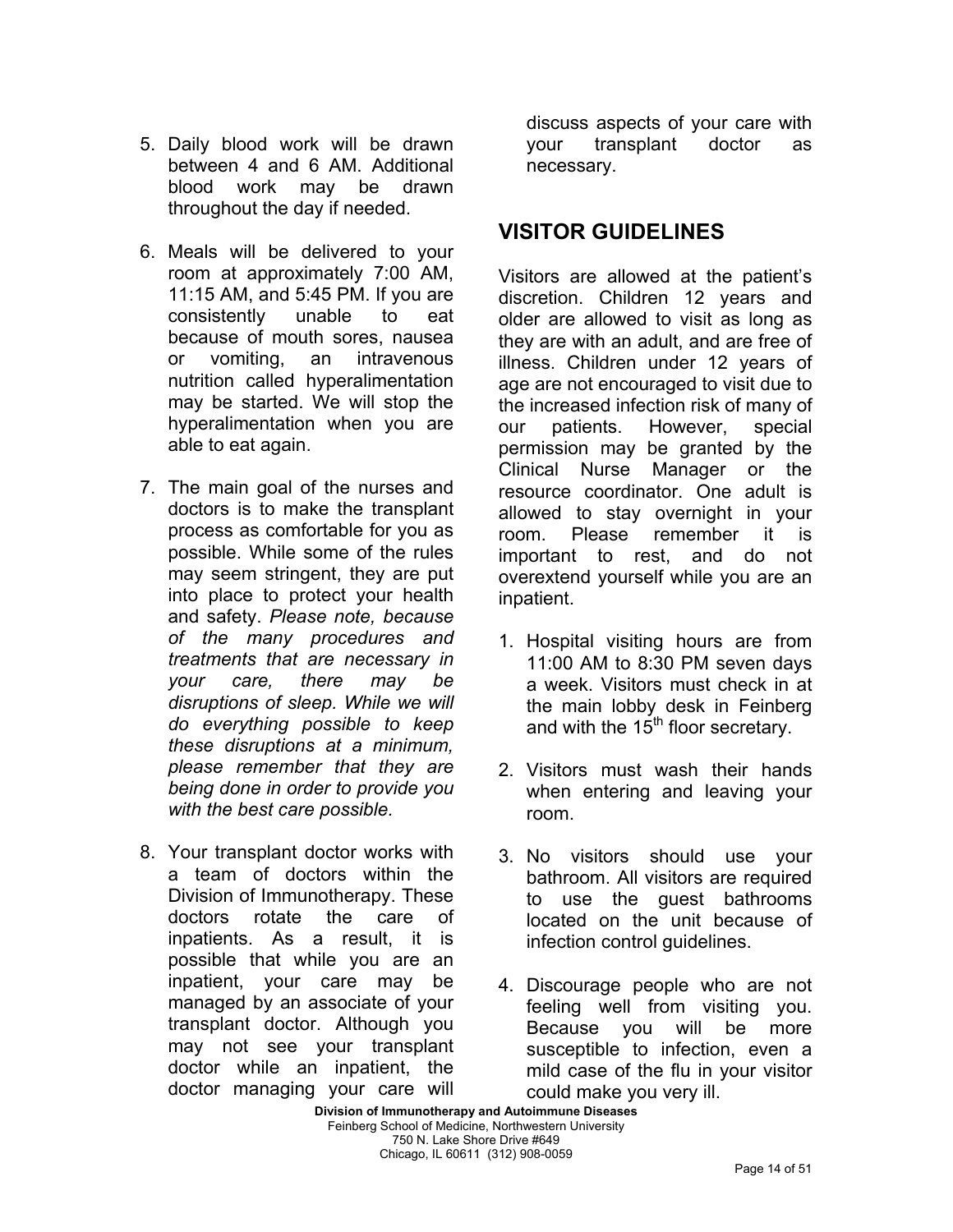5. Daily blood work will be drawn between 4 and 6 AM. Additional blood work may be drawn throughout the day if needed.

6. Meals will be delivered to your room at approximately 7:00 AM, 11:15 AM, and 5:45 PM. If you are consistently unable to eat because of mouth sores, nausea or vomiting, an intravenous nutrition called hyperalimentation may be started. We will stop the hyperalimentation when you are able to eat again.

7. The main goal of the nurses and doctors is to make the transplant process as comfortable for you as possible. While some of the rules may seem stringent, they are put into place to protect your health and safety. *Please note, because of the many procedures and treatments that are necessary in your care, there may be disruptions of sleep. While we will do everything possible to keep these disruptions at a minimum, please remember that they are being done in order to provide you with the best care possible.*

8. Your transplant doctor works with a team of doctors within the Division of Immunotherapy. These doctors rotate the care of inpatients. As a result, it is possible that while you are an inpatient, your care may be managed by an associate of your transplant doctor. Although you may not see your transplant doctor while an inpatient, the doctor managing your care will discuss aspects of your care with your transplant doctor as necessary.

## VISITOR GUIDELINES

Visitors are allowed at the patient's discretion. Children 12 years and older are allowed to visit as long as they are with an adult, and are free of illness. Children under 12 years of age are not encouraged to visit due to the increased infection risk of many of our patients. However, special permission may be granted by the Clinical Nurse Manager or the resource coordinator. One adult is allowed to stay overnight in your room. Please remember it is important to rest, and do not overextend yourself while you are an inpatient.

1. Hospital visiting hours are from 11:00 AM to 8:30 PM seven days a week. Visitors must check in at the main lobby desk in Feinberg and with the 15th floor secretary.

2. Visitors must wash their hands when entering and leaving your room.

3. No visitors should use your bathroom. All visitors are required to use the guest bathrooms located on the unit because of infection control guidelines.

4. Discourage people who are not feeling well from visiting you. Because you will be more susceptible to infection, even a mild case of the flu in your visitor could make you very ill.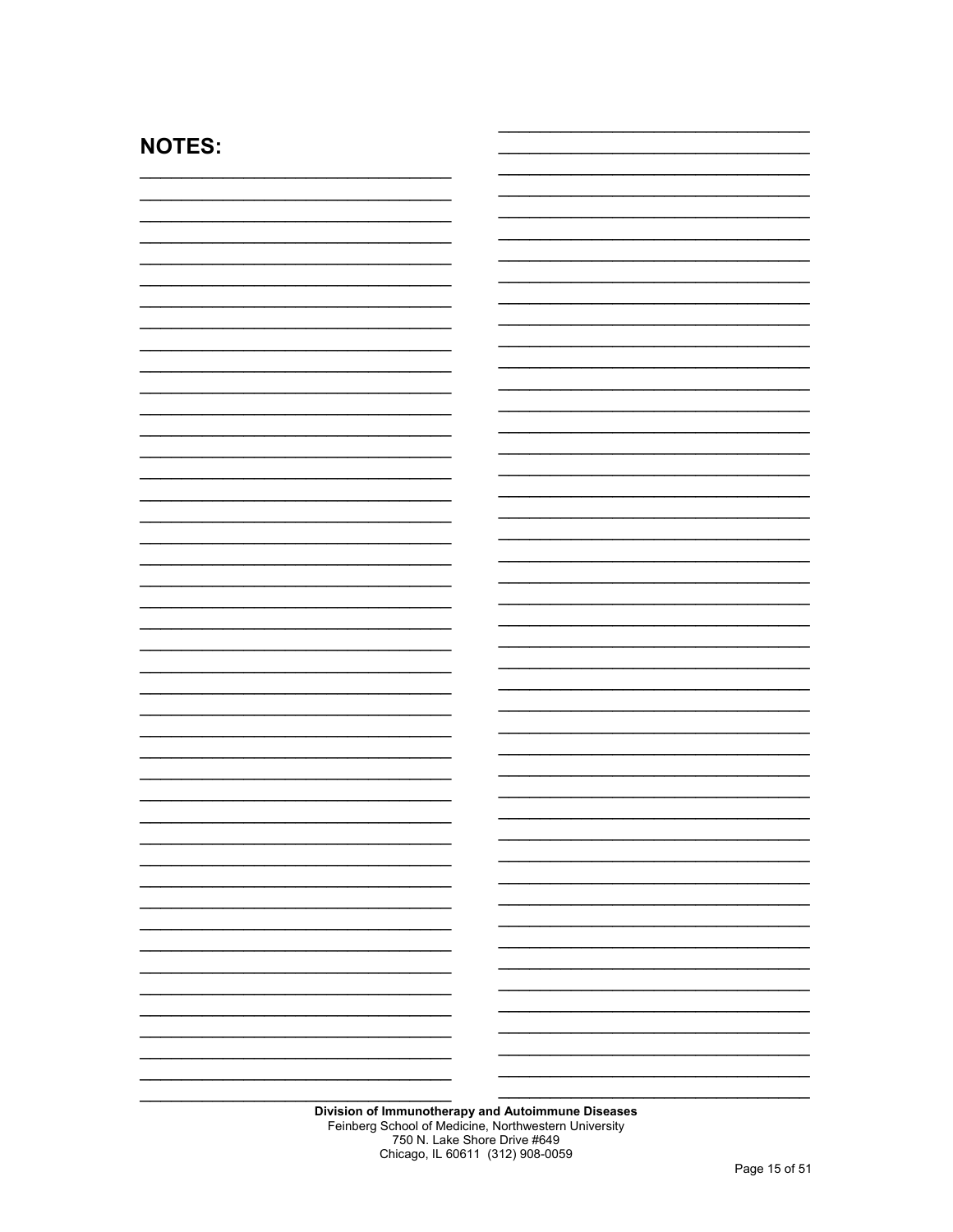## NOTES:

**Division of Immunotherapy and Autoimmune Diseases**
Feinberg School of Medicine, Northwestern University
750 N. Lake Shore Drive #649
Chicago, IL 60611 (312) 908-0059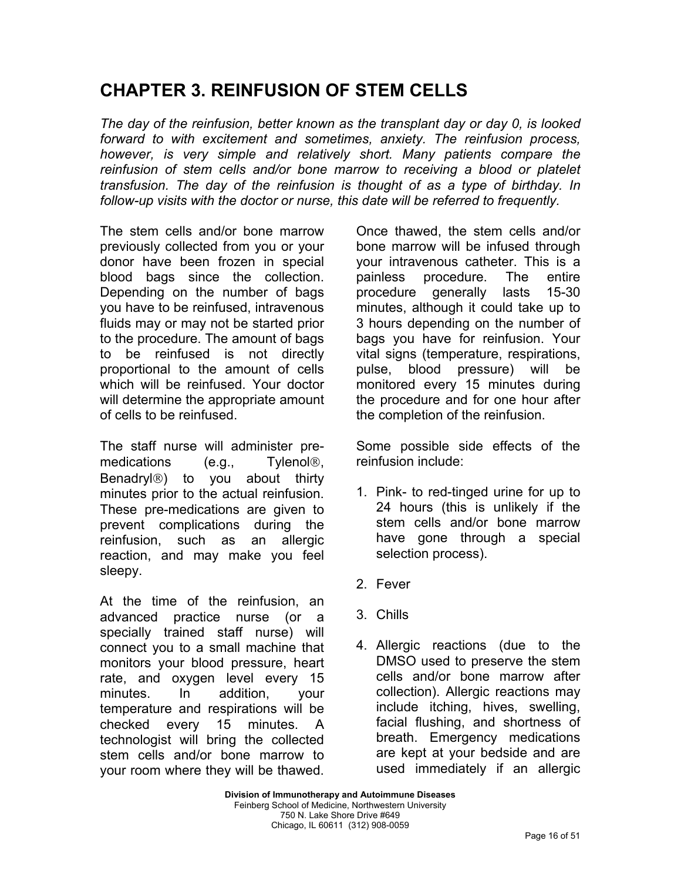# CHAPTER 3. REINFUSION OF STEM CELLS

*The day of the reinfusion, better known as the transplant day or day 0, is looked forward to with excitement and sometimes, anxiety. The reinfusion process, however, is very simple and relatively short. Many patients compare the reinfusion of stem cells and/or bone marrow to receiving a blood or platelet transfusion. The day of the reinfusion is thought of as a type of birthday. In follow-up visits with the doctor or nurse, this date will be referred to frequently.*

The stem cells and/or bone marrow previously collected from you or your donor have been frozen in special blood bags since the collection. Depending on the number of bags you have to be reinfused, intravenous fluids may or may not be started prior to the procedure. The amount of bags to be reinfused is not directly proportional to the amount of cells which will be reinfused. Your doctor will determine the appropriate amount of cells to be reinfused.

The staff nurse will administer pre-medications (e.g., Tylenol®, Benadryl®) to you about thirty minutes prior to the actual reinfusion. These pre-medications are given to prevent complications during the reinfusion, such as an allergic reaction, and may make you feel sleepy.

At the time of the reinfusion, an advanced practice nurse (or a specially trained staff nurse) will connect you to a small machine that monitors your blood pressure, heart rate, and oxygen level every 15 minutes. In addition, your temperature and respirations will be checked every 15 minutes. A technologist will bring the collected stem cells and/or bone marrow to your room where they will be thawed.

Once thawed, the stem cells and/or bone marrow will be infused through your intravenous catheter. This is a painless procedure. The entire procedure generally lasts 15-30 minutes, although it could take up to 3 hours depending on the number of bags you have for reinfusion. Your vital signs (temperature, respirations, pulse, blood pressure) will be monitored every 15 minutes during the procedure and for one hour after the completion of the reinfusion.

Some possible side effects of the reinfusion include:

1. Pink- to red-tinged urine for up to 24 hours (this is unlikely if the stem cells and/or bone marrow have gone through a special selection process).
2. Fever
3. Chills
4. Allergic reactions (due to the DMSO used to preserve the stem cells and/or bone marrow after collection). Allergic reactions may include itching, hives, swelling, facial flushing, and shortness of breath. Emergency medications are kept at your bedside and are used immediately if an allergic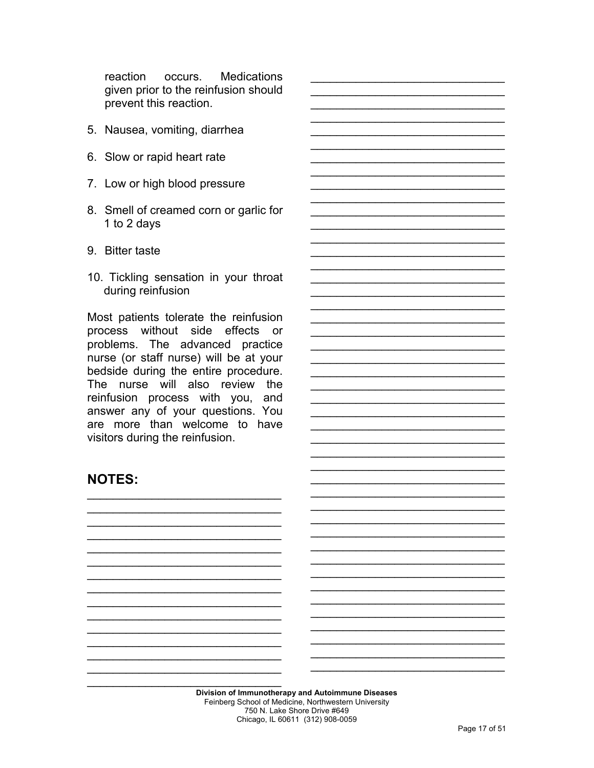reaction occurs. Medications given prior to the reinfusion should prevent this reaction.

5. Nausea, vomiting, diarrhea
6. Slow or rapid heart rate
7. Low or high blood pressure
8. Smell of creamed corn or garlic for 1 to 2 days
9. Bitter taste
10. Tickling sensation in your throat during reinfusion

Most patients tolerate the reinfusion process without side effects or problems. The advanced practice nurse (or staff nurse) will be at your bedside during the entire procedure. The nurse will also review the reinfusion process with you, and answer any of your questions. You are more than welcome to have visitors during the reinfusion.

## NOTES:

______________________________
______________________________
______________________________
______________________________
______________________________
______________________________
______________________________
______________________________
______________________________
______________________________
______________________________
______________________________
______________________________
______________________________

______________________________
______________________________
______________________________
______________________________
______________________________
______________________________
______________________________
______________________________
______________________________
______________________________
______________________________
______________________________
______________________________
______________________________
______________________________
______________________________
______________________________
______________________________
______________________________
______________________________
______________________________
______________________________
______________________________
______________________________
______________________________
______________________________
______________________________
______________________________
______________________________
______________________________
______________________________
______________________________
______________________________
______________________________
______________________________
______________________________
______________________________
______________________________
______________________________
______________________________
______________________________
______________________________

**Division of Immunotherapy and Autoimmune Diseases**
Feinberg School of Medicine, Northwestern University
750 N. Lake Shore Drive #649
Chicago, IL 60611 (312) 908-0059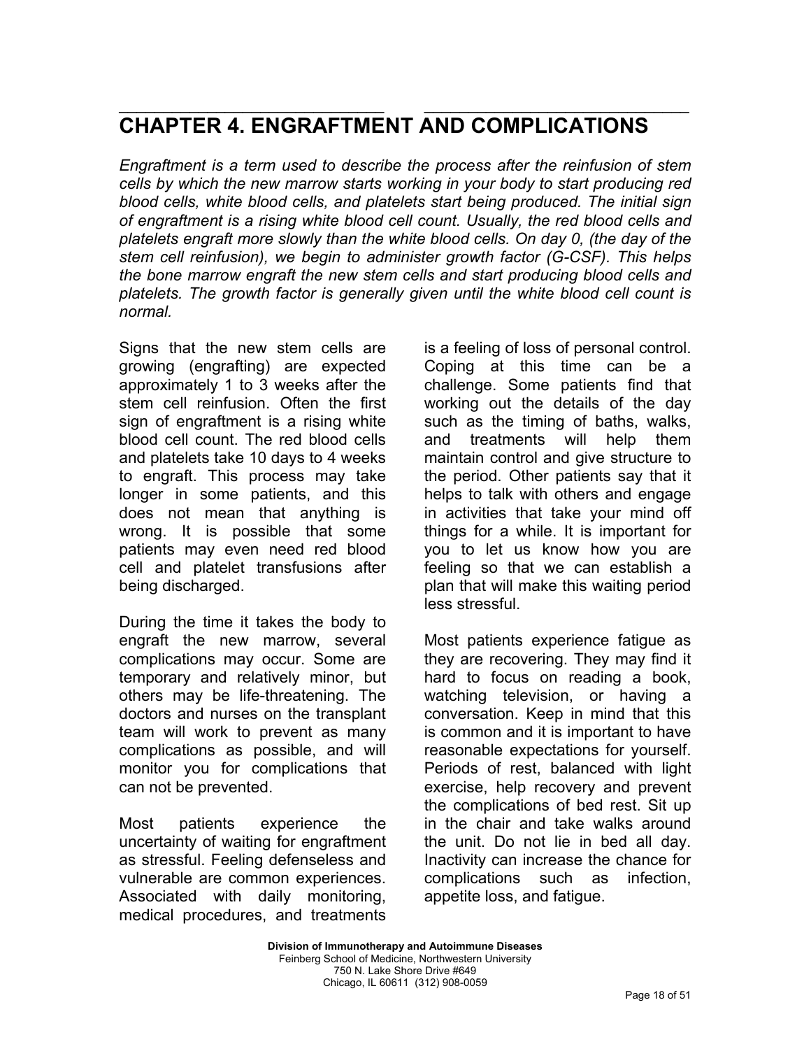# CHAPTER 4. ENGRAFTMENT AND COMPLICATIONS

*Engraftment is a term used to describe the process after the reinfusion of stem cells by which the new marrow starts working in your body to start producing red blood cells, white blood cells, and platelets start being produced. The initial sign of engraftment is a rising white blood cell count. Usually, the red blood cells and platelets engraft more slowly than the white blood cells. On day 0, (the day of the stem cell reinfusion), we begin to administer growth factor (G-CSF). This helps the bone marrow engraft the new stem cells and start producing blood cells and platelets. The growth factor is generally given until the white blood cell count is normal.*

Signs that the new stem cells are growing (engrafting) are expected approximately 1 to 3 weeks after the stem cell reinfusion. Often the first sign of engraftment is a rising white blood cell count. The red blood cells and platelets take 10 days to 4 weeks to engraft. This process may take longer in some patients, and this does not mean that anything is wrong. It is possible that some patients may even need red blood cell and platelet transfusions after being discharged.

During the time it takes the body to engraft the new marrow, several complications may occur. Some are temporary and relatively minor, but others may be life-threatening. The doctors and nurses on the transplant team will work to prevent as many complications as possible, and will monitor you for complications that can not be prevented.

Most patients experience the uncertainty of waiting for engraftment as stressful. Feeling defenseless and vulnerable are common experiences. Associated with daily monitoring, medical procedures, and treatments is a feeling of loss of personal control. Coping at this time can be a challenge. Some patients find that working out the details of the day such as the timing of baths, walks, and treatments will help them maintain control and give structure to the period. Other patients say that it helps to talk with others and engage in activities that take your mind off things for a while. It is important for you to let us know how you are feeling so that we can establish a plan that will make this waiting period less stressful.

Most patients experience fatigue as they are recovering. They may find it hard to focus on reading a book, watching television, or having a conversation. Keep in mind that this is common and it is important to have reasonable expectations for yourself. Periods of rest, balanced with light exercise, help recovery and prevent the complications of bed rest. Sit up in the chair and take walks around the unit. Do not lie in bed all day. Inactivity can increase the chance for complications such as infection, appetite loss, and fatigue.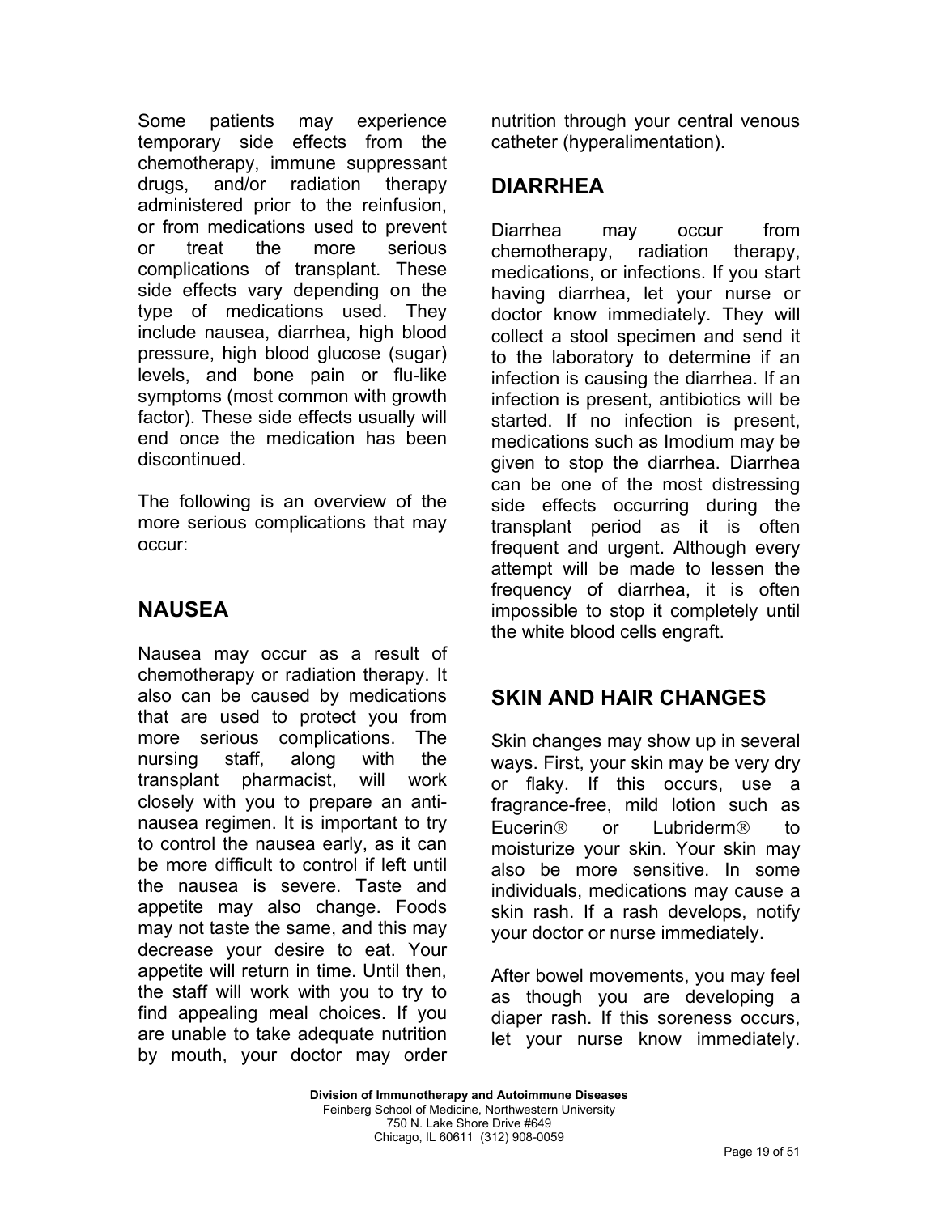Some patients may experience temporary side effects from the chemotherapy, immune suppressant drugs, and/or radiation therapy administered prior to the reinfusion, or from medications used to prevent or treat the more serious complications of transplant. These side effects vary depending on the type of medications used. They include nausea, diarrhea, high blood pressure, high blood glucose (sugar) levels, and bone pain or flu-like symptoms (most common with growth factor). These side effects usually will end once the medication has been discontinued.

The following is an overview of the more serious complications that may occur:

## NAUSEA

Nausea may occur as a result of chemotherapy or radiation therapy. It also can be caused by medications that are used to protect you from more serious complications. The nursing staff, along with the transplant pharmacist, will work closely with you to prepare an anti-nausea regimen. It is important to try to control the nausea early, as it can be more difficult to control if left until the nausea is severe. Taste and appetite may also change. Foods may not taste the same, and this may decrease your desire to eat. Your appetite will return in time. Until then, the staff will work with you to try to find appealing meal choices. If you are unable to take adequate nutrition by mouth, your doctor may order nutrition through your central venous catheter (hyperalimentation).

## DIARRHEA

Diarrhea may occur from chemotherapy, radiation therapy, medications, or infections. If you start having diarrhea, let your nurse or doctor know immediately. They will collect a stool specimen and send it to the laboratory to determine if an infection is causing the diarrhea. If an infection is present, antibiotics will be started. If no infection is present, medications such as Imodium may be given to stop the diarrhea. Diarrhea can be one of the most distressing side effects occurring during the transplant period as it is often frequent and urgent. Although every attempt will be made to lessen the frequency of diarrhea, it is often impossible to stop it completely until the white blood cells engraft.

## SKIN AND HAIR CHANGES

Skin changes may show up in several ways. First, your skin may be very dry or flaky. If this occurs, use a fragrance-free, mild lotion such as Eucerin® or Lubriderm® to moisturize your skin. Your skin may also be more sensitive. In some individuals, medications may cause a skin rash. If a rash develops, notify your doctor or nurse immediately.

After bowel movements, you may feel as though you are developing a diaper rash. If this soreness occurs, let your nurse know immediately.

**Division of Immunotherapy and Autoimmune Diseases**
Feinberg School of Medicine, Northwestern University
750 N. Lake Shore Drive #649
Chicago, IL 60611 (312) 908-0059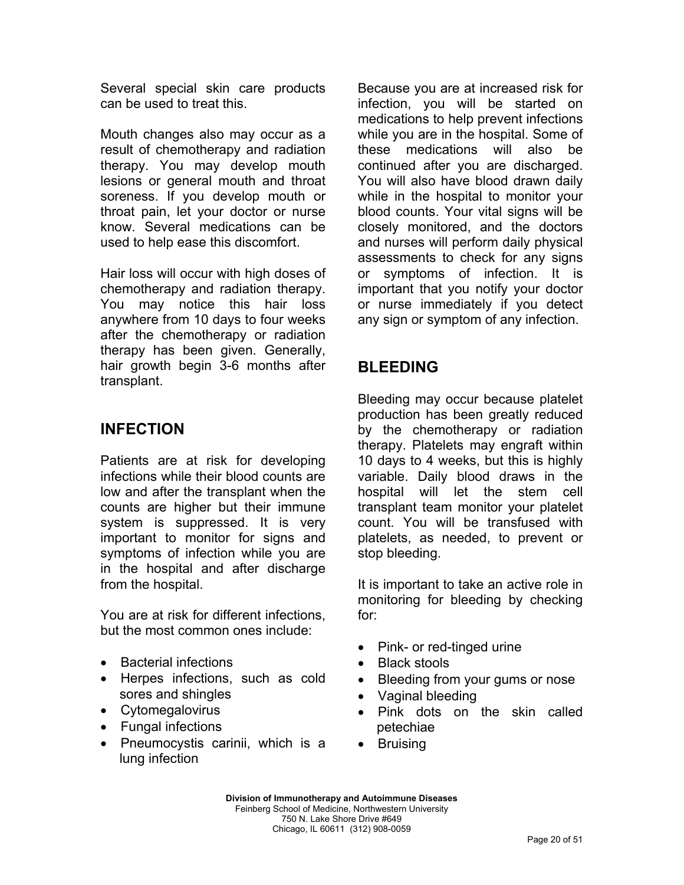Several special skin care products can be used to treat this.

Mouth changes also may occur as a result of chemotherapy and radiation therapy. You may develop mouth lesions or general mouth and throat soreness. If you develop mouth or throat pain, let your doctor or nurse know. Several medications can be used to help ease this discomfort.

Hair loss will occur with high doses of chemotherapy and radiation therapy. You may notice this hair loss anywhere from 10 days to four weeks after the chemotherapy or radiation therapy has been given. Generally, hair growth begin 3-6 months after transplant.

## INFECTION

Patients are at risk for developing infections while their blood counts are low and after the transplant when the counts are higher but their immune system is suppressed. It is very important to monitor for signs and symptoms of infection while you are in the hospital and after discharge from the hospital.

You are at risk for different infections, but the most common ones include:

- Bacterial infections
- Herpes infections, such as cold sores and shingles
- Cytomegalovirus
- Fungal infections
- Pneumocystis carinii, which is a lung infection

Because you are at increased risk for infection, you will be started on medications to help prevent infections while you are in the hospital. Some of these medications will also be continued after you are discharged. You will also have blood drawn daily while in the hospital to monitor your blood counts. Your vital signs will be closely monitored, and the doctors and nurses will perform daily physical assessments to check for any signs or symptoms of infection. It is important that you notify your doctor or nurse immediately if you detect any sign or symptom of any infection.

## BLEEDING

Bleeding may occur because platelet production has been greatly reduced by the chemotherapy or radiation therapy. Platelets may engraft within 10 days to 4 weeks, but this is highly variable. Daily blood draws in the hospital will let the stem cell transplant team monitor your platelet count. You will be transfused with platelets, as needed, to prevent or stop bleeding.

It is important to take an active role in monitoring for bleeding by checking for:

- Pink- or red-tinged urine
- Black stools
- Bleeding from your gums or nose
- Vaginal bleeding
- Pink dots on the skin called petechiae
- Bruising

**Division of Immunotherapy and Autoimmune Diseases**
Feinberg School of Medicine, Northwestern University
750 N. Lake Shore Drive #649
Chicago, IL 60611 (312) 908-0059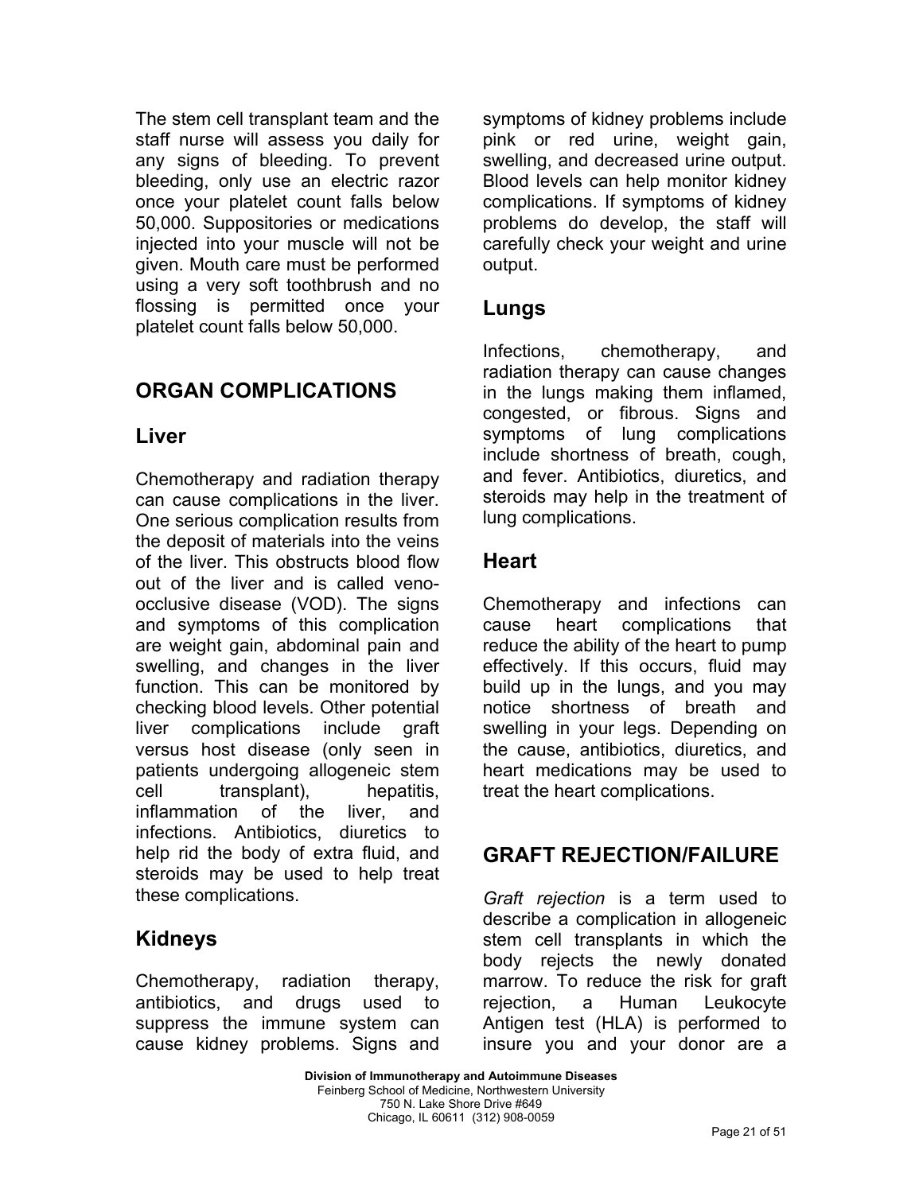The stem cell transplant team and the staff nurse will assess you daily for any signs of bleeding. To prevent bleeding, only use an electric razor once your platelet count falls below 50,000. Suppositories or medications injected into your muscle will not be given. Mouth care must be performed using a very soft toothbrush and no flossing is permitted once your platelet count falls below 50,000.

## ORGAN COMPLICATIONS

### Liver

Chemotherapy and radiation therapy can cause complications in the liver. One serious complication results from the deposit of materials into the veins of the liver. This obstructs blood flow out of the liver and is called veno-occlusive disease (VOD). The signs and symptoms of this complication are weight gain, abdominal pain and swelling, and changes in the liver function. This can be monitored by checking blood levels. Other potential liver complications include graft versus host disease (only seen in patients undergoing allogeneic stem cell transplant), hepatitis, inflammation of the liver, and infections. Antibiotics, diuretics to help rid the body of extra fluid, and steroids may be used to help treat these complications.

### Kidneys

Chemotherapy, radiation therapy, antibiotics, and drugs used to suppress the immune system can cause kidney problems. Signs and symptoms of kidney problems include pink or red urine, weight gain, swelling, and decreased urine output. Blood levels can help monitor kidney complications. If symptoms of kidney problems do develop, the staff will carefully check your weight and urine output.

### Lungs

Infections, chemotherapy, and radiation therapy can cause changes in the lungs making them inflamed, congested, or fibrous. Signs and symptoms of lung complications include shortness of breath, cough, and fever. Antibiotics, diuretics, and steroids may help in the treatment of lung complications.

### Heart

Chemotherapy and infections can cause heart complications that reduce the ability of the heart to pump effectively. If this occurs, fluid may build up in the lungs, and you may notice shortness of breath and swelling in your legs. Depending on the cause, antibiotics, diuretics, and heart medications may be used to treat the heart complications.

## GRAFT REJECTION/FAILURE

*Graft rejection* is a term used to describe a complication in allogeneic stem cell transplants in which the body rejects the newly donated marrow. To reduce the risk for graft rejection, a Human Leukocyte Antigen test (HLA) is performed to insure you and your donor are a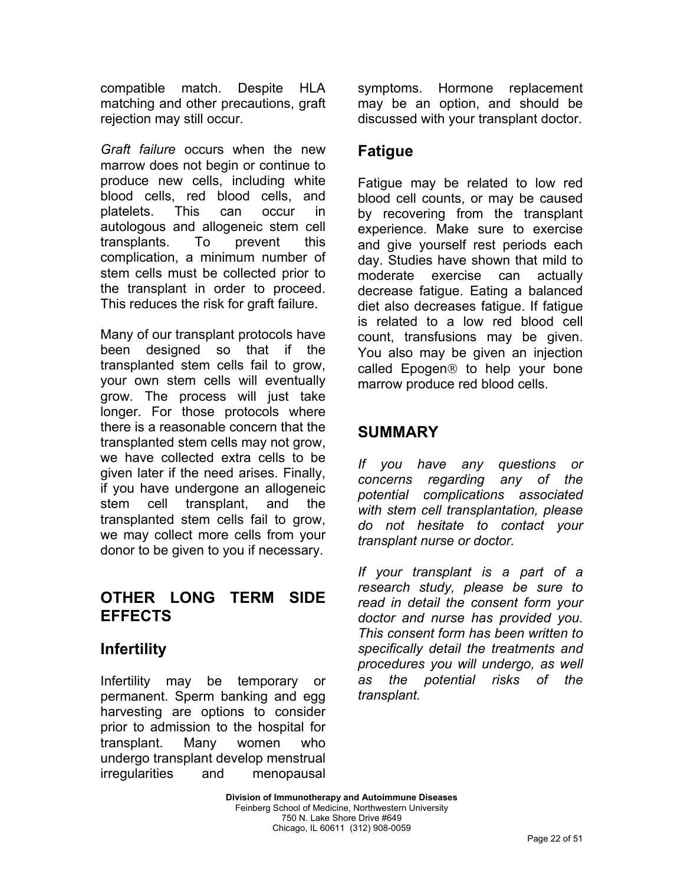compatible match. Despite HLA matching and other precautions, graft rejection may still occur.

*Graft failure* occurs when the new marrow does not begin or continue to produce new cells, including white blood cells, red blood cells, and platelets. This can occur in autologous and allogeneic stem cell transplants. To prevent this complication, a minimum number of stem cells must be collected prior to the transplant in order to proceed. This reduces the risk for graft failure.

Many of our transplant protocols have been designed so that if the transplanted stem cells fail to grow, your own stem cells will eventually grow. The process will just take longer. For those protocols where there is a reasonable concern that the transplanted stem cells may not grow, we have collected extra cells to be given later if the need arises. Finally, if you have undergone an allogeneic stem cell transplant, and the transplanted stem cells fail to grow, we may collect more cells from your donor to be given to you if necessary.

## OTHER LONG TERM SIDE EFFECTS

### Infertility

Infertility may be temporary or permanent. Sperm banking and egg harvesting are options to consider prior to admission to the hospital for transplant. Many women who undergo transplant develop menstrual irregularities and menopausal symptoms. Hormone replacement may be an option, and should be discussed with your transplant doctor.

### Fatigue

Fatigue may be related to low red blood cell counts, or may be caused by recovering from the transplant experience. Make sure to exercise and give yourself rest periods each day. Studies have shown that mild to moderate exercise can actually decrease fatigue. Eating a balanced diet also decreases fatigue. If fatigue is related to a low red blood cell count, transfusions may be given. You also may be given an injection called Epogen® to help your bone marrow produce red blood cells.

## SUMMARY

*If you have any questions or concerns regarding any of the potential complications associated with stem cell transplantation, please do not hesitate to contact your transplant nurse or doctor.*

*If your transplant is a part of a research study, please be sure to read in detail the consent form your doctor and nurse has provided you. This consent form has been written to specifically detail the treatments and procedures you will undergo, as well as the potential risks of the transplant.*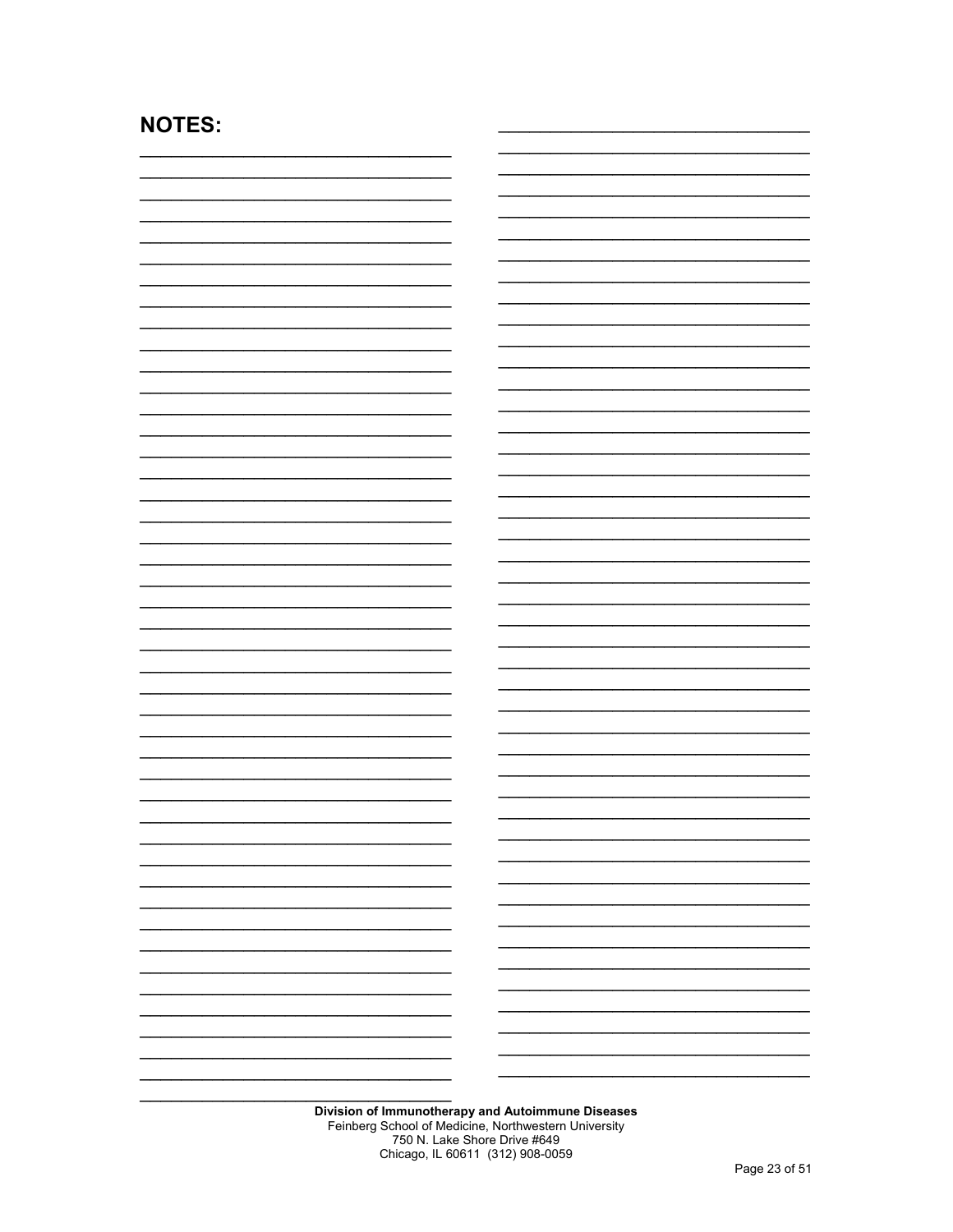# NOTES:

**Division of Immunotherapy and Autoimmune Diseases**
Feinberg School of Medicine, Northwestern University
750 N. Lake Shore Drive #649
Chicago, IL 60611 (312) 908-0059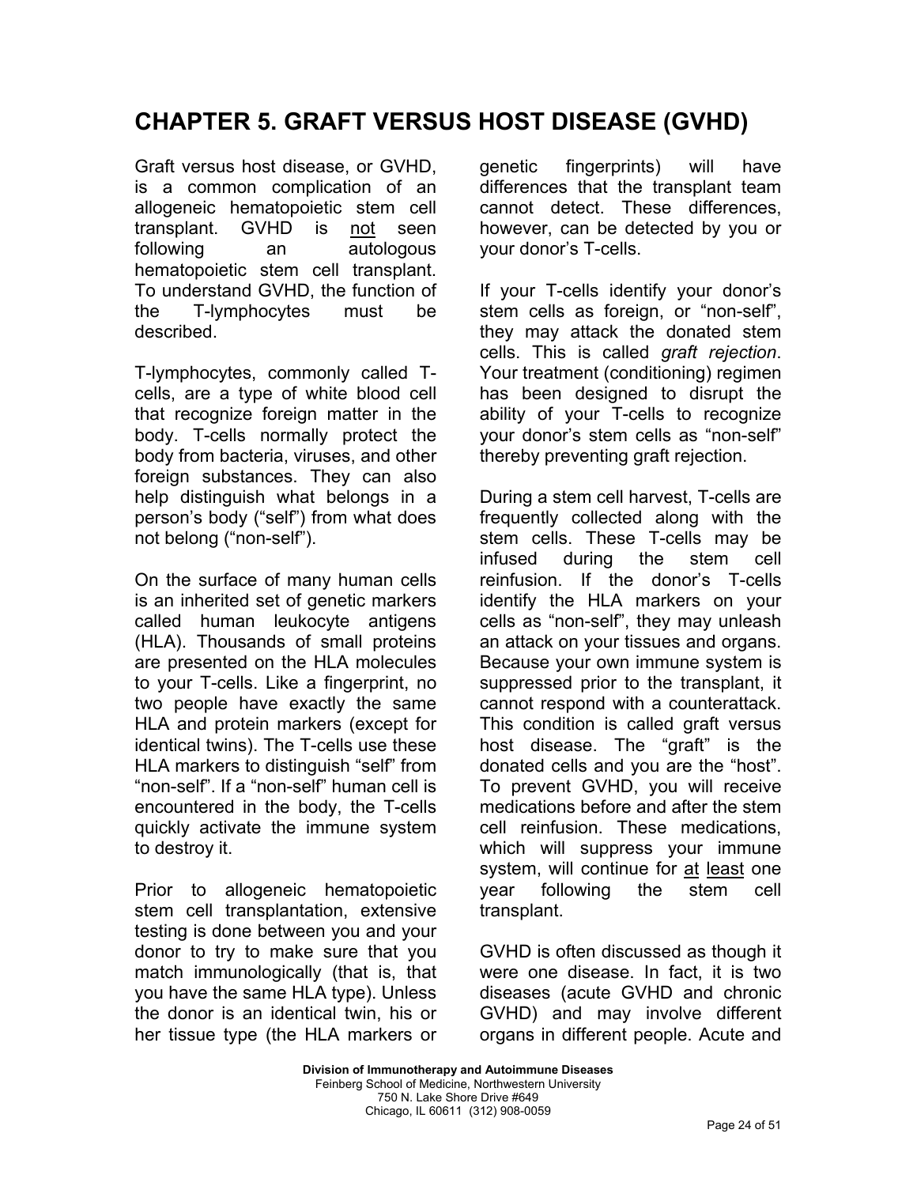# CHAPTER 5. GRAFT VERSUS HOST DISEASE (GVHD)

Graft versus host disease, or GVHD, is a common complication of an allogeneic hematopoietic stem cell transplant. GVHD is not seen following an autologous hematopoietic stem cell transplant. To understand GVHD, the function of the T-lymphocytes must be described.

T-lymphocytes, commonly called T-cells, are a type of white blood cell that recognize foreign matter in the body. T-cells normally protect the body from bacteria, viruses, and other foreign substances. They can also help distinguish what belongs in a person's body ("self") from what does not belong ("non-self").

On the surface of many human cells is an inherited set of genetic markers called human leukocyte antigens (HLA). Thousands of small proteins are presented on the HLA molecules to your T-cells. Like a fingerprint, no two people have exactly the same HLA and protein markers (except for identical twins). The T-cells use these HLA markers to distinguish "self" from "non-self". If a "non-self" human cell is encountered in the body, the T-cells quickly activate the immune system to destroy it.

Prior to allogeneic hematopoietic stem cell transplantation, extensive testing is done between you and your donor to try to make sure that you match immunologically (that is, that you have the same HLA type). Unless the donor is an identical twin, his or her tissue type (the HLA markers or genetic fingerprints) will have differences that the transplant team cannot detect. These differences, however, can be detected by you or your donor's T-cells.

If your T-cells identify your donor's stem cells as foreign, or "non-self", they may attack the donated stem cells. This is called *graft rejection*. Your treatment (conditioning) regimen has been designed to disrupt the ability of your T-cells to recognize your donor's stem cells as "non-self" thereby preventing graft rejection.

During a stem cell harvest, T-cells are frequently collected along with the stem cells. These T-cells may be infused during the stem cell reinfusion. If the donor's T-cells identify the HLA markers on your cells as "non-self", they may unleash an attack on your tissues and organs. Because your own immune system is suppressed prior to the transplant, it cannot respond with a counterattack. This condition is called graft versus host disease. The "graft" is the donated cells and you are the "host". To prevent GVHD, you will receive medications before and after the stem cell reinfusion. These medications, which will suppress your immune system, will continue for at least one year following the stem cell transplant.

GVHD is often discussed as though it were one disease. In fact, it is two diseases (acute GVHD and chronic GVHD) and may involve different organs in different people. Acute and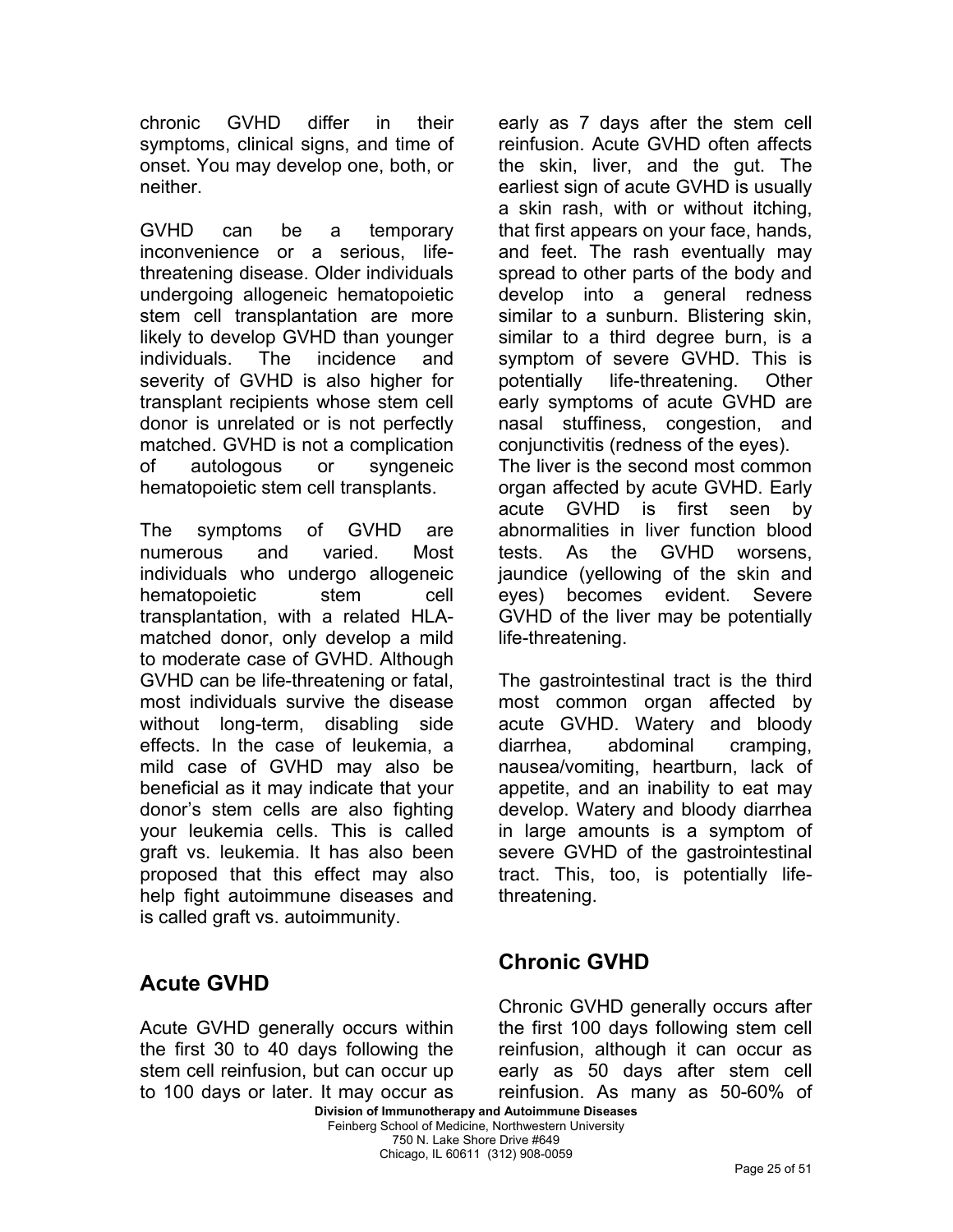chronic GVHD differ in their symptoms, clinical signs, and time of onset. You may develop one, both, or neither.

GVHD can be a temporary inconvenience or a serious, life-threatening disease. Older individuals undergoing allogeneic hematopoietic stem cell transplantation are more likely to develop GVHD than younger individuals. The incidence and severity of GVHD is also higher for transplant recipients whose stem cell donor is unrelated or is not perfectly matched. GVHD is not a complication of autologous or syngeneic hematopoietic stem cell transplants.

The symptoms of GVHD are numerous and varied. Most individuals who undergo allogeneic hematopoietic stem cell transplantation, with a related HLA-matched donor, only develop a mild to moderate case of GVHD. Although GVHD can be life-threatening or fatal, most individuals survive the disease without long-term, disabling side effects. In the case of leukemia, a mild case of GVHD may also be beneficial as it may indicate that your donor's stem cells are also fighting your leukemia cells. This is called graft vs. leukemia. It has also been proposed that this effect may also help fight autoimmune diseases and is called graft vs. autoimmunity.

## Acute GVHD

Acute GVHD generally occurs within the first 30 to 40 days following the stem cell reinfusion, but can occur up to 100 days or later. It may occur as early as 7 days after the stem cell reinfusion. Acute GVHD often affects the skin, liver, and the gut. The earliest sign of acute GVHD is usually a skin rash, with or without itching, that first appears on your face, hands, and feet. The rash eventually may spread to other parts of the body and develop into a general redness similar to a sunburn. Blistering skin, similar to a third degree burn, is a symptom of severe GVHD. This is potentially life-threatening. Other early symptoms of acute GVHD are nasal stuffiness, congestion, and conjunctivitis (redness of the eyes).
The liver is the second most common organ affected by acute GVHD. Early acute GVHD is first seen by abnormalities in liver function blood tests. As the GVHD worsens, jaundice (yellowing of the skin and eyes) becomes evident. Severe GVHD of the liver may be potentially life-threatening.

The gastrointestinal tract is the third most common organ affected by acute GVHD. Watery and bloody diarrhea, abdominal cramping, nausea/vomiting, heartburn, lack of appetite, and an inability to eat may develop. Watery and bloody diarrhea in large amounts is a symptom of severe GVHD of the gastrointestinal tract. This, too, is potentially life-threatening.

## Chronic GVHD

Chronic GVHD generally occurs after the first 100 days following stem cell reinfusion, although it can occur as early as 50 days after stem cell reinfusion. As many as 50-60% of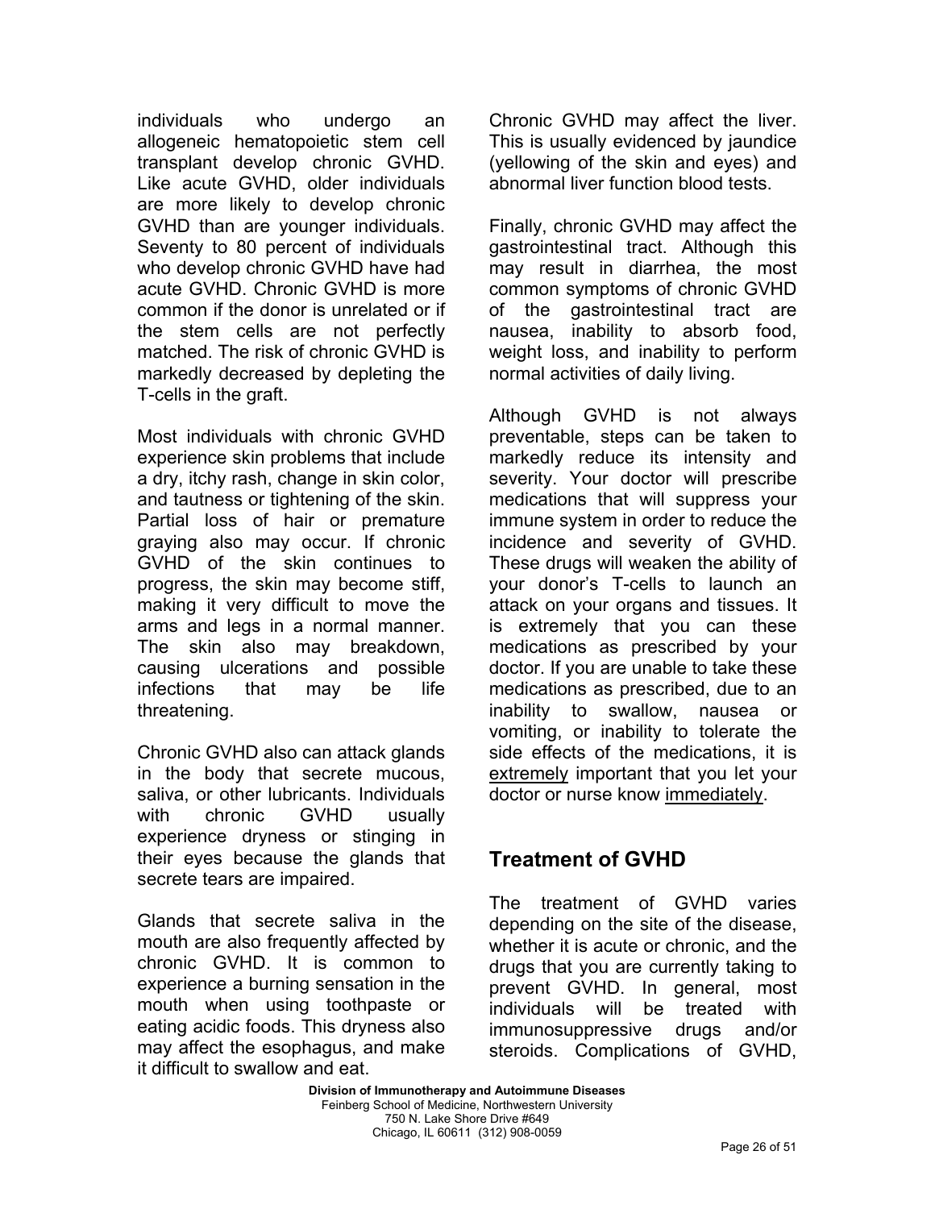individuals who undergo an allogeneic hematopoietic stem cell transplant develop chronic GVHD. Like acute GVHD, older individuals are more likely to develop chronic GVHD than are younger individuals. Seventy to 80 percent of individuals who develop chronic GVHD have had acute GVHD. Chronic GVHD is more common if the donor is unrelated or if the stem cells are not perfectly matched. The risk of chronic GVHD is markedly decreased by depleting the T-cells in the graft.

Most individuals with chronic GVHD experience skin problems that include a dry, itchy rash, change in skin color, and tautness or tightening of the skin. Partial loss of hair or premature graying also may occur. If chronic GVHD of the skin continues to progress, the skin may become stiff, making it very difficult to move the arms and legs in a normal manner. The skin also may breakdown, causing ulcerations and possible infections that may be life threatening.

Chronic GVHD also can attack glands in the body that secrete mucous, saliva, or other lubricants. Individuals with chronic GVHD usually experience dryness or stinging in their eyes because the glands that secrete tears are impaired.

Glands that secrete saliva in the mouth are also frequently affected by chronic GVHD. It is common to experience a burning sensation in the mouth when using toothpaste or eating acidic foods. This dryness also may affect the esophagus, and make it difficult to swallow and eat.

Chronic GVHD may affect the liver. This is usually evidenced by jaundice (yellowing of the skin and eyes) and abnormal liver function blood tests.

Finally, chronic GVHD may affect the gastrointestinal tract. Although this may result in diarrhea, the most common symptoms of chronic GVHD of the gastrointestinal tract are nausea, inability to absorb food, weight loss, and inability to perform normal activities of daily living.

Although GVHD is not always preventable, steps can be taken to markedly reduce its intensity and severity. Your doctor will prescribe medications that will suppress your immune system in order to reduce the incidence and severity of GVHD. These drugs will weaken the ability of your donor's T-cells to launch an attack on your organs and tissues. It is extremely that you can these medications as prescribed by your doctor. If you are unable to take these medications as prescribed, due to an inability to swallow, nausea or vomiting, or inability to tolerate the side effects of the medications, it is <u>extremely</u> important that you let your doctor or nurse know <u>immediately</u>.

## Treatment of GVHD

The treatment of GVHD varies depending on the site of the disease, whether it is acute or chronic, and the drugs that you are currently taking to prevent GVHD. In general, most individuals will be treated with immunosuppressive drugs and/or steroids. Complications of GVHD,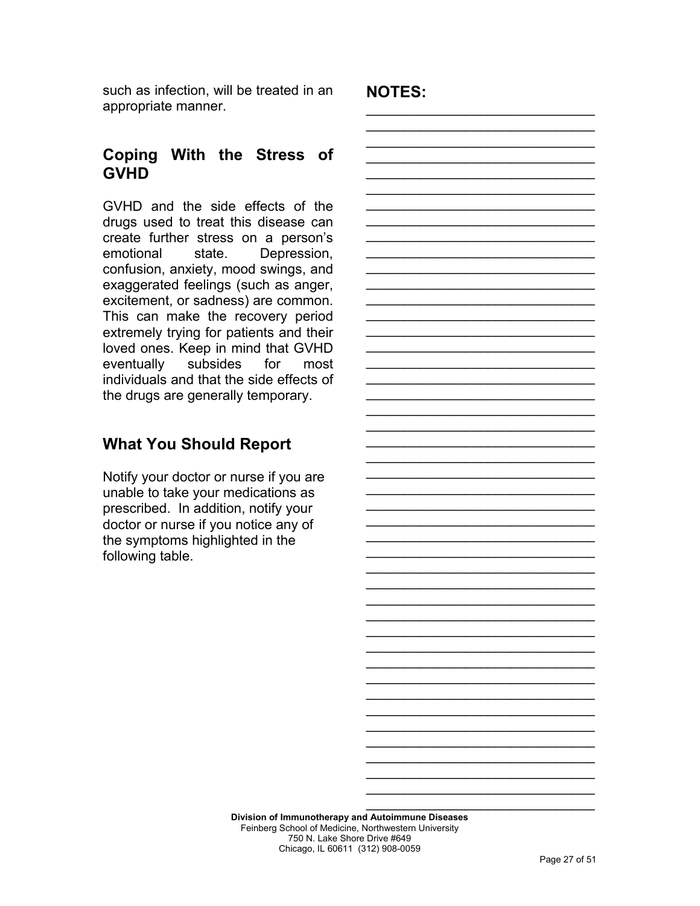such as infection, will be treated in an appropriate manner.

## Coping With the Stress of GVHD

GVHD and the side effects of the drugs used to treat this disease can create further stress on a person's emotional state. Depression, confusion, anxiety, mood swings, and exaggerated feelings (such as anger, excitement, or sadness) are common. This can make the recovery period extremely trying for patients and their loved ones. Keep in mind that GVHD eventually subsides for most individuals and that the side effects of the drugs are generally temporary.

## What You Should Report

Notify your doctor or nurse if you are unable to take your medications as prescribed. In addition, notify your doctor or nurse if you notice any of the symptoms highlighted in the following table.

**NOTES:**

**Division of Immunotherapy and Autoimmune Diseases**
Feinberg School of Medicine, Northwestern University
750 N. Lake Shore Drive #649
Chicago, IL 60611 (312) 908-0059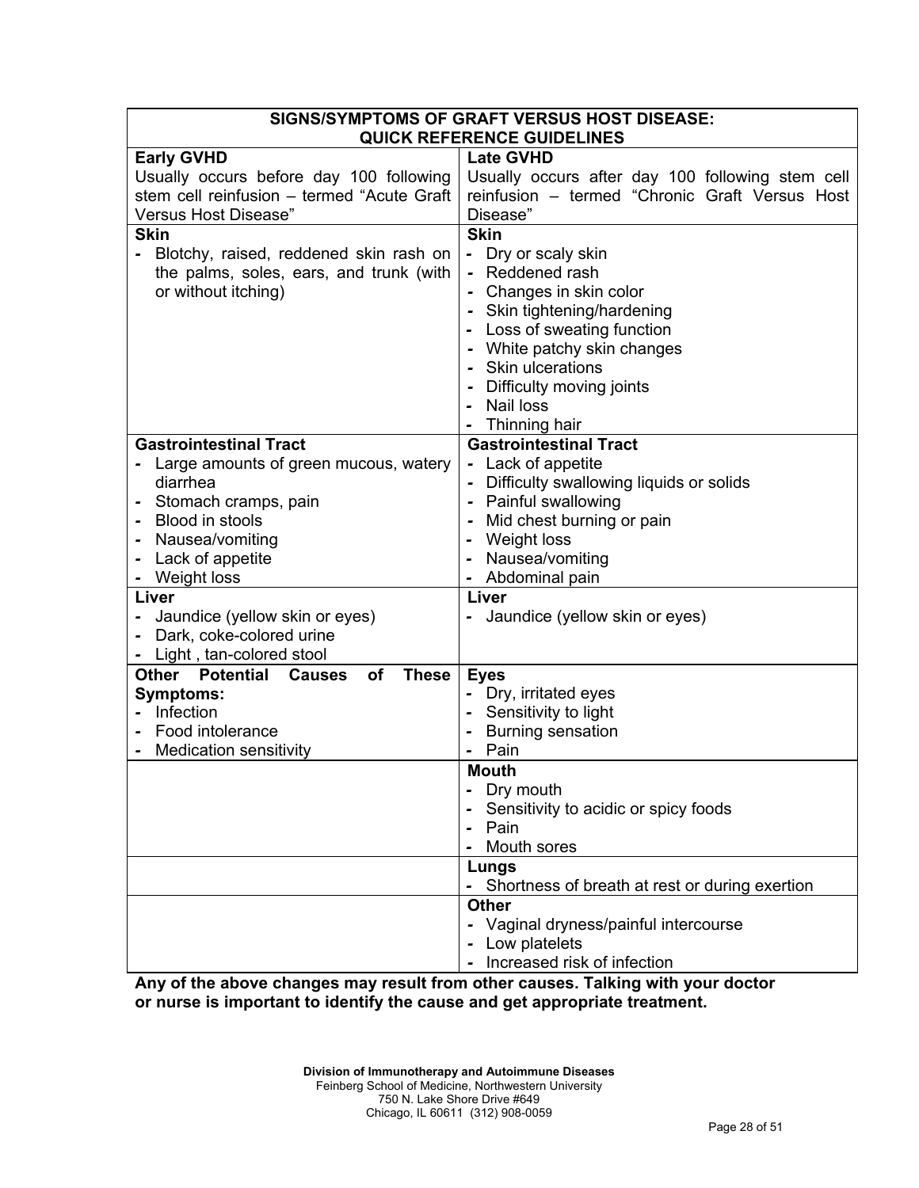| SIGNS/SYMPTOMS OF GRAFT VERSUS HOST DISEASE: QUICK REFERENCE GUIDELINES | |
|---|---|
| **Early GVHD**<br>Usually occurs before day 100 following stem cell reinfusion – termed "Acute Graft Versus Host Disease" | **Late GVHD**<br>Usually occurs after day 100 following stem cell reinfusion – termed "Chronic Graft Versus Host Disease" |
| **Skin**<br>- Blotchy, raised, reddened skin rash on the palms, soles, ears, and trunk (with or without itching) | **Skin**<br>- Dry or scaly skin<br>- Reddened rash<br>- Changes in skin color<br>- Skin tightening/hardening<br>- Loss of sweating function<br>- White patchy skin changes<br>- Skin ulcerations<br>- Difficulty moving joints<br>- Nail loss<br>- Thinning hair |
| **Gastrointestinal Tract**<br>- Large amounts of green mucous, watery diarrhea<br>- Stomach cramps, pain<br>- Blood in stools<br>- Nausea/vomiting<br>- Lack of appetite<br>- Weight loss | **Gastrointestinal Tract**<br>- Lack of appetite<br>- Difficulty swallowing liquids or solids<br>- Painful swallowing<br>- Mid chest burning or pain<br>- Weight loss<br>- Nausea/vomiting<br>- Abdominal pain |
| **Liver**<br>- Jaundice (yellow skin or eyes)<br>- Dark, coke-colored urine<br>- Light , tan-colored stool | **Liver**<br>- Jaundice (yellow skin or eyes) |
| **Other Potential Causes of These Symptoms:**<br>- Infection<br>- Food intolerance<br>- Medication sensitivity | **Eyes**<br>- Dry, irritated eyes<br>- Sensitivity to light<br>- Burning sensation<br>- Pain |
| | **Mouth**<br>- Dry mouth<br>- Sensitivity to acidic or spicy foods<br>- Pain<br>- Mouth sores |
| | **Lungs**<br>- Shortness of breath at rest or during exertion |
| | **Other**<br>- Vaginal dryness/painful intercourse<br>- Low platelets<br>- Increased risk of infection |

**Any of the above changes may result from other causes. Talking with your doctor or nurse is important to identify the cause and get appropriate treatment.**

**Division of Immunotherapy and Autoimmune Diseases**
Feinberg School of Medicine, Northwestern University
750 N. Lake Shore Drive #649
Chicago, IL 60611 (312) 908-0059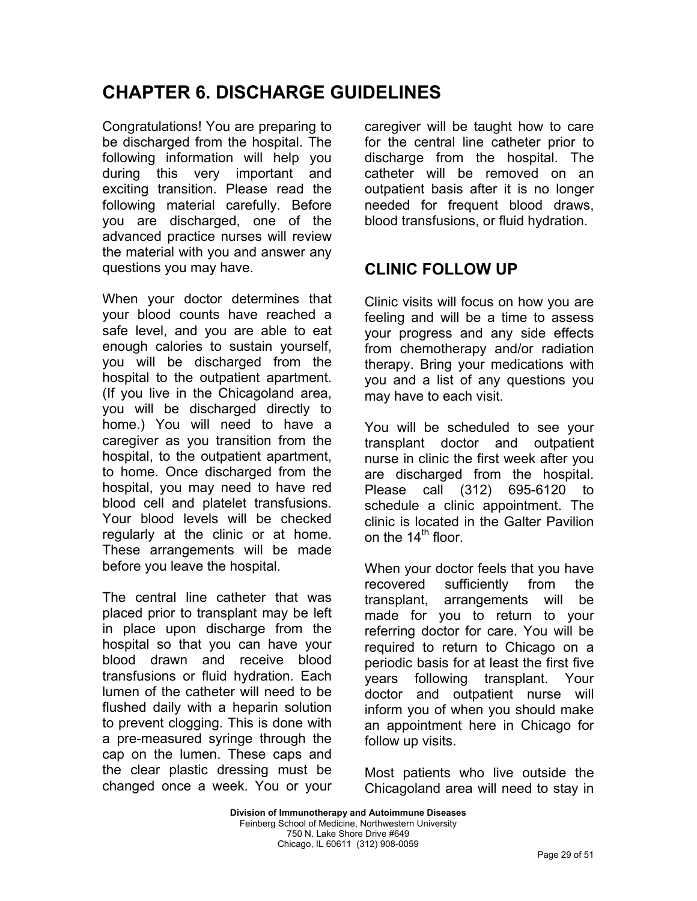# CHAPTER 6. DISCHARGE GUIDELINES

Congratulations! You are preparing to be discharged from the hospital. The following information will help you during this very important and exciting transition. Please read the following material carefully. Before you are discharged, one of the advanced practice nurses will review the material with you and answer any questions you may have.

When your doctor determines that your blood counts have reached a safe level, and you are able to eat enough calories to sustain yourself, you will be discharged from the hospital to the outpatient apartment. (If you live in the Chicagoland area, you will be discharged directly to home.) You will need to have a caregiver as you transition from the hospital, to the outpatient apartment, to home. Once discharged from the hospital, you may need to have red blood cell and platelet transfusions. Your blood levels will be checked regularly at the clinic or at home. These arrangements will be made before you leave the hospital.

The central line catheter that was placed prior to transplant may be left in place upon discharge from the hospital so that you can have your blood drawn and receive blood transfusions or fluid hydration. Each lumen of the catheter will need to be flushed daily with a heparin solution to prevent clogging. This is done with a pre-measured syringe through the cap on the lumen. These caps and the clear plastic dressing must be changed once a week. You or your caregiver will be taught how to care for the central line catheter prior to discharge from the hospital. The catheter will be removed on an outpatient basis after it is no longer needed for frequent blood draws, blood transfusions, or fluid hydration.

## CLINIC FOLLOW UP

Clinic visits will focus on how you are feeling and will be a time to assess your progress and any side effects from chemotherapy and/or radiation therapy. Bring your medications with you and a list of any questions you may have to each visit.

You will be scheduled to see your transplant doctor and outpatient nurse in clinic the first week after you are discharged from the hospital. Please call (312) 695-6120 to schedule a clinic appointment. The clinic is located in the Galter Pavilion on the 14th floor.

When your doctor feels that you have recovered sufficiently from the transplant, arrangements will be made for you to return to your referring doctor for care. You will be required to return to Chicago on a periodic basis for at least the first five years following transplant. Your doctor and outpatient nurse will inform you of when you should make an appointment here in Chicago for follow up visits.

Most patients who live outside the Chicagoland area will need to stay in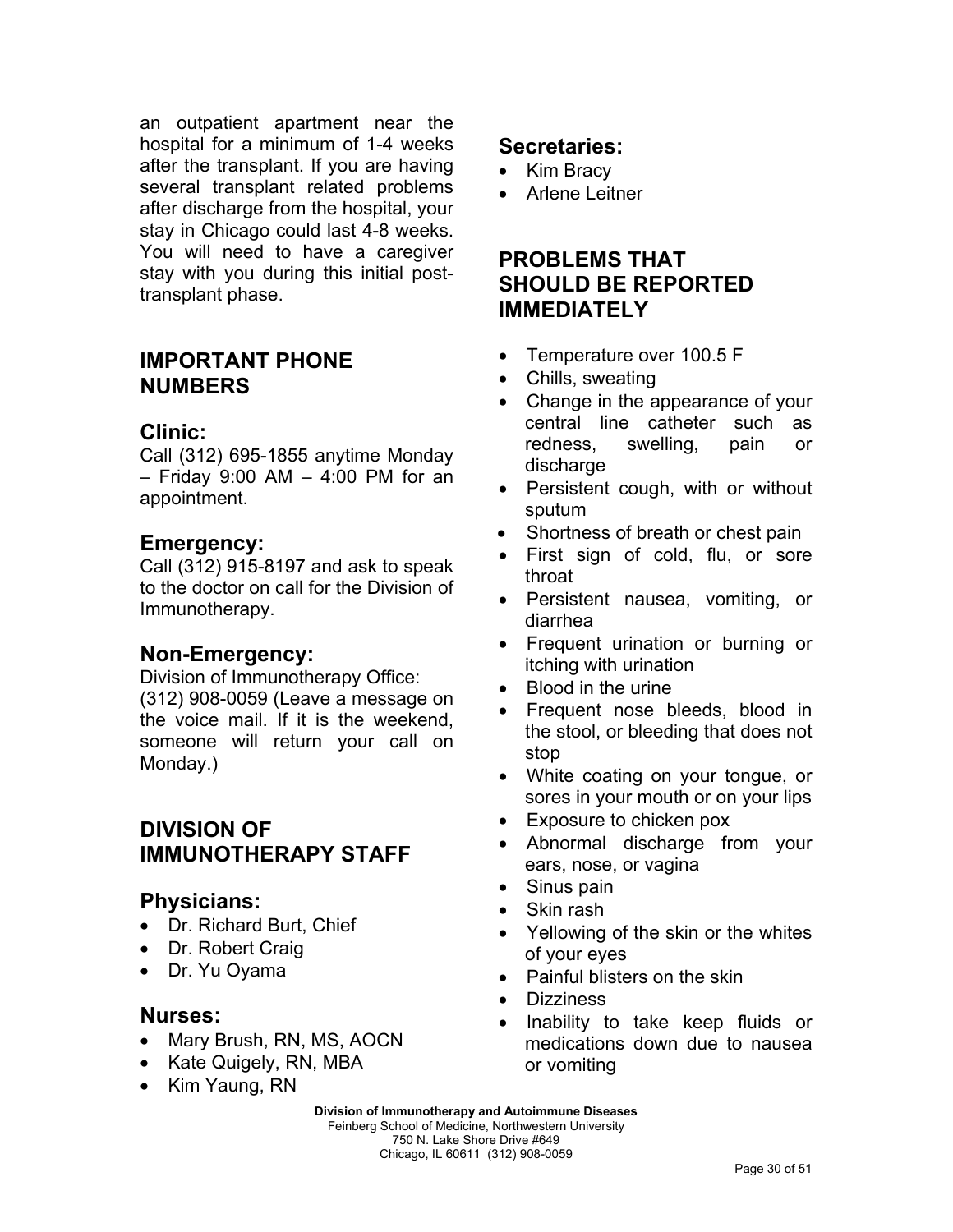an outpatient apartment near the hospital for a minimum of 1-4 weeks after the transplant. If you are having several transplant related problems after discharge from the hospital, your stay in Chicago could last 4-8 weeks. You will need to have a caregiver stay with you during this initial post-transplant phase.

## IMPORTANT PHONE NUMBERS

### Clinic:

Call (312) 695-1855 anytime Monday – Friday 9:00 AM – 4:00 PM for an appointment.

### Emergency:

Call (312) 915-8197 and ask to speak to the doctor on call for the Division of Immunotherapy.

### Non-Emergency:

Division of Immunotherapy Office:
(312) 908-0059 (Leave a message on the voice mail. If it is the weekend, someone will return your call on Monday.)

## DIVISION OF IMMUNOTHERAPY STAFF

### Physicians:

- Dr. Richard Burt, Chief
- Dr. Robert Craig
- Dr. Yu Oyama

### Nurses:

- Mary Brush, RN, MS, AOCN
- Kate Quigely, RN, MBA
- Kim Yaung, RN

### Secretaries:

- Kim Bracy
- Arlene Leitner

## PROBLEMS THAT SHOULD BE REPORTED IMMEDIATELY

- Temperature over 100.5 F
- Chills, sweating
- Change in the appearance of your central line catheter such as redness, swelling, pain or discharge
- Persistent cough, with or without sputum
- Shortness of breath or chest pain
- First sign of cold, flu, or sore throat
- Persistent nausea, vomiting, or diarrhea
- Frequent urination or burning or itching with urination
- Blood in the urine
- Frequent nose bleeds, blood in the stool, or bleeding that does not stop
- White coating on your tongue, or sores in your mouth or on your lips
- Exposure to chicken pox
- Abnormal discharge from your ears, nose, or vagina
- Sinus pain
- Skin rash
- Yellowing of the skin or the whites of your eyes
- Painful blisters on the skin
- Dizziness
- Inability to take keep fluids or medications down due to nausea or vomiting

**Division of Immunotherapy and Autoimmune Diseases**
Feinberg School of Medicine, Northwestern University
750 N. Lake Shore Drive #649
Chicago, IL 60611 (312) 908-0059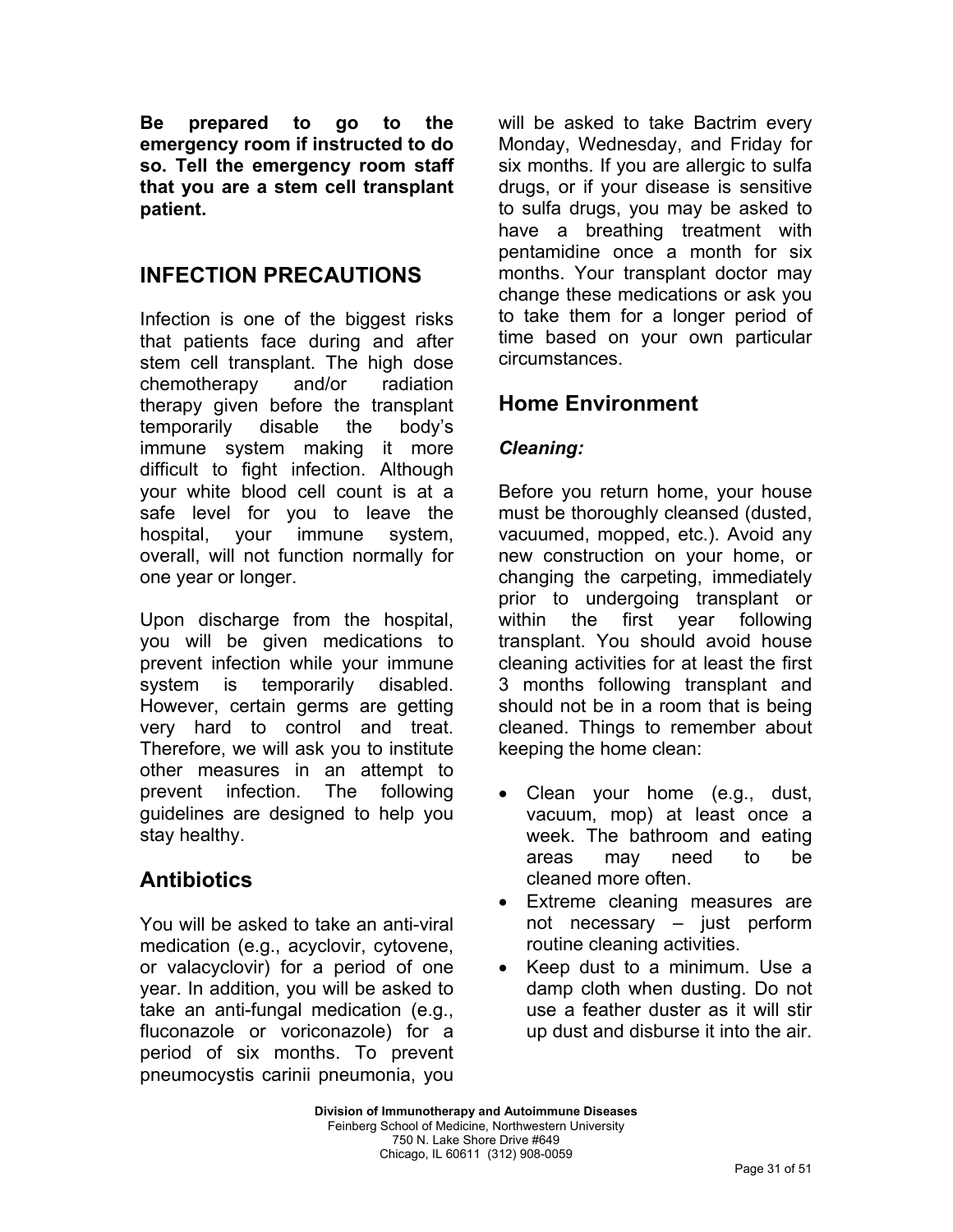**Be prepared to go to the emergency room if instructed to do so. Tell the emergency room staff that you are a stem cell transplant patient.**

## INFECTION PRECAUTIONS

Infection is one of the biggest risks that patients face during and after stem cell transplant. The high dose chemotherapy and/or radiation therapy given before the transplant temporarily disable the body's immune system making it more difficult to fight infection. Although your white blood cell count is at a safe level for you to leave the hospital, your immune system, overall, will not function normally for one year or longer.

Upon discharge from the hospital, you will be given medications to prevent infection while your immune system is temporarily disabled. However, certain germs are getting very hard to control and treat. Therefore, we will ask you to institute other measures in an attempt to prevent infection. The following guidelines are designed to help you stay healthy.

### Antibiotics

You will be asked to take an anti-viral medication (e.g., acyclovir, cytovene, or valacyclovir) for a period of one year. In addition, you will be asked to take an anti-fungal medication (e.g., fluconazole or voriconazole) for a period of six months. To prevent pneumocystis carinii pneumonia, you will be asked to take Bactrim every Monday, Wednesday, and Friday for six months. If you are allergic to sulfa drugs, or if your disease is sensitive to sulfa drugs, you may be asked to have a breathing treatment with pentamidine once a month for six months. Your transplant doctor may change these medications or ask you to take them for a longer period of time based on your own particular circumstances.

### Home Environment

***Cleaning:***

Before you return home, your house must be thoroughly cleansed (dusted, vacuumed, mopped, etc.). Avoid any new construction on your home, or changing the carpeting, immediately prior to undergoing transplant or within the first year following transplant. You should avoid house cleaning activities for at least the first 3 months following transplant and should not be in a room that is being cleaned. Things to remember about keeping the home clean:

- Clean your home (e.g., dust, vacuum, mop) at least once a week. The bathroom and eating areas may need to be cleaned more often.
- Extreme cleaning measures are not necessary – just perform routine cleaning activities.
- Keep dust to a minimum. Use a damp cloth when dusting. Do not use a feather duster as it will stir up dust and disburse it into the air.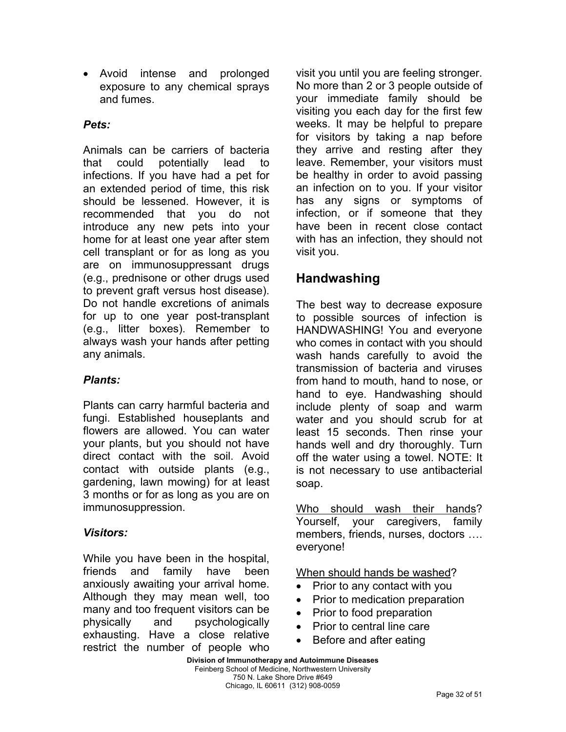- Avoid intense and prolonged exposure to any chemical sprays and fumes.

### *Pets:*

Animals can be carriers of bacteria that could potentially lead to infections. If you have had a pet for an extended period of time, this risk should be lessened. However, it is recommended that you do not introduce any new pets into your home for at least one year after stem cell transplant or for as long as you are on immunosuppressant drugs (e.g., prednisone or other drugs used to prevent graft versus host disease). Do not handle excretions of animals for up to one year post-transplant (e.g., litter boxes). Remember to always wash your hands after petting any animals.

### *Plants:*

Plants can carry harmful bacteria and fungi. Established houseplants and flowers are allowed. You can water your plants, but you should not have direct contact with the soil. Avoid contact with outside plants (e.g., gardening, lawn mowing) for at least 3 months or for as long as you are on immunosuppression.

### *Visitors:*

While you have been in the hospital, friends and family have been anxiously awaiting your arrival home. Although they may mean well, too many and too frequent visitors can be physically and psychologically exhausting. Have a close relative restrict the number of people who visit you until you are feeling stronger. No more than 2 or 3 people outside of your immediate family should be visiting you each day for the first few weeks. It may be helpful to prepare for visitors by taking a nap before they arrive and resting after they leave. Remember, your visitors must be healthy in order to avoid passing an infection on to you. If your visitor has any signs or symptoms of infection, or if someone that they have been in recent close contact with has an infection, they should not visit you.

## Handwashing

The best way to decrease exposure to possible sources of infection is HANDWASHING! You and everyone who comes in contact with you should wash hands carefully to avoid the transmission of bacteria and viruses from hand to mouth, hand to nose, or hand to eye. Handwashing should include plenty of soap and warm water and you should scrub for at least 15 seconds. Then rinse your hands well and dry thoroughly. Turn off the water using a towel. NOTE: It is not necessary to use antibacterial soap.

<u>Who should wash their hands</u>? Yourself, your caregivers, family members, friends, nurses, doctors …. everyone!

<u>When should hands be washed</u>?

- Prior to any contact with you
- Prior to medication preparation
- Prior to food preparation
- Prior to central line care
- Before and after eating

**Division of Immunotherapy and Autoimmune Diseases**
Feinberg School of Medicine, Northwestern University
750 N. Lake Shore Drive #649
Chicago, IL 60611 (312) 908-0059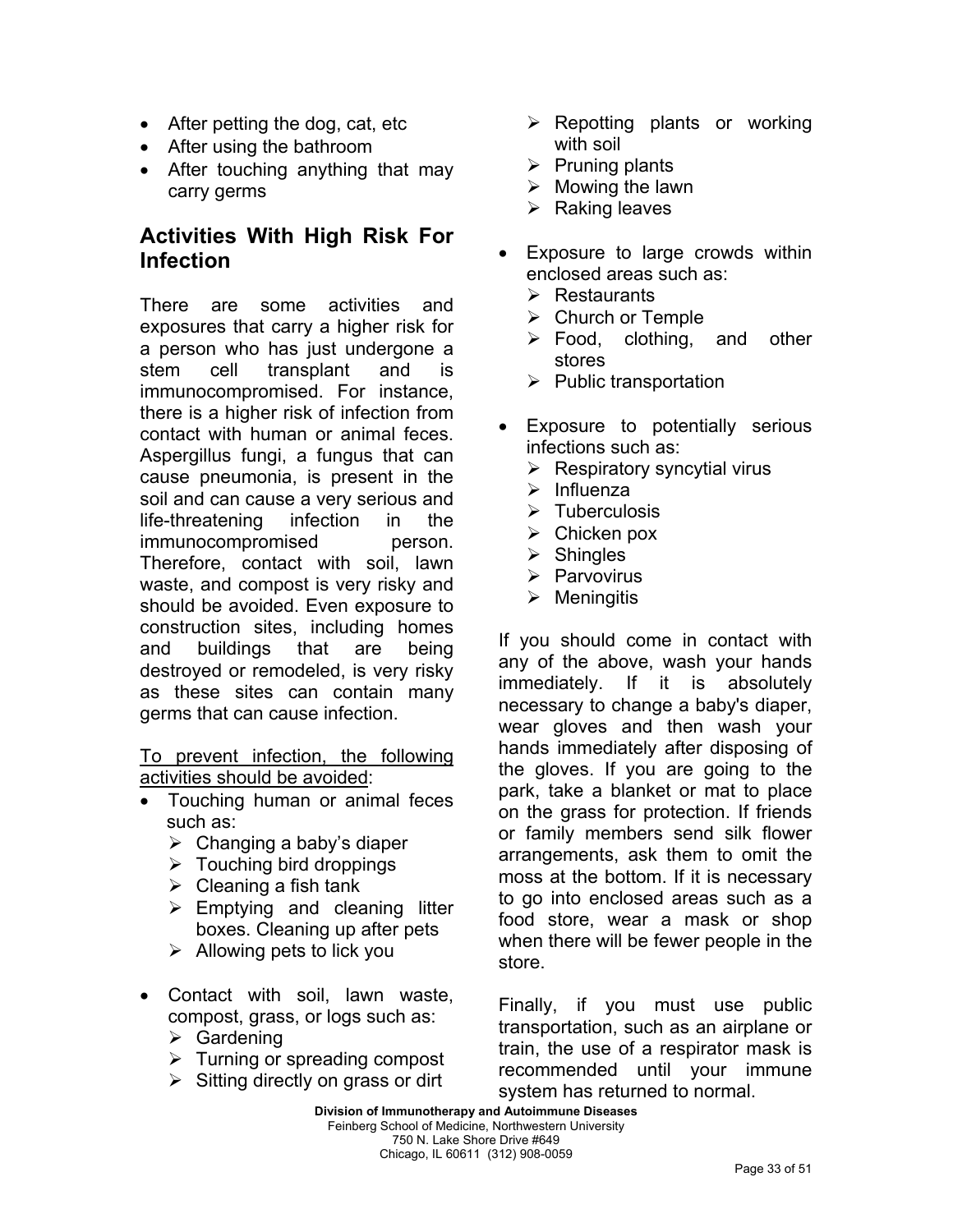- After petting the dog, cat, etc
- After using the bathroom
- After touching anything that may carry germs

## Activities With High Risk For Infection

There are some activities and exposures that carry a higher risk for a person who has just undergone a stem cell transplant and is immunocompromised. For instance, there is a higher risk of infection from contact with human or animal feces. Aspergillus fungi, a fungus that can cause pneumonia, is present in the soil and can cause a very serious and life-threatening infection in the immunocompromised person. Therefore, contact with soil, lawn waste, and compost is very risky and should be avoided. Even exposure to construction sites, including homes and buildings that are being destroyed or remodeled, is very risky as these sites can contain many germs that can cause infection.

<u>To prevent infection, the following activities should be avoided</u>:

- Touching human or animal feces such as:
  - Changing a baby's diaper
  - Touching bird droppings
  - Cleaning a fish tank
  - Emptying and cleaning litter boxes. Cleaning up after pets
  - Allowing pets to lick you

- Contact with soil, lawn waste, compost, grass, or logs such as:
  - Gardening
  - Turning or spreading compost
  - Sitting directly on grass or dirt
  - Repotting plants or working with soil
  - Pruning plants
  - Mowing the lawn
  - Raking leaves

- Exposure to large crowds within enclosed areas such as:
  - Restaurants
  - Church or Temple
  - Food, clothing, and other stores
  - Public transportation

- Exposure to potentially serious infections such as:
  - Respiratory syncytial virus
  - Influenza
  - Tuberculosis
  - Chicken pox
  - Shingles
  - Parvovirus
  - Meningitis

If you should come in contact with any of the above, wash your hands immediately. If it is absolutely necessary to change a baby's diaper, wear gloves and then wash your hands immediately after disposing of the gloves. If you are going to the park, take a blanket or mat to place on the grass for protection. If friends or family members send silk flower arrangements, ask them to omit the moss at the bottom. If it is necessary to go into enclosed areas such as a food store, wear a mask or shop when there will be fewer people in the store.

Finally, if you must use public transportation, such as an airplane or train, the use of a respirator mask is recommended until your immune system has returned to normal.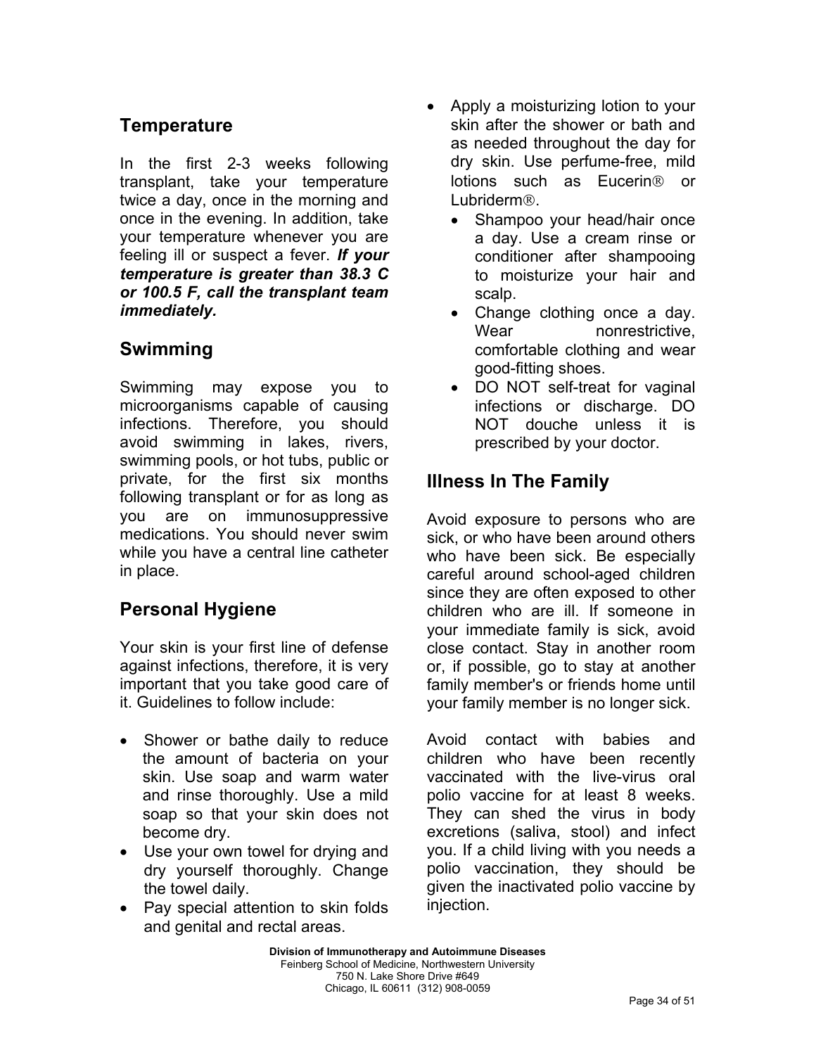## Temperature

In the first 2-3 weeks following transplant, take your temperature twice a day, once in the morning and once in the evening. In addition, take your temperature whenever you are feeling ill or suspect a fever. ***If your temperature is greater than 38.3 C or 100.5 F, call the transplant team immediately.***

## Swimming

Swimming may expose you to microorganisms capable of causing infections. Therefore, you should avoid swimming in lakes, rivers, swimming pools, or hot tubs, public or private, for the first six months following transplant or for as long as you are on immunosuppressive medications. You should never swim while you have a central line catheter in place.

## Personal Hygiene

Your skin is your first line of defense against infections, therefore, it is very important that you take good care of it. Guidelines to follow include:

- Shower or bathe daily to reduce the amount of bacteria on your skin. Use soap and warm water and rinse thoroughly. Use a mild soap so that your skin does not become dry.
- Use your own towel for drying and dry yourself thoroughly. Change the towel daily.
- Pay special attention to skin folds and genital and rectal areas.
- Apply a moisturizing lotion to your skin after the shower or bath and as needed throughout the day for dry skin. Use perfume-free, mild lotions such as Eucerin® or Lubriderm®.
  - Shampoo your head/hair once a day. Use a cream rinse or conditioner after shampooing to moisturize your hair and scalp.
  - Change clothing once a day. Wear nonrestrictive, comfortable clothing and wear good-fitting shoes.
  - DO NOT self-treat for vaginal infections or discharge. DO NOT douche unless it is prescribed by your doctor.

## Illness In The Family

Avoid exposure to persons who are sick, or who have been around others who have been sick. Be especially careful around school-aged children since they are often exposed to other children who are ill. If someone in your immediate family is sick, avoid close contact. Stay in another room or, if possible, go to stay at another family member's or friends home until your family member is no longer sick.

Avoid contact with babies and children who have been recently vaccinated with the live-virus oral polio vaccine for at least 8 weeks. They can shed the virus in body excretions (saliva, stool) and infect you. If a child living with you needs a polio vaccination, they should be given the inactivated polio vaccine by injection.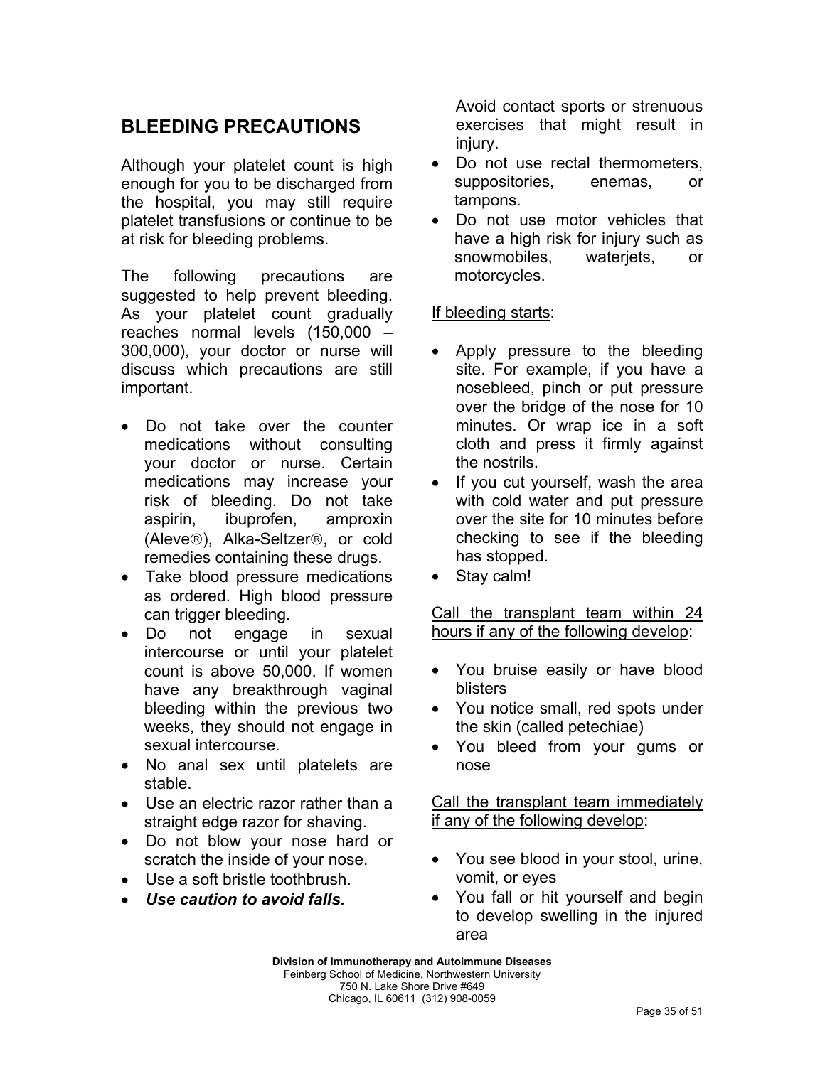## BLEEDING PRECAUTIONS

Although your platelet count is high enough for you to be discharged from the hospital, you may still require platelet transfusions or continue to be at risk for bleeding problems.

The following precautions are suggested to help prevent bleeding. As your platelet count gradually reaches normal levels (150,000 – 300,000), your doctor or nurse will discuss which precautions are still important.

- Do not take over the counter medications without consulting your doctor or nurse. Certain medications may increase your risk of bleeding. Do not take aspirin, ibuprofen, amproxin (Aleve®), Alka-Seltzer®, or cold remedies containing these drugs.
- Take blood pressure medications as ordered. High blood pressure can trigger bleeding.
- Do not engage in sexual intercourse or until your platelet count is above 50,000. If women have any breakthrough vaginal bleeding within the previous two weeks, they should not engage in sexual intercourse.
- No anal sex until platelets are stable.
- Use an electric razor rather than a straight edge razor for shaving.
- Do not blow your nose hard or scratch the inside of your nose.
- Use a soft bristle toothbrush.
- ***Use caution to avoid falls.*** Avoid contact sports or strenuous exercises that might result in injury.
- Do not use rectal thermometers, suppositories, enemas, or tampons.
- Do not use motor vehicles that have a high risk for injury such as snowmobiles, waterjets, or motorcycles.

<u>If bleeding starts</u>:

- Apply pressure to the bleeding site. For example, if you have a nosebleed, pinch or put pressure over the bridge of the nose for 10 minutes. Or wrap ice in a soft cloth and press it firmly against the nostrils.
- If you cut yourself, wash the area with cold water and put pressure over the site for 10 minutes before checking to see if the bleeding has stopped.
- Stay calm!

<u>Call the transplant team within 24 hours if any of the following develop</u>:

- You bruise easily or have blood blisters
- You notice small, red spots under the skin (called petechiae)
- You bleed from your gums or nose

<u>Call the transplant team immediately if any of the following develop</u>:

- You see blood in your stool, urine, vomit, or eyes
- You fall or hit yourself and begin to develop swelling in the injured area

**Division of Immunotherapy and Autoimmune Diseases**
Feinberg School of Medicine, Northwestern University
750 N. Lake Shore Drive #649
Chicago, IL 60611 (312) 908-0059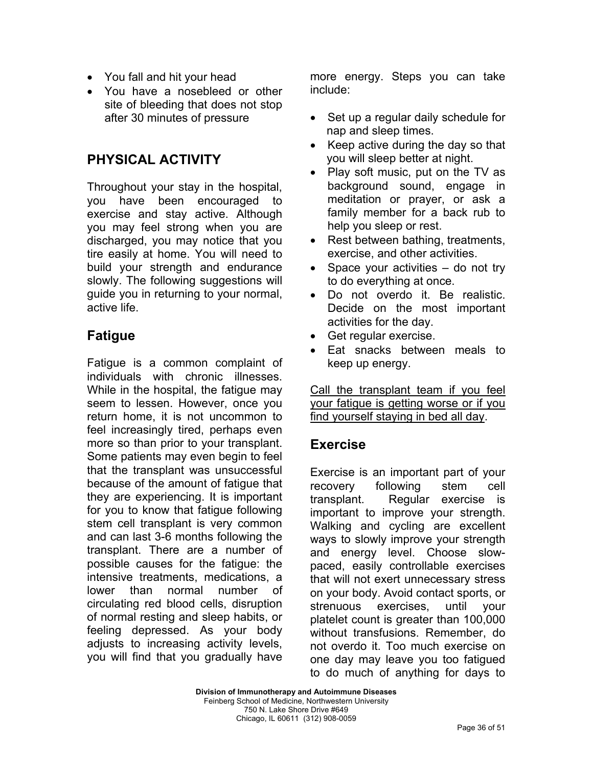- You fall and hit your head
- You have a nosebleed or other site of bleeding that does not stop after 30 minutes of pressure

## PHYSICAL ACTIVITY

Throughout your stay in the hospital, you have been encouraged to exercise and stay active. Although you may feel strong when you are discharged, you may notice that you tire easily at home. You will need to build your strength and endurance slowly. The following suggestions will guide you in returning to your normal, active life.

### Fatigue

Fatigue is a common complaint of individuals with chronic illnesses. While in the hospital, the fatigue may seem to lessen. However, once you return home, it is not uncommon to feel increasingly tired, perhaps even more so than prior to your transplant. Some patients may even begin to feel that the transplant was unsuccessful because of the amount of fatigue that they are experiencing. It is important for you to know that fatigue following stem cell transplant is very common and can last 3-6 months following the transplant. There are a number of possible causes for the fatigue: the intensive treatments, medications, a lower than normal number of circulating red blood cells, disruption of normal resting and sleep habits, or feeling depressed. As your body adjusts to increasing activity levels, you will find that you gradually have more energy. Steps you can take include:

- Set up a regular daily schedule for nap and sleep times.
- Keep active during the day so that you will sleep better at night.
- Play soft music, put on the TV as background sound, engage in meditation or prayer, or ask a family member for a back rub to help you sleep or rest.
- Rest between bathing, treatments, exercise, and other activities.
- Space your activities – do not try to do everything at once.
- Do not overdo it. Be realistic. Decide on the most important activities for the day.
- Get regular exercise.
- Eat snacks between meals to keep up energy.

<u>Call the transplant team if you feel your fatigue is getting worse or if you find yourself staying in bed all day</u>.

### Exercise

Exercise is an important part of your recovery following stem cell transplant. Regular exercise is important to improve your strength. Walking and cycling are excellent ways to slowly improve your strength and energy level. Choose slow-paced, easily controllable exercises that will not exert unnecessary stress on your body. Avoid contact sports, or strenuous exercises, until your platelet count is greater than 100,000 without transfusions. Remember, do not overdo it. Too much exercise on one day may leave you too fatigued to do much of anything for days to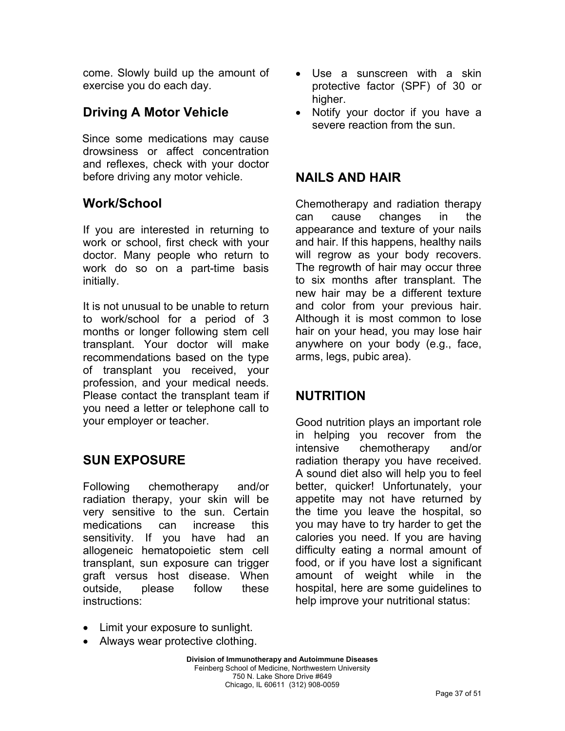come. Slowly build up the amount of exercise you do each day.

### Driving A Motor Vehicle

Since some medications may cause drowsiness or affect concentration and reflexes, check with your doctor before driving any motor vehicle.

### Work/School

If you are interested in returning to work or school, first check with your doctor. Many people who return to work do so on a part-time basis initially.

It is not unusual to be unable to return to work/school for a period of 3 months or longer following stem cell transplant. Your doctor will make recommendations based on the type of transplant you received, your profession, and your medical needs. Please contact the transplant team if you need a letter or telephone call to your employer or teacher.

## SUN EXPOSURE

Following chemotherapy and/or radiation therapy, your skin will be very sensitive to the sun. Certain medications can increase this sensitivity. If you have had an allogeneic hematopoietic stem cell transplant, sun exposure can trigger graft versus host disease. When outside, please follow these instructions:

- Limit your exposure to sunlight.
- Always wear protective clothing.
- Use a sunscreen with a skin protective factor (SPF) of 30 or higher.
- Notify your doctor if you have a severe reaction from the sun.

## NAILS AND HAIR

Chemotherapy and radiation therapy can cause changes in the appearance and texture of your nails and hair. If this happens, healthy nails will regrow as your body recovers. The regrowth of hair may occur three to six months after transplant. The new hair may be a different texture and color from your previous hair. Although it is most common to lose hair on your head, you may lose hair anywhere on your body (e.g., face, arms, legs, pubic area).

## NUTRITION

Good nutrition plays an important role in helping you recover from the intensive chemotherapy and/or radiation therapy you have received. A sound diet also will help you to feel better, quicker! Unfortunately, your appetite may not have returned by the time you leave the hospital, so you may have to try harder to get the calories you need. If you are having difficulty eating a normal amount of food, or if you have lost a significant amount of weight while in the hospital, here are some guidelines to help improve your nutritional status: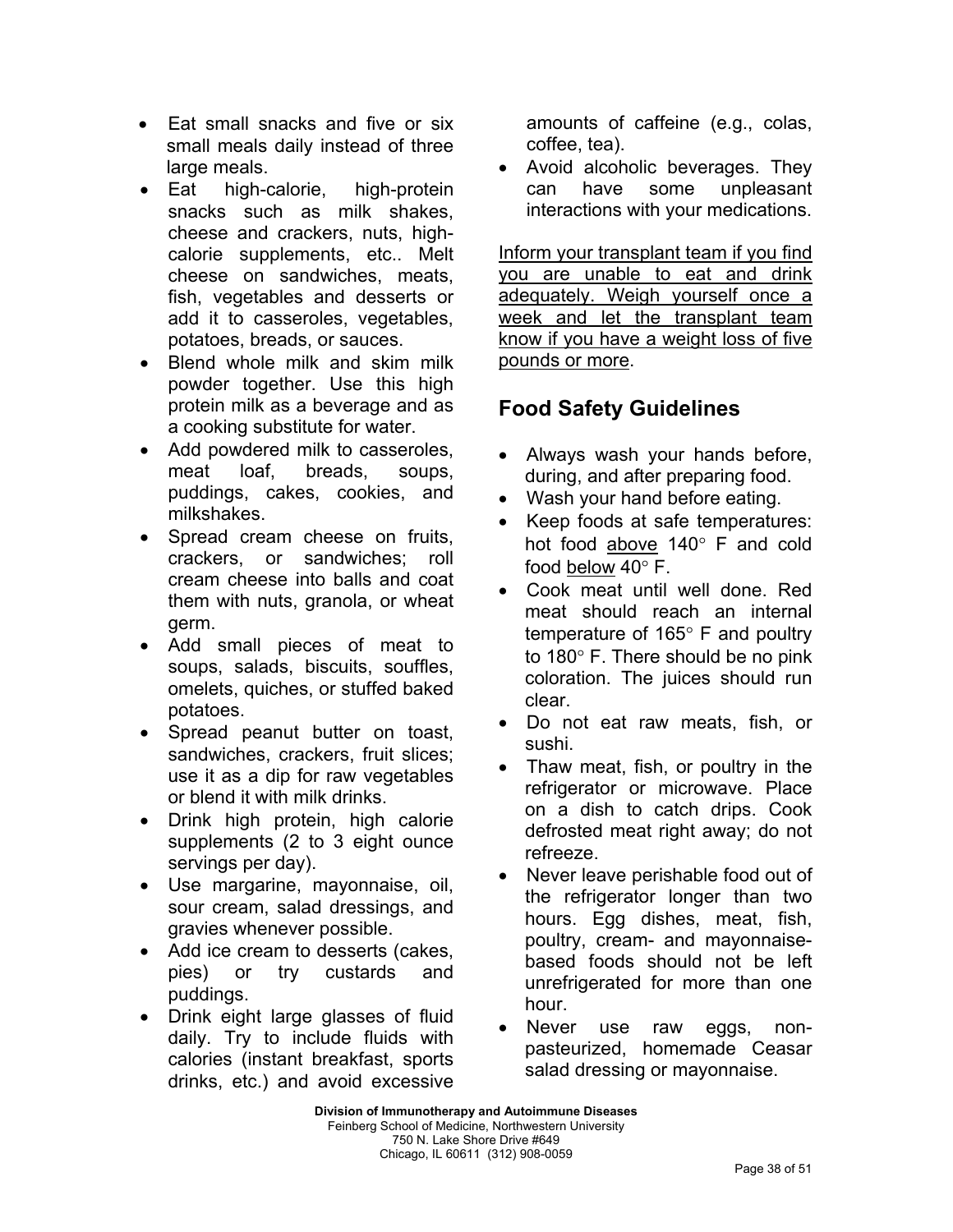- Eat small snacks and five or six small meals daily instead of three large meals.
- Eat high-calorie, high-protein snacks such as milk shakes, cheese and crackers, nuts, high-calorie supplements, etc.. Melt cheese on sandwiches, meats, fish, vegetables and desserts or add it to casseroles, vegetables, potatoes, breads, or sauces.
- Blend whole milk and skim milk powder together. Use this high protein milk as a beverage and as a cooking substitute for water.
- Add powdered milk to casseroles, meat loaf, breads, soups, puddings, cakes, cookies, and milkshakes.
- Spread cream cheese on fruits, crackers, or sandwiches; roll cream cheese into balls and coat them with nuts, granola, or wheat germ.
- Add small pieces of meat to soups, salads, biscuits, souffles, omelets, quiches, or stuffed baked potatoes.
- Spread peanut butter on toast, sandwiches, crackers, fruit slices; use it as a dip for raw vegetables or blend it with milk drinks.
- Drink high protein, high calorie supplements (2 to 3 eight ounce servings per day).
- Use margarine, mayonnaise, oil, sour cream, salad dressings, and gravies whenever possible.
- Add ice cream to desserts (cakes, pies) or try custards and puddings.
- Drink eight large glasses of fluid daily. Try to include fluids with calories (instant breakfast, sports drinks, etc.) and avoid excessive amounts of caffeine (e.g., colas, coffee, tea).
- Avoid alcoholic beverages. They can have some unpleasant interactions with your medications.

<u>Inform your transplant team if you find you are unable to eat and drink adequately. Weigh yourself once a week and let the transplant team know if you have a weight loss of five pounds or more</u>.

## Food Safety Guidelines

- Always wash your hands before, during, and after preparing food.
- Wash your hand before eating.
- Keep foods at safe temperatures: hot food <u>above</u> 140° F and cold food <u>below</u> 40° F.
- Cook meat until well done. Red meat should reach an internal temperature of 165° F and poultry to 180° F. There should be no pink coloration. The juices should run clear.
- Do not eat raw meats, fish, or sushi.
- Thaw meat, fish, or poultry in the refrigerator or microwave. Place on a dish to catch drips. Cook defrosted meat right away; do not refreeze.
- Never leave perishable food out of the refrigerator longer than two hours. Egg dishes, meat, fish, poultry, cream- and mayonnaise-based foods should not be left unrefrigerated for more than one hour.
- Never use raw eggs, non-pasteurized, homemade Ceasar salad dressing or mayonnaise.

**Division of Immunotherapy and Autoimmune Diseases**
Feinberg School of Medicine, Northwestern University
750 N. Lake Shore Drive #649
Chicago, IL 60611 (312) 908-0059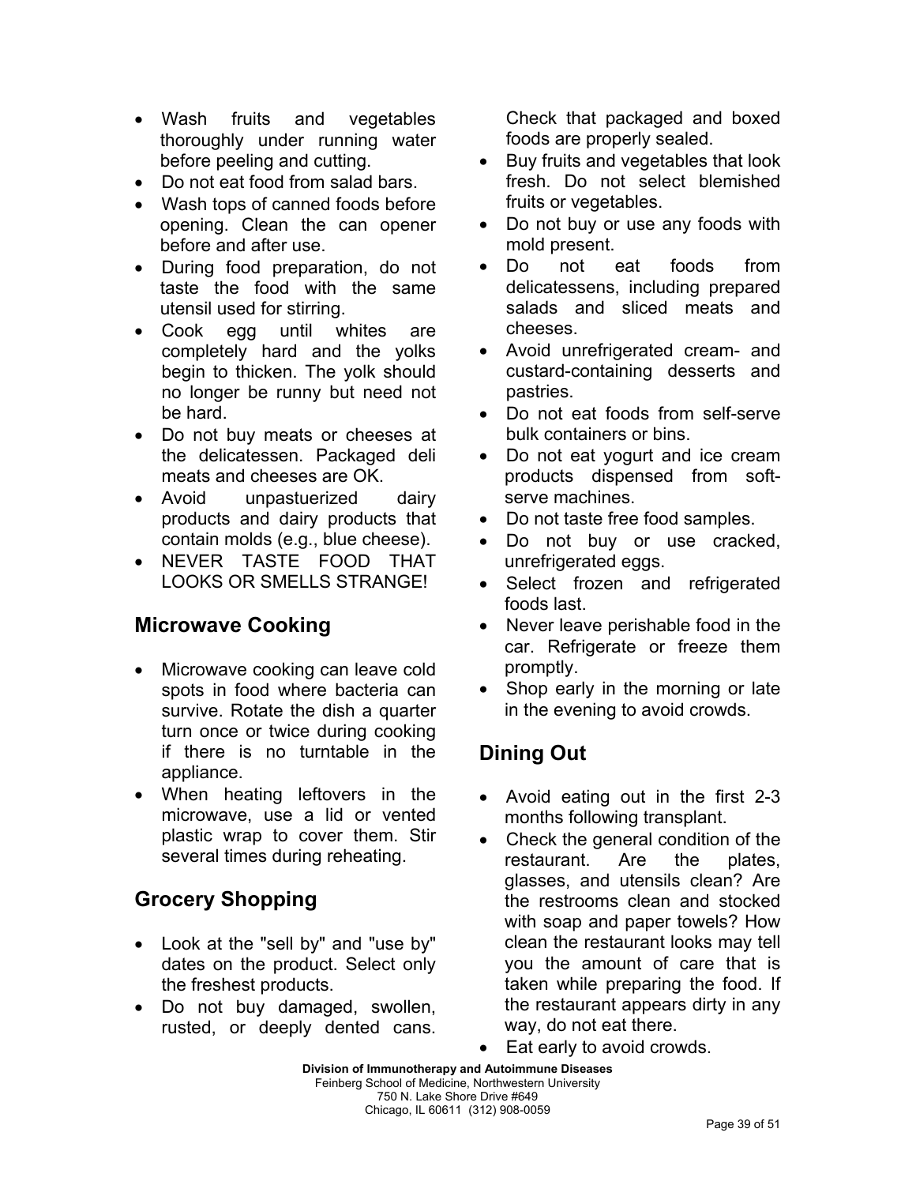- Wash fruits and vegetables thoroughly under running water before peeling and cutting.
- Do not eat food from salad bars.
- Wash tops of canned foods before opening. Clean the can opener before and after use.
- During food preparation, do not taste the food with the same utensil used for stirring.
- Cook egg until whites are completely hard and the yolks begin to thicken. The yolk should no longer be runny but need not be hard.
- Do not buy meats or cheeses at the delicatessen. Packaged deli meats and cheeses are OK.
- Avoid unpastuerized dairy products and dairy products that contain molds (e.g., blue cheese).
- NEVER TASTE FOOD THAT LOOKS OR SMELLS STRANGE!

## Microwave Cooking

- Microwave cooking can leave cold spots in food where bacteria can survive. Rotate the dish a quarter turn once or twice during cooking if there is no turntable in the appliance.
- When heating leftovers in the microwave, use a lid or vented plastic wrap to cover them. Stir several times during reheating.

## Grocery Shopping

- Look at the "sell by" and "use by" dates on the product. Select only the freshest products.
- Do not buy damaged, swollen, rusted, or deeply dented cans. Check that packaged and boxed foods are properly sealed.
- Buy fruits and vegetables that look fresh. Do not select blemished fruits or vegetables.
- Do not buy or use any foods with mold present.
- Do not eat foods from delicatessens, including prepared salads and sliced meats and cheeses.
- Avoid unrefrigerated cream- and custard-containing desserts and pastries.
- Do not eat foods from self-serve bulk containers or bins.
- Do not eat yogurt and ice cream products dispensed from soft-serve machines.
- Do not taste free food samples.
- Do not buy or use cracked, unrefrigerated eggs.
- Select frozen and refrigerated foods last.
- Never leave perishable food in the car. Refrigerate or freeze them promptly.
- Shop early in the morning or late in the evening to avoid crowds.

## Dining Out

- Avoid eating out in the first 2-3 months following transplant.
- Check the general condition of the restaurant. Are the plates, glasses, and utensils clean? Are the restrooms clean and stocked with soap and paper towels? How clean the restaurant looks may tell you the amount of care that is taken while preparing the food. If the restaurant appears dirty in any way, do not eat there.
- Eat early to avoid crowds.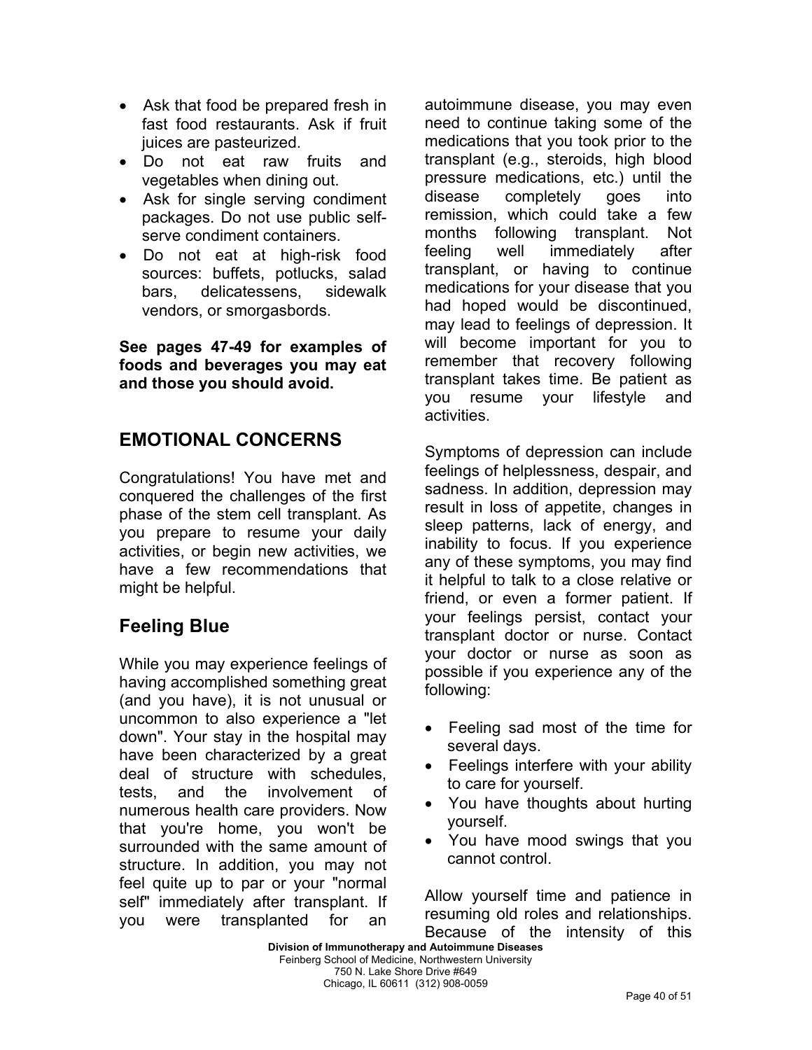- Ask that food be prepared fresh in fast food restaurants. Ask if fruit juices are pasteurized.
- Do not eat raw fruits and vegetables when dining out.
- Ask for single serving condiment packages. Do not use public self-serve condiment containers.
- Do not eat at high-risk food sources: buffets, potlucks, salad bars, delicatessens, sidewalk vendors, or smorgasbords.

**See pages 47-49 for examples of foods and beverages you may eat and those you should avoid.**

## EMOTIONAL CONCERNS

Congratulations! You have met and conquered the challenges of the first phase of the stem cell transplant. As you prepare to resume your daily activities, or begin new activities, we have a few recommendations that might be helpful.

### Feeling Blue

While you may experience feelings of having accomplished something great (and you have), it is not unusual or uncommon to also experience a "let down". Your stay in the hospital may have been characterized by a great deal of structure with schedules, tests, and the involvement of numerous health care providers. Now that you're home, you won't be surrounded with the same amount of structure. In addition, you may not feel quite up to par or your "normal self" immediately after transplant. If you were transplanted for an autoimmune disease, you may even need to continue taking some of the medications that you took prior to the transplant (e.g., steroids, high blood pressure medications, etc.) until the disease completely goes into remission, which could take a few months following transplant. Not feeling well immediately after transplant, or having to continue medications for your disease that you had hoped would be discontinued, may lead to feelings of depression. It will become important for you to remember that recovery following transplant takes time. Be patient as you resume your lifestyle and activities.

Symptoms of depression can include feelings of helplessness, despair, and sadness. In addition, depression may result in loss of appetite, changes in sleep patterns, lack of energy, and inability to focus. If you experience any of these symptoms, you may find it helpful to talk to a close relative or friend, or even a former patient. If your feelings persist, contact your transplant doctor or nurse. Contact your doctor or nurse as soon as possible if you experience any of the following:

- Feeling sad most of the time for several days.
- Feelings interfere with your ability to care for yourself.
- You have thoughts about hurting yourself.
- You have mood swings that you cannot control.

Allow yourself time and patience in resuming old roles and relationships. Because of the intensity of this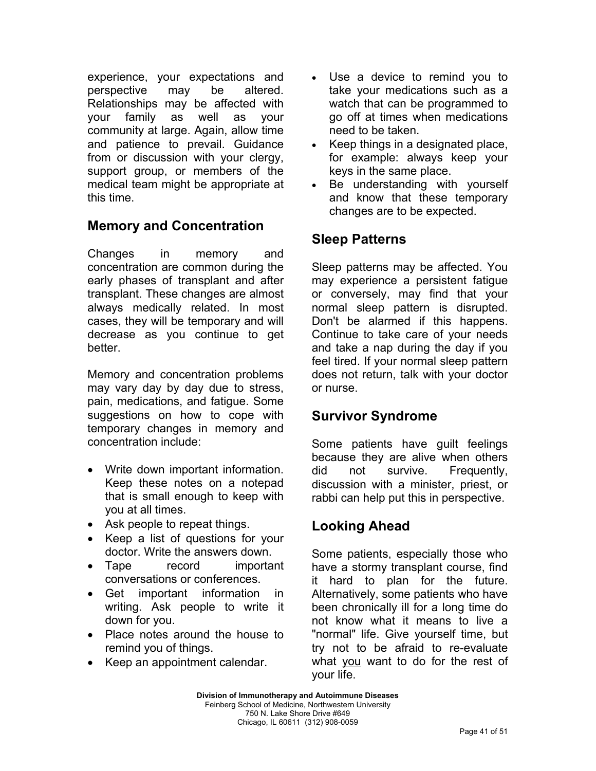experience, your expectations and perspective may be altered. Relationships may be affected with your family as well as your community at large. Again, allow time and patience to prevail. Guidance from or discussion with your clergy, support group, or members of the medical team might be appropriate at this time.

## Memory and Concentration

Changes in memory and concentration are common during the early phases of transplant and after transplant. These changes are almost always medically related. In most cases, they will be temporary and will decrease as you continue to get better.

Memory and concentration problems may vary day by day due to stress, pain, medications, and fatigue. Some suggestions on how to cope with temporary changes in memory and concentration include:

- Write down important information. Keep these notes on a notepad that is small enough to keep with you at all times.
- Ask people to repeat things.
- Keep a list of questions for your doctor. Write the answers down.
- Tape record important conversations or conferences.
- Get important information in writing. Ask people to write it down for you.
- Place notes around the house to remind you of things.
- Keep an appointment calendar.
- Use a device to remind you to take your medications such as a watch that can be programmed to go off at times when medications need to be taken.
- Keep things in a designated place, for example: always keep your keys in the same place.
- Be understanding with yourself and know that these temporary changes are to be expected.

## Sleep Patterns

Sleep patterns may be affected. You may experience a persistent fatigue or conversely, may find that your normal sleep pattern is disrupted. Don't be alarmed if this happens. Continue to take care of your needs and take a nap during the day if you feel tired. If your normal sleep pattern does not return, talk with your doctor or nurse.

## Survivor Syndrome

Some patients have guilt feelings because they are alive when others did not survive. Frequently, discussion with a minister, priest, or rabbi can help put this in perspective.

## Looking Ahead

Some patients, especially those who have a stormy transplant course, find it hard to plan for the future. Alternatively, some patients who have been chronically ill for a long time do not know what it means to live a "normal" life. Give yourself time, but try not to be afraid to re-evaluate what <u>you</u> want to do for the rest of your life.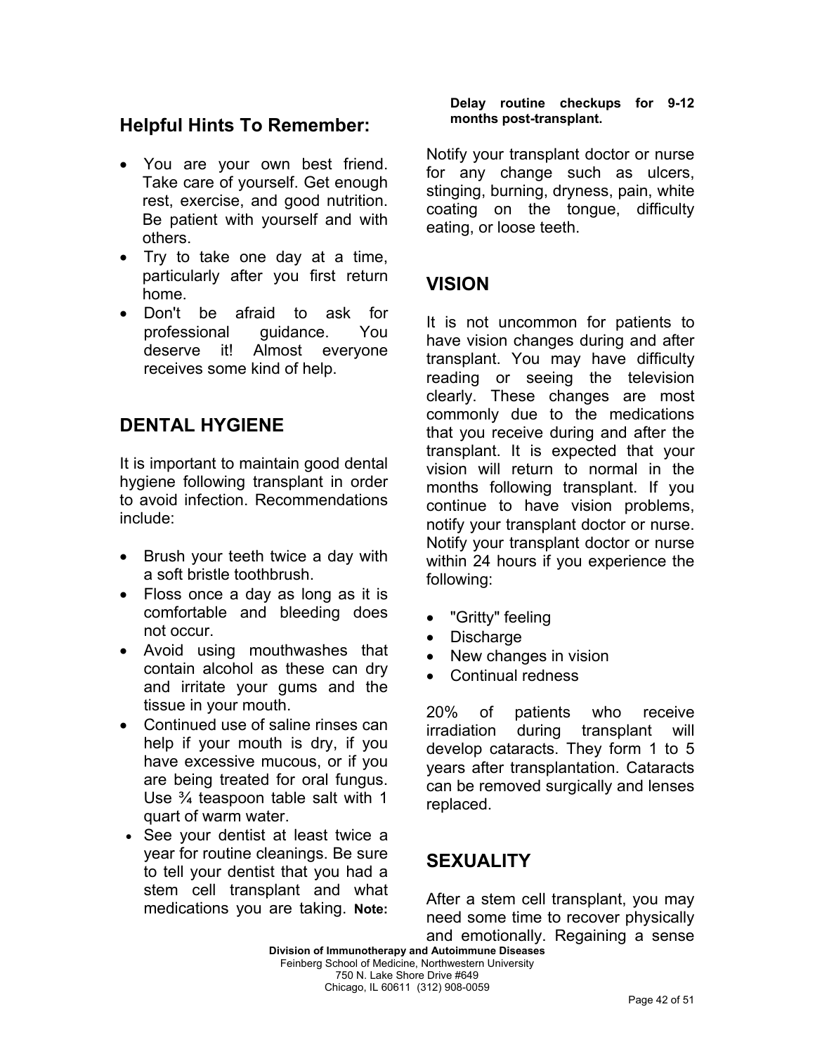## Helpful Hints To Remember:

- You are your own best friend. Take care of yourself. Get enough rest, exercise, and good nutrition. Be patient with yourself and with others.
- Try to take one day at a time, particularly after you first return home.
- Don't be afraid to ask for professional guidance. You deserve it! Almost everyone receives some kind of help.

## DENTAL HYGIENE

It is important to maintain good dental hygiene following transplant in order to avoid infection. Recommendations include:

- Brush your teeth twice a day with a soft bristle toothbrush.
- Floss once a day as long as it is comfortable and bleeding does not occur.
- Avoid using mouthwashes that contain alcohol as these can dry and irritate your gums and the tissue in your mouth.
- Continued use of saline rinses can help if your mouth is dry, if you have excessive mucous, or if you are being treated for oral fungus. Use ¾ teaspoon table salt with 1 quart of warm water.
- See your dentist at least twice a year for routine cleanings. Be sure to tell your dentist that you had a stem cell transplant and what medications you are taking. **Note: Delay routine checkups for 9-12 months post-transplant.**

Notify your transplant doctor or nurse for any change such as ulcers, stinging, burning, dryness, pain, white coating on the tongue, difficulty eating, or loose teeth.

## VISION

It is not uncommon for patients to have vision changes during and after transplant. You may have difficulty reading or seeing the television clearly. These changes are most commonly due to the medications that you receive during and after the transplant. It is expected that your vision will return to normal in the months following transplant. If you continue to have vision problems, notify your transplant doctor or nurse. Notify your transplant doctor or nurse within 24 hours if you experience the following:

- "Gritty" feeling
- Discharge
- New changes in vision
- Continual redness

20% of patients who receive irradiation during transplant will develop cataracts. They form 1 to 5 years after transplantation. Cataracts can be removed surgically and lenses replaced.

## SEXUALITY

After a stem cell transplant, you may need some time to recover physically and emotionally. Regaining a sense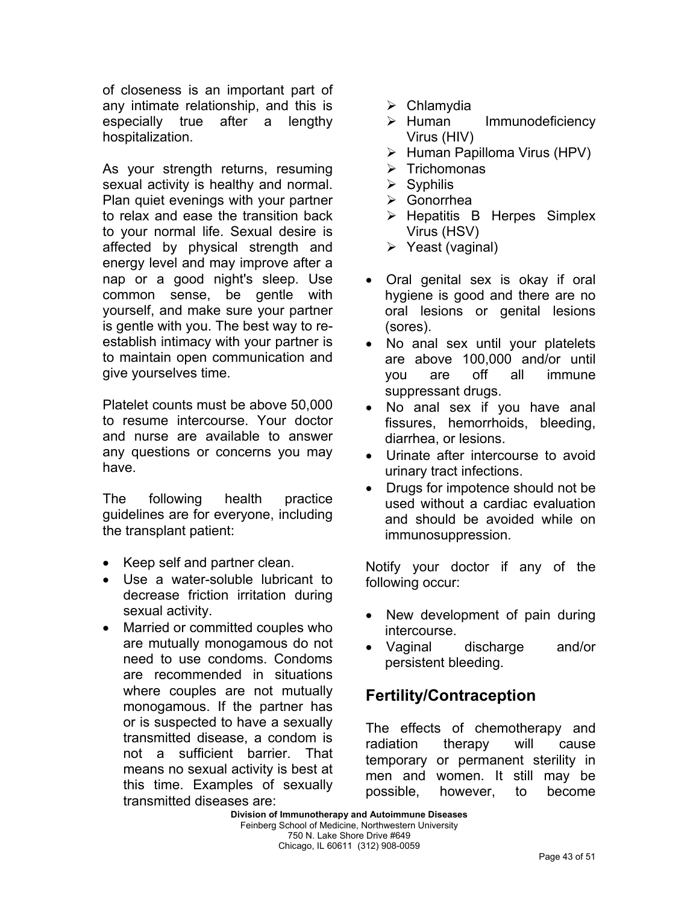of closeness is an important part of any intimate relationship, and this is especially true after a lengthy hospitalization.

As your strength returns, resuming sexual activity is healthy and normal. Plan quiet evenings with your partner to relax and ease the transition back to your normal life. Sexual desire is affected by physical strength and energy level and may improve after a nap or a good night's sleep. Use common sense, be gentle with yourself, and make sure your partner is gentle with you. The best way to re-establish intimacy with your partner is to maintain open communication and give yourselves time.

Platelet counts must be above 50,000 to resume intercourse. Your doctor and nurse are available to answer any questions or concerns you may have.

The following health practice guidelines are for everyone, including the transplant patient:

- Keep self and partner clean.
- Use a water-soluble lubricant to decrease friction irritation during sexual activity.
- Married or committed couples who are mutually monogamous do not need to use condoms. Condoms are recommended in situations where couples are not mutually monogamous. If the partner has or is suspected to have a sexually transmitted disease, a condom is not a sufficient barrier. That means no sexual activity is best at this time. Examples of sexually transmitted diseases are:
  - Chlamydia
  - Human Immunodeficiency Virus (HIV)
  - Human Papilloma Virus (HPV)
  - Trichomonas
  - Syphilis
  - Gonorrhea
  - Hepatitis B Herpes Simplex Virus (HSV)
  - Yeast (vaginal)
- Oral genital sex is okay if oral hygiene is good and there are no oral lesions or genital lesions (sores).
- No anal sex until your platelets are above 100,000 and/or until you are off all immune suppressant drugs.
- No anal sex if you have anal fissures, hemorrhoids, bleeding, diarrhea, or lesions.
- Urinate after intercourse to avoid urinary tract infections.
- Drugs for impotence should not be used without a cardiac evaluation and should be avoided while on immunosuppression.

Notify your doctor if any of the following occur:

- New development of pain during intercourse.
- Vaginal discharge and/or persistent bleeding.

## Fertility/Contraception

The effects of chemotherapy and radiation therapy will cause temporary or permanent sterility in men and women. It still may be possible, however, to become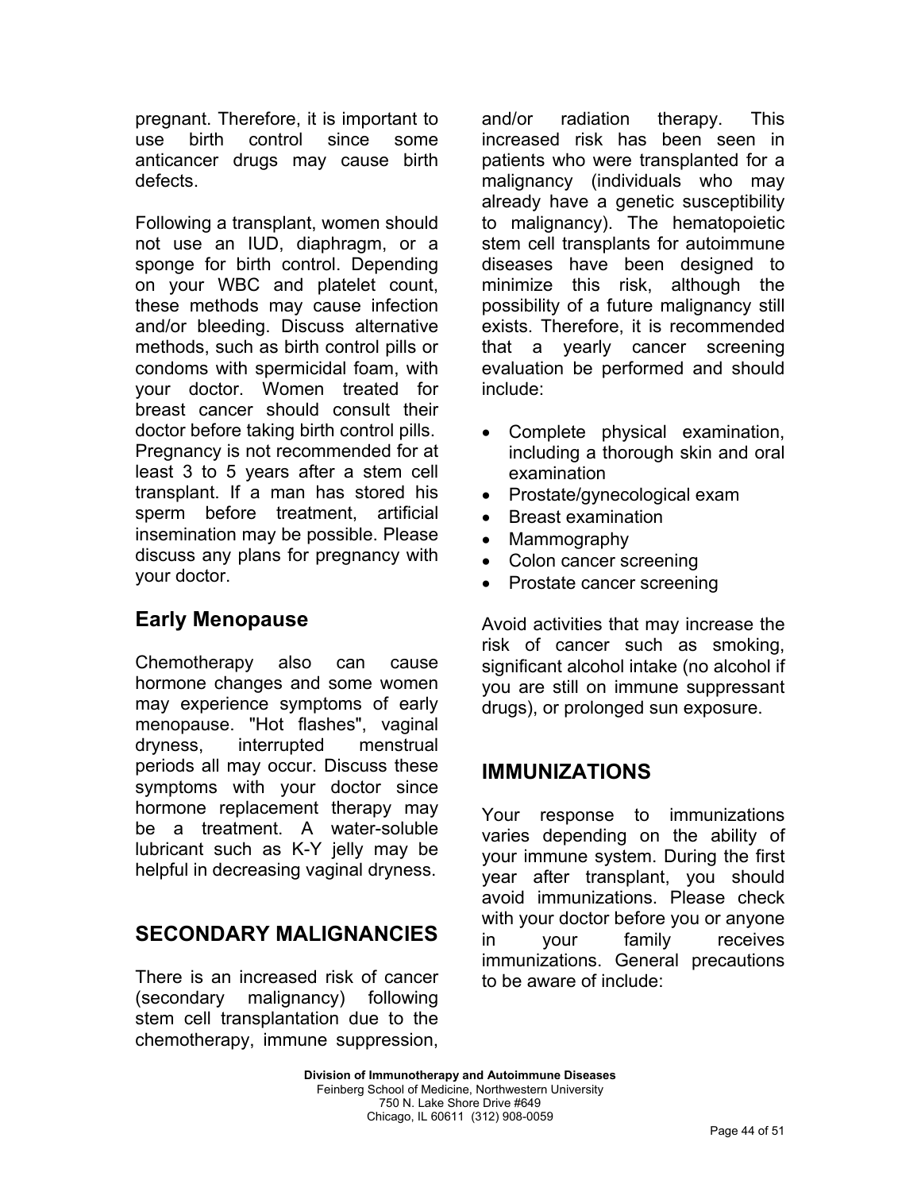pregnant. Therefore, it is important to use birth control since some anticancer drugs may cause birth defects.

Following a transplant, women should not use an IUD, diaphragm, or a sponge for birth control. Depending on your WBC and platelet count, these methods may cause infection and/or bleeding. Discuss alternative methods, such as birth control pills or condoms with spermicidal foam, with your doctor. Women treated for breast cancer should consult their doctor before taking birth control pills. Pregnancy is not recommended for at least 3 to 5 years after a stem cell transplant. If a man has stored his sperm before treatment, artificial insemination may be possible. Please discuss any plans for pregnancy with your doctor.

## Early Menopause

Chemotherapy also can cause hormone changes and some women may experience symptoms of early menopause. "Hot flashes", vaginal dryness, interrupted menstrual periods all may occur. Discuss these symptoms with your doctor since hormone replacement therapy may be a treatment. A water-soluble lubricant such as K-Y jelly may be helpful in decreasing vaginal dryness.

# SECONDARY MALIGNANCIES

There is an increased risk of cancer (secondary malignancy) following stem cell transplantation due to the chemotherapy, immune suppression, and/or radiation therapy. This increased risk has been seen in patients who were transplanted for a malignancy (individuals who may already have a genetic susceptibility to malignancy). The hematopoietic stem cell transplants for autoimmune diseases have been designed to minimize this risk, although the possibility of a future malignancy still exists. Therefore, it is recommended that a yearly cancer screening evaluation be performed and should include:

- Complete physical examination, including a thorough skin and oral examination
- Prostate/gynecological exam
- Breast examination
- Mammography
- Colon cancer screening
- Prostate cancer screening

Avoid activities that may increase the risk of cancer such as smoking, significant alcohol intake (no alcohol if you are still on immune suppressant drugs), or prolonged sun exposure.

# IMMUNIZATIONS

Your response to immunizations varies depending on the ability of your immune system. During the first year after transplant, you should avoid immunizations. Please check with your doctor before you or anyone in your family receives immunizations. General precautions to be aware of include: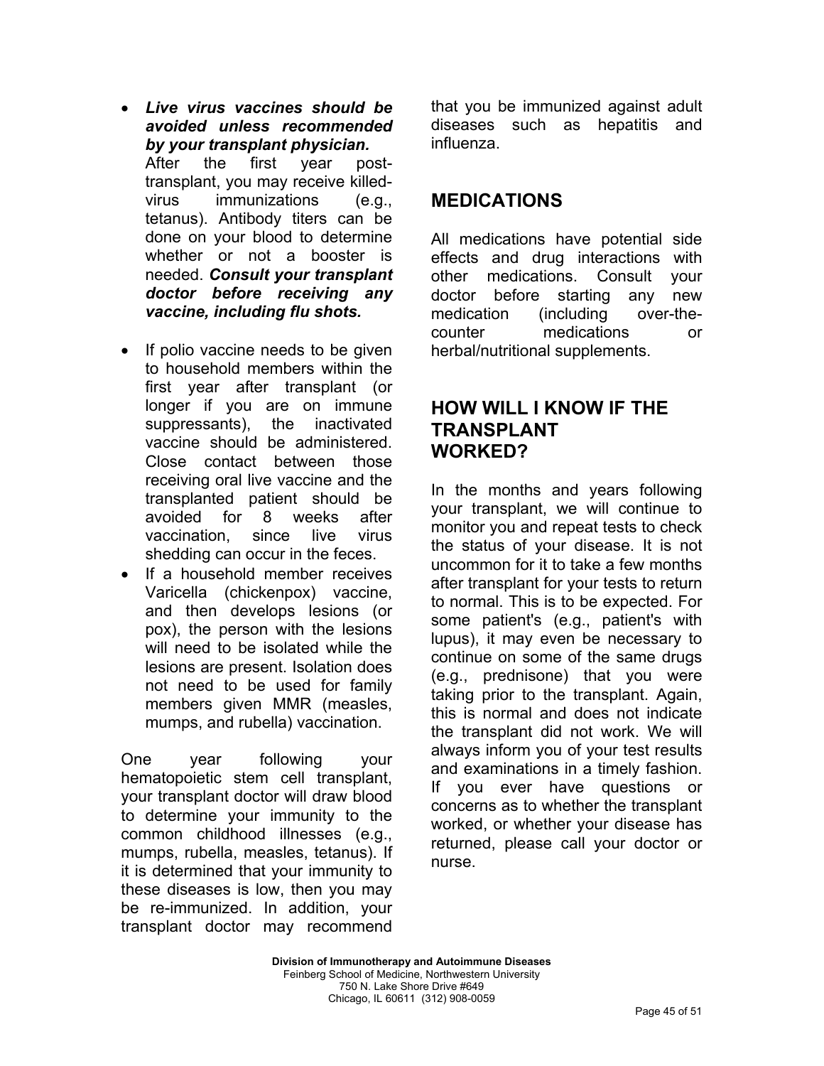- ***Live virus vaccines should be avoided unless recommended by your transplant physician.*** After the first year post-transplant, you may receive killed-virus immunizations (e.g., tetanus). Antibody titers can be done on your blood to determine whether or not a booster is needed. ***Consult your transplant doctor before receiving any vaccine, including flu shots.***

- If polio vaccine needs to be given to household members within the first year after transplant (or longer if you are on immune suppressants), the inactivated vaccine should be administered. Close contact between those receiving oral live vaccine and the transplanted patient should be avoided for 8 weeks after vaccination, since live virus shedding can occur in the feces.
- If a household member receives Varicella (chickenpox) vaccine, and then develops lesions (or pox), the person with the lesions will need to be isolated while the lesions are present. Isolation does not need to be used for family members given MMR (measles, mumps, and rubella) vaccination.

One year following your hematopoietic stem cell transplant, your transplant doctor will draw blood to determine your immunity to the common childhood illnesses (e.g., mumps, rubella, measles, tetanus). If it is determined that your immunity to these diseases is low, then you may be re-immunized. In addition, your transplant doctor may recommend that you be immunized against adult diseases such as hepatitis and influenza.

## MEDICATIONS

All medications have potential side effects and drug interactions with other medications. Consult your doctor before starting any new medication (including over-the-counter medications or herbal/nutritional supplements.

## HOW WILL I KNOW IF THE TRANSPLANT WORKED?

In the months and years following your transplant, we will continue to monitor you and repeat tests to check the status of your disease. It is not uncommon for it to take a few months after transplant for your tests to return to normal. This is to be expected. For some patient's (e.g., patient's with lupus), it may even be necessary to continue on some of the same drugs (e.g., prednisone) that you were taking prior to the transplant. Again, this is normal and does not indicate the transplant did not work. We will always inform you of your test results and examinations in a timely fashion. If you ever have questions or concerns as to whether the transplant worked, or whether your disease has returned, please call your doctor or nurse.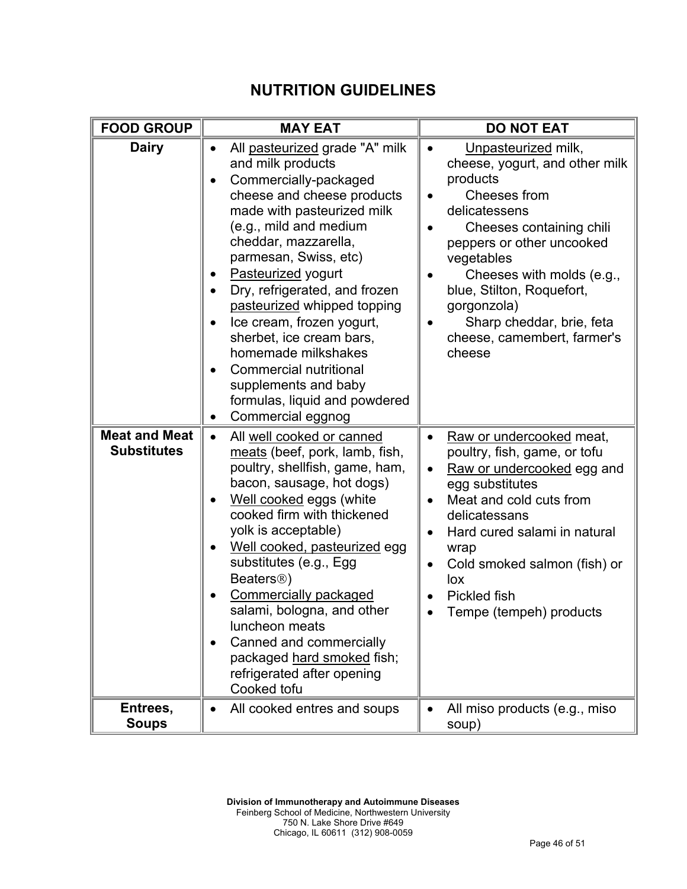# NUTRITION GUIDELINES

| FOOD GROUP | MAY EAT | DO NOT EAT |
|---|---|---|
| **Dairy** | • All pasteurized grade "A" milk and milk products<br>• Commercially-packaged cheese and cheese products made with pasteurized milk (e.g., mild and medium cheddar, mazzarella, parmesan, Swiss, etc)<br>• Pasteurized yogurt<br>• Dry, refrigerated, and frozen pasteurized whipped topping<br>• Ice cream, frozen yogurt, sherbet, ice cream bars, homemade milkshakes<br>• Commercial nutritional supplements and baby formulas, liquid and powdered<br>• Commercial eggnog | • Unpasteurized milk, cheese, yogurt, and other milk products<br>• Cheeses from delicatessens<br>• Cheeses containing chili peppers or other uncooked vegetables<br>• Cheeses with molds (e.g., blue, Stilton, Roquefort, gorgonzola)<br>• Sharp cheddar, brie, feta cheese, camembert, farmer's cheese |
| **Meat and Meat Substitutes** | • All well cooked or canned meats (beef, pork, lamb, fish, poultry, shellfish, game, ham, bacon, sausage, hot dogs)<br>• Well cooked eggs (white cooked firm with thickened yolk is acceptable)<br>• Well cooked, pasteurized egg substitutes (e.g., Egg Beaters®)<br>• Commercially packaged salami, bologna, and other luncheon meats<br>• Canned and commercially packaged hard smoked fish; refrigerated after opening Cooked tofu | • Raw or undercooked meat, poultry, fish, game, or tofu<br>• Raw or undercooked egg and egg substitutes<br>• Meat and cold cuts from delicatessans<br>• Hard cured salami in natural wrap<br>• Cold smoked salmon (fish) or lox<br>• Pickled fish<br>• Tempe (tempeh) products |
| **Entrees, Soups** | • All cooked entres and soups | • All miso products (e.g., miso soup) |

**Division of Immunotherapy and Autoimmune Diseases**
Feinberg School of Medicine, Northwestern University
750 N. Lake Shore Drive #649
Chicago, IL 60611 (312) 908-0059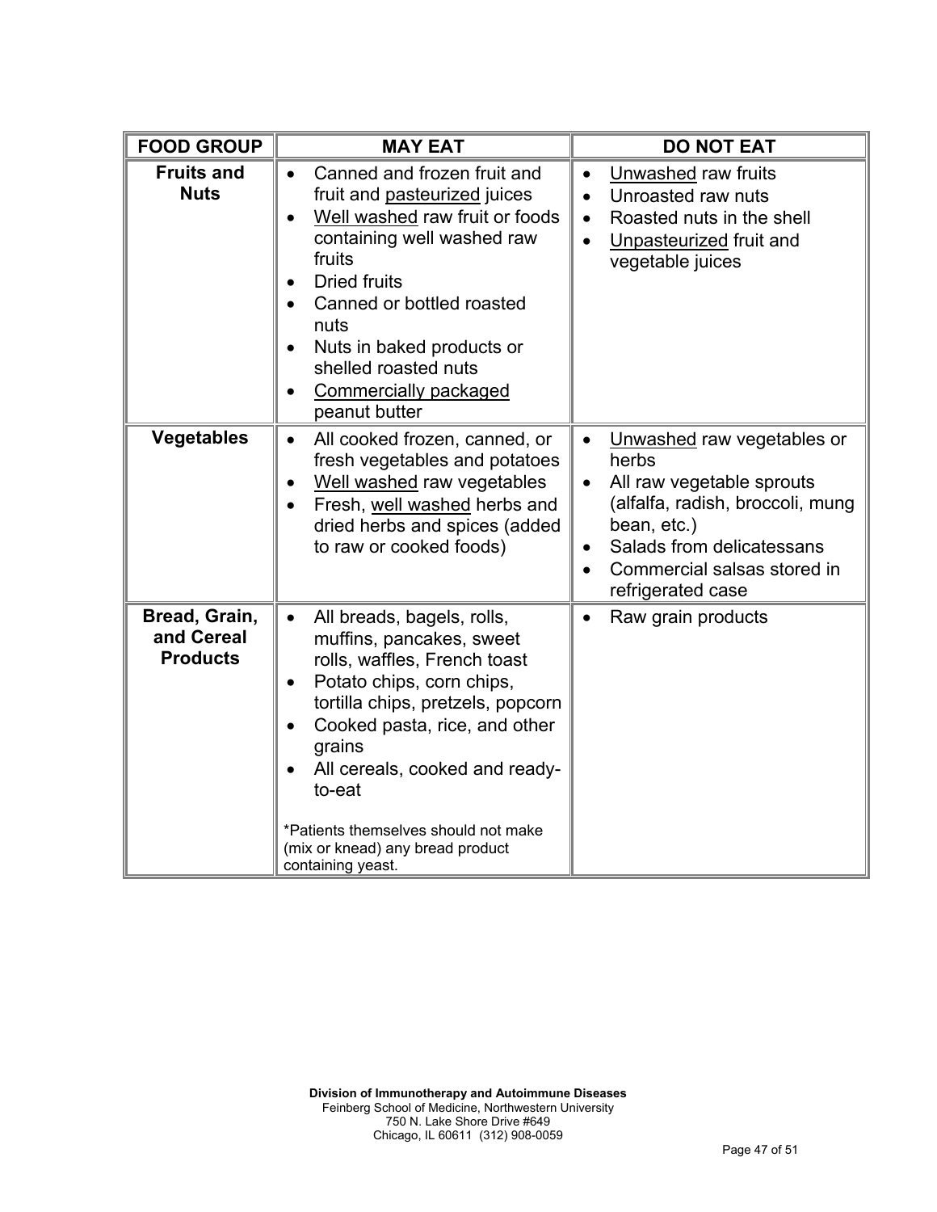| FOOD GROUP | MAY EAT | DO NOT EAT |
|---|---|---|
| **Fruits and Nuts** | • Canned and frozen fruit and fruit and pasteurized juices<br>• Well washed raw fruit or foods containing well washed raw fruits<br>• Dried fruits<br>• Canned or bottled roasted nuts<br>• Nuts in baked products or shelled roasted nuts<br>• Commercially packaged peanut butter | • Unwashed raw fruits<br>• Unroasted raw nuts<br>• Roasted nuts in the shell<br>• Unpasteurized fruit and vegetable juices |
| **Vegetables** | • All cooked frozen, canned, or fresh vegetables and potatoes<br>• Well washed raw vegetables<br>• Fresh, well washed herbs and dried herbs and spices (added to raw or cooked foods) | • Unwashed raw vegetables or herbs<br>• All raw vegetable sprouts (alfalfa, radish, broccoli, mung bean, etc.)<br>• Salads from delicatessans<br>• Commercial salsas stored in refrigerated case |
| **Bread, Grain, and Cereal Products** | • All breads, bagels, rolls, muffins, pancakes, sweet rolls, waffles, French toast<br>• Potato chips, corn chips, tortilla chips, pretzels, popcorn<br>• Cooked pasta, rice, and other grains<br>• All cereals, cooked and ready-to-eat<br><br>*Patients themselves should not make (mix or knead) any bread product containing yeast. | • Raw grain products |

**Division of Immunotherapy and Autoimmune Diseases**
Feinberg School of Medicine, Northwestern University
750 N. Lake Shore Drive #649
Chicago, IL 60611 (312) 908-0059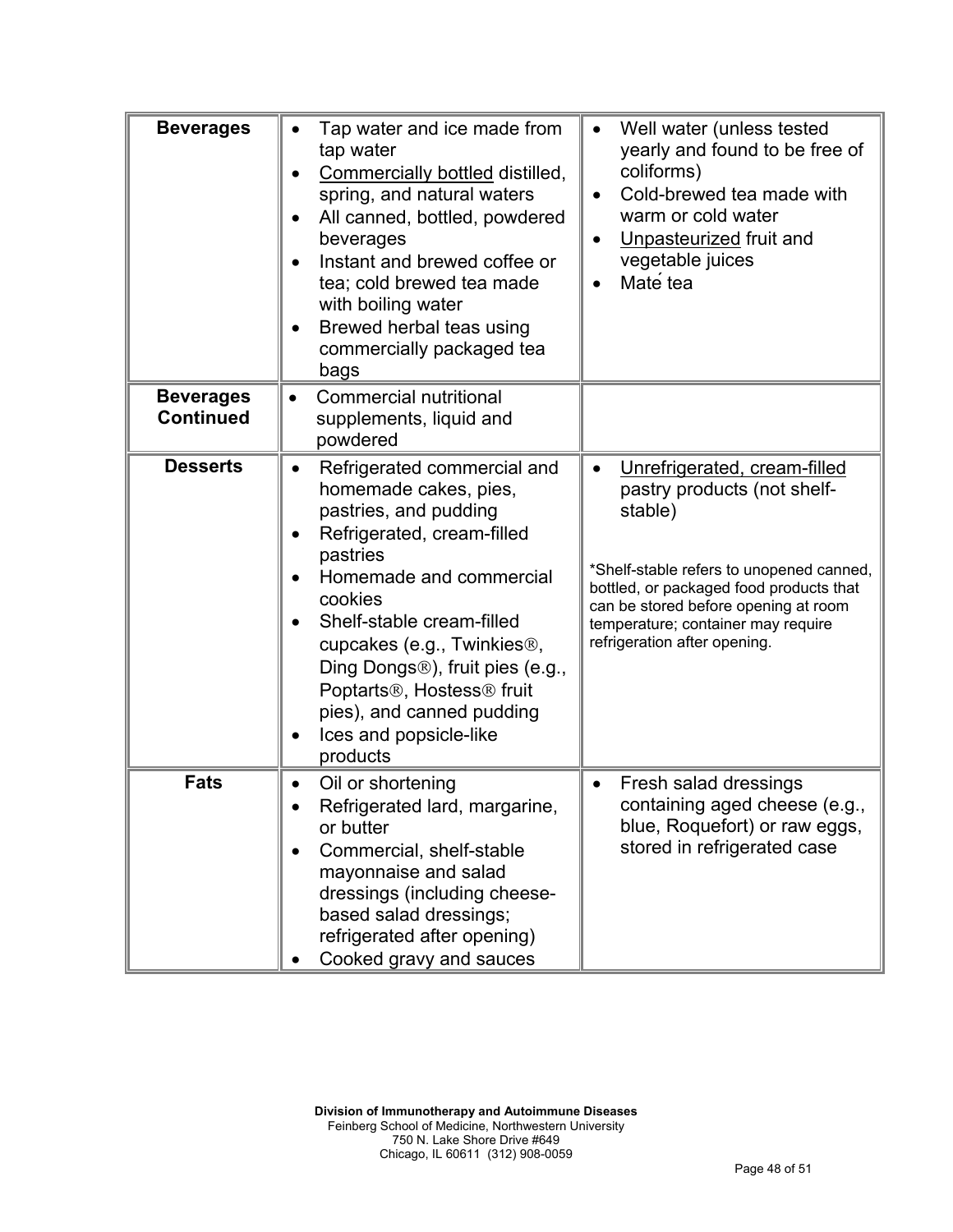| | | |
|---|---|---|
| **Beverages** | • Tap water and ice made from tap water<br>• Commercially bottled distilled, spring, and natural waters<br>• All canned, bottled, powdered beverages<br>• Instant and brewed coffee or tea; cold brewed tea made with boiling water<br>• Brewed herbal teas using commercially packaged tea bags | • Well water (unless tested yearly and found to be free of coliforms)<br>• Cold-brewed tea made with warm or cold water<br>• Unpasteurized fruit and vegetable juices<br>• Maté tea |
| **Beverages Continued** | • Commercial nutritional supplements, liquid and powdered | |
| **Desserts** | • Refrigerated commercial and homemade cakes, pies, pastries, and pudding<br>• Refrigerated, cream-filled pastries<br>• Homemade and commercial cookies<br>• Shelf-stable cream-filled cupcakes (e.g., Twinkies®, Ding Dongs®), fruit pies (e.g., Poptarts®, Hostess® fruit pies), and canned pudding<br>• Ices and popsicle-like products | • Unrefrigerated, cream-filled pastry products (not shelf-stable)<br><br>*Shelf-stable refers to unopened canned, bottled, or packaged food products that can be stored before opening at room temperature; container may require refrigeration after opening. |
| **Fats** | • Oil or shortening<br>• Refrigerated lard, margarine, or butter<br>• Commercial, shelf-stable mayonnaise and salad dressings (including cheese-based salad dressings; refrigerated after opening)<br>• Cooked gravy and sauces | • Fresh salad dressings containing aged cheese (e.g., blue, Roquefort) or raw eggs, stored in refrigerated case |

**Division of Immunotherapy and Autoimmune Diseases**
Feinberg School of Medicine, Northwestern University
750 N. Lake Shore Drive #649
Chicago, IL 60611 (312) 908-0059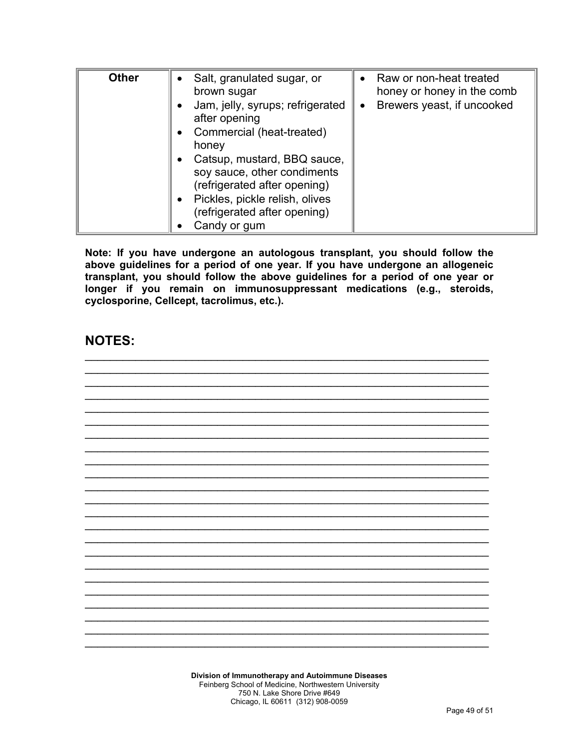| Other | <ul><li>Salt, granulated sugar, or brown sugar</li><li>Jam, jelly, syrups; refrigerated after opening</li><li>Commercial (heat-treated) honey</li><li>Catsup, mustard, BBQ sauce, soy sauce, other condiments (refrigerated after opening)</li><li>Pickles, pickle relish, olives (refrigerated after opening)</li><li>Candy or gum</li></ul> | <ul><li>Raw or non-heat treated honey or honey in the comb</li><li>Brewers yeast, if uncooked</li></ul> |
|---|---|---|

**Note: If you have undergone an autologous transplant, you should follow the above guidelines for a period of one year. If you have undergone an allogeneic transplant, you should follow the above guidelines for a period of one year or longer if you remain on immunosuppressant medications (e.g., steroids, cyclosporine, Cellcept, tacrolimus, etc.).**

## NOTES:

______________________________________________________________________
______________________________________________________________________
______________________________________________________________________
______________________________________________________________________
______________________________________________________________________
______________________________________________________________________
______________________________________________________________________
______________________________________________________________________
______________________________________________________________________
______________________________________________________________________
______________________________________________________________________
______________________________________________________________________
______________________________________________________________________
______________________________________________________________________
______________________________________________________________________
______________________________________________________________________
______________________________________________________________________
______________________________________________________________________
______________________________________________________________________
______________________________________________________________________
______________________________________________________________________
______________________________________________________________________
______________________________________________________________________
______________________________________________________________________

**Division of Immunotherapy and Autoimmune Diseases**
Feinberg School of Medicine, Northwestern University
750 N. Lake Shore Drive #649
Chicago, IL 60611 (312) 908-0059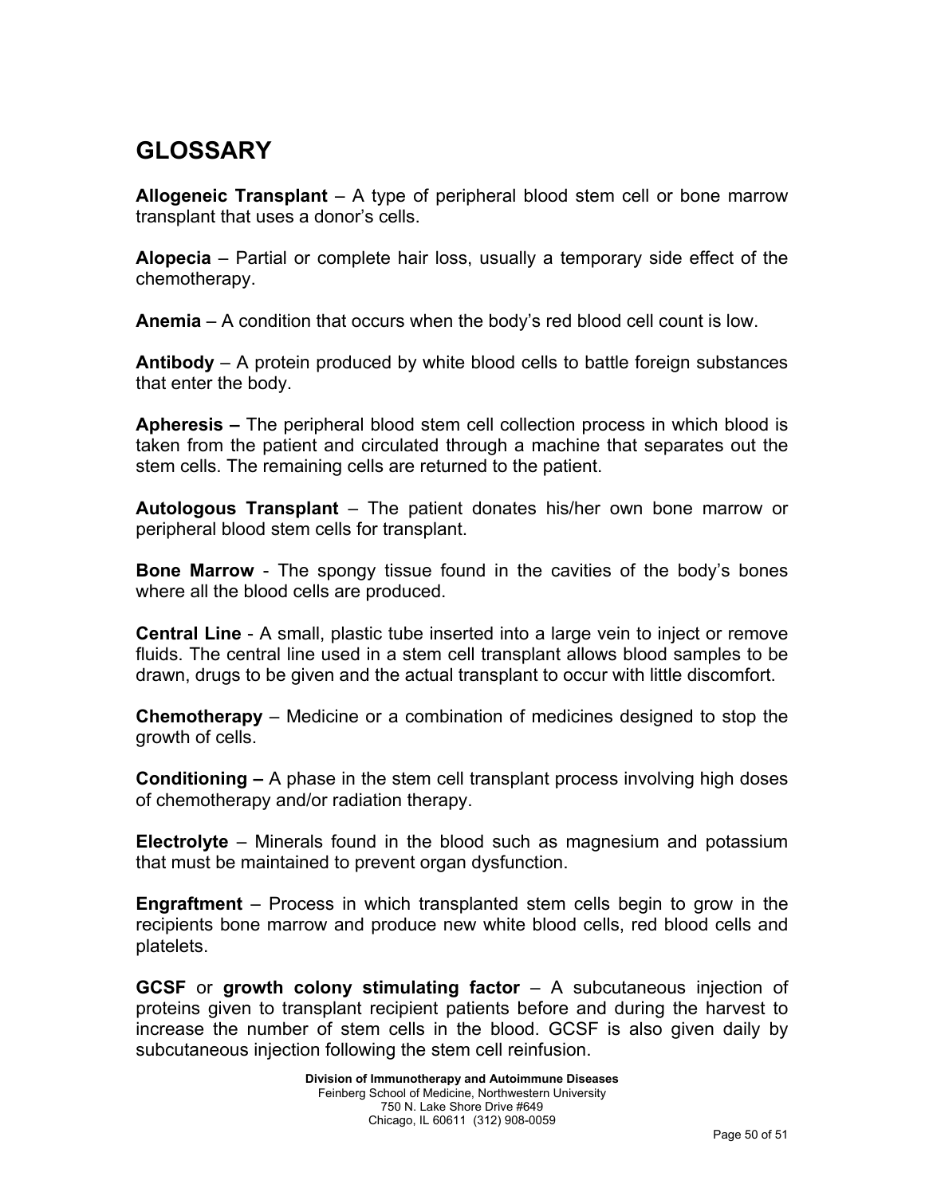## GLOSSARY

**Allogeneic Transplant** – A type of peripheral blood stem cell or bone marrow transplant that uses a donor's cells.

**Alopecia** – Partial or complete hair loss, usually a temporary side effect of the chemotherapy.

**Anemia** – A condition that occurs when the body's red blood cell count is low.

**Antibody** – A protein produced by white blood cells to battle foreign substances that enter the body.

**Apheresis –** The peripheral blood stem cell collection process in which blood is taken from the patient and circulated through a machine that separates out the stem cells. The remaining cells are returned to the patient.

**Autologous Transplant** – The patient donates his/her own bone marrow or peripheral blood stem cells for transplant.

**Bone Marrow** - The spongy tissue found in the cavities of the body's bones where all the blood cells are produced.

**Central Line** - A small, plastic tube inserted into a large vein to inject or remove fluids. The central line used in a stem cell transplant allows blood samples to be drawn, drugs to be given and the actual transplant to occur with little discomfort.

**Chemotherapy** – Medicine or a combination of medicines designed to stop the growth of cells.

**Conditioning –** A phase in the stem cell transplant process involving high doses of chemotherapy and/or radiation therapy.

**Electrolyte** – Minerals found in the blood such as magnesium and potassium that must be maintained to prevent organ dysfunction.

**Engraftment** – Process in which transplanted stem cells begin to grow in the recipients bone marrow and produce new white blood cells, red blood cells and platelets.

**GCSF** or **growth colony stimulating factor** – A subcutaneous injection of proteins given to transplant recipient patients before and during the harvest to increase the number of stem cells in the blood. GCSF is also given daily by subcutaneous injection following the stem cell reinfusion.

**Division of Immunotherapy and Autoimmune Diseases**
Feinberg School of Medicine, Northwestern University
750 N. Lake Shore Drive #649
Chicago, IL 60611 (312) 908-0059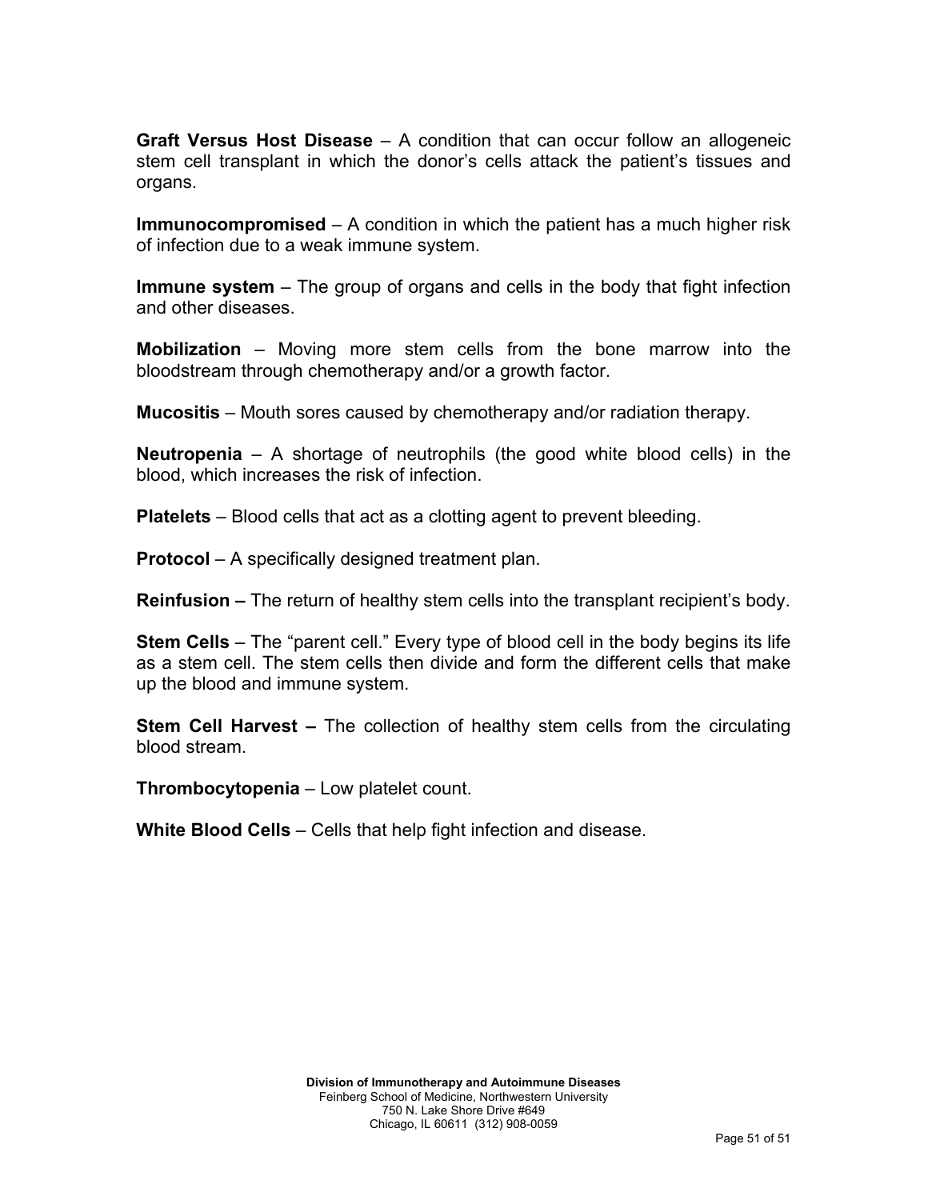**Graft Versus Host Disease** – A condition that can occur follow an allogeneic stem cell transplant in which the donor's cells attack the patient's tissues and organs.

**Immunocompromised** – A condition in which the patient has a much higher risk of infection due to a weak immune system.

**Immune system** – The group of organs and cells in the body that fight infection and other diseases.

**Mobilization** – Moving more stem cells from the bone marrow into the bloodstream through chemotherapy and/or a growth factor.

**Mucositis** – Mouth sores caused by chemotherapy and/or radiation therapy.

**Neutropenia** – A shortage of neutrophils (the good white blood cells) in the blood, which increases the risk of infection.

**Platelets** – Blood cells that act as a clotting agent to prevent bleeding.

**Protocol** – A specifically designed treatment plan.

**Reinfusion –** The return of healthy stem cells into the transplant recipient's body.

**Stem Cells** – The "parent cell." Every type of blood cell in the body begins its life as a stem cell. The stem cells then divide and form the different cells that make up the blood and immune system.

**Stem Cell Harvest –** The collection of healthy stem cells from the circulating blood stream.

**Thrombocytopenia** – Low platelet count.

**White Blood Cells** – Cells that help fight infection and disease.